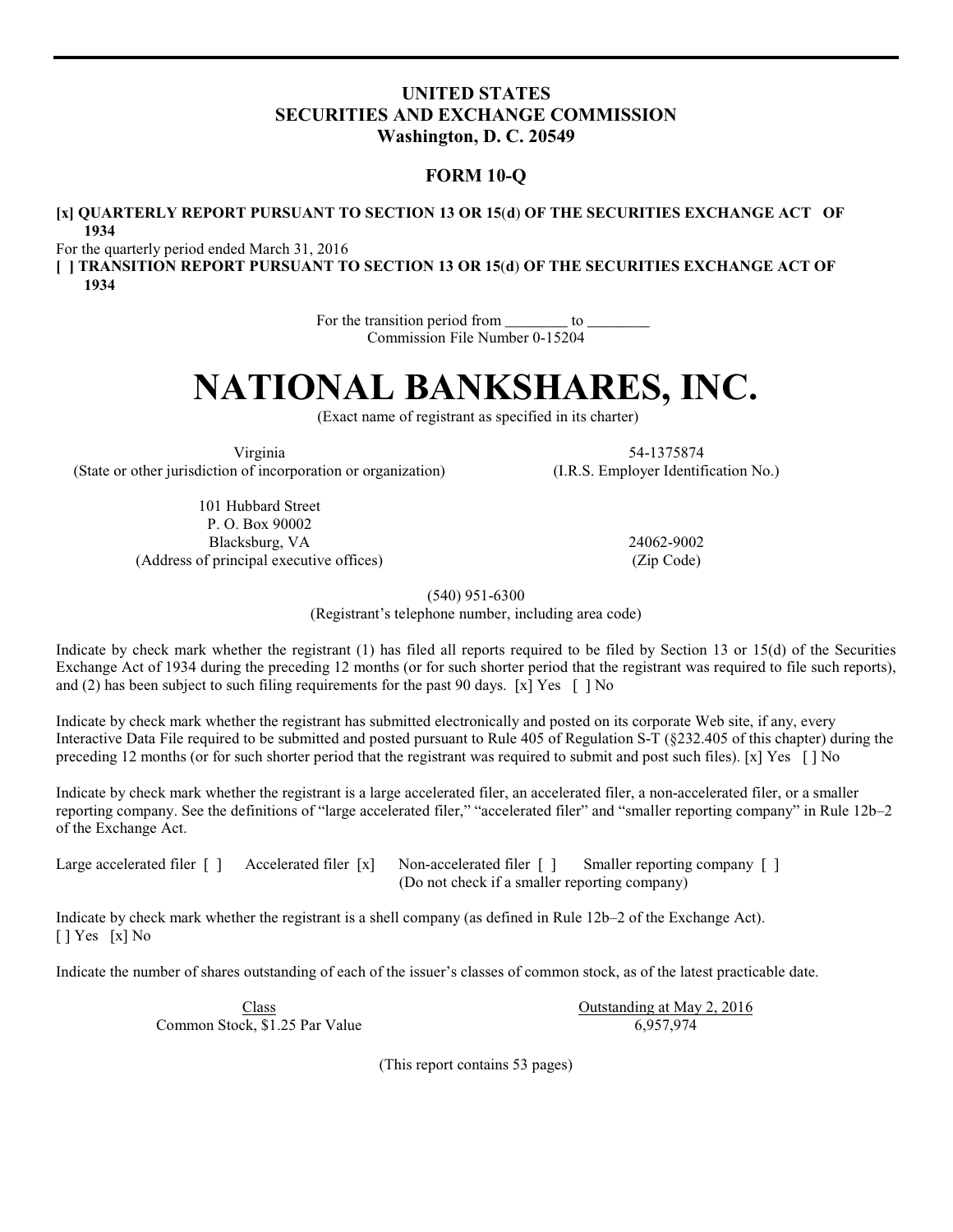**UNITED STATES**
**SECURITIES AND EXCHANGE COMMISSION**
**Washington, D. C. 20549**

**FORM 10-Q**

**[x] QUARTERLY REPORT PURSUANT TO SECTION 13 OR 15(d) OF THE SECURITIES EXCHANGE ACT OF 1934**

For the quarterly period ended March 31, 2016

**[ ] TRANSITION REPORT PURSUANT TO SECTION 13 OR 15(d) OF THE SECURITIES EXCHANGE ACT OF 1934**

For the transition period from ________ to ________
Commission File Number 0-15204

# NATIONAL BANKSHARES, INC.

(Exact name of registrant as specified in its charter)

| | |
|---|---|
| Virginia | 54-1375874 |
| (State or other jurisdiction of incorporation or organization) | (I.R.S. Employer Identification No.) |
| 101 Hubbard Street<br>P. O. Box 90002<br>Blacksburg, VA | 24062-9002 |
| (Address of principal executive offices) | (Zip Code) |

(540) 951-6300
(Registrant's telephone number, including area code)

Indicate by check mark whether the registrant (1) has filed all reports required to be filed by Section 13 or 15(d) of the Securities Exchange Act of 1934 during the preceding 12 months (or for such shorter period that the registrant was required to file such reports), and (2) has been subject to such filing requirements for the past 90 days. [x] Yes [ ] No

Indicate by check mark whether the registrant has submitted electronically and posted on its corporate Web site, if any, every Interactive Data File required to be submitted and posted pursuant to Rule 405 of Regulation S-T (§232.405 of this chapter) during the preceding 12 months (or for such shorter period that the registrant was required to submit and post such files). [x] Yes [ ] No

Indicate by check mark whether the registrant is a large accelerated filer, an accelerated filer, a non-accelerated filer, or a smaller reporting company. See the definitions of "large accelerated filer," "accelerated filer" and "smaller reporting company" in Rule 12b–2 of the Exchange Act.

Large accelerated filer [ ]  Accelerated filer [x]  Non-accelerated filer [ ]  Smaller reporting company [ ]
(Do not check if a smaller reporting company)

Indicate by check mark whether the registrant is a shell company (as defined in Rule 12b–2 of the Exchange Act).
[ ] Yes [x] No

Indicate the number of shares outstanding of each of the issuer's classes of common stock, as of the latest practicable date.

| Class | Outstanding at May 2, 2016 |
|---|---|
| Common Stock, $1.25 Par Value | 6,957,974 |

(This report contains 53 pages)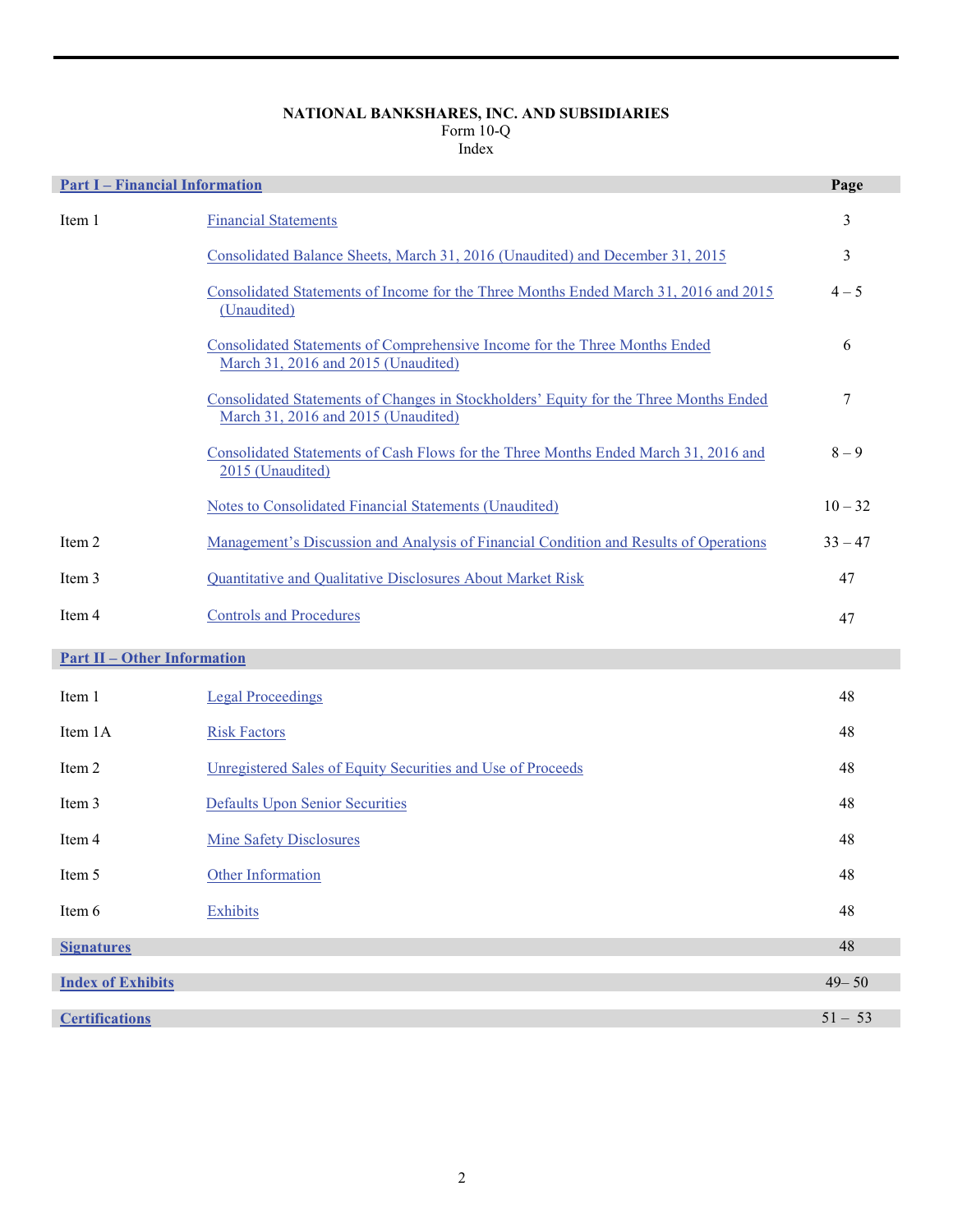**NATIONAL BANKSHARES, INC. AND SUBSIDIARIES**
Form 10-Q
Index

| Part I – Financial Information | | Page |
|---|---|---|
| Item 1 | Financial Statements | 3 |
| | Consolidated Balance Sheets, March 31, 2016 (Unaudited) and December 31, 2015 | 3 |
| | Consolidated Statements of Income for the Three Months Ended March 31, 2016 and 2015 (Unaudited) | 4 – 5 |
| | Consolidated Statements of Comprehensive Income for the Three Months Ended March 31, 2016 and 2015 (Unaudited) | 6 |
| | Consolidated Statements of Changes in Stockholders' Equity for the Three Months Ended March 31, 2016 and 2015 (Unaudited) | 7 |
| | Consolidated Statements of Cash Flows for the Three Months Ended March 31, 2016 and 2015 (Unaudited) | 8 – 9 |
| | Notes to Consolidated Financial Statements (Unaudited) | 10 – 32 |
| Item 2 | Management's Discussion and Analysis of Financial Condition and Results of Operations | 33 – 47 |
| Item 3 | Quantitative and Qualitative Disclosures About Market Risk | 47 |
| Item 4 | Controls and Procedures | 47 |
| **Part II – Other Information** | | |
| Item 1 | Legal Proceedings | 48 |
| Item 1A | Risk Factors | 48 |
| Item 2 | Unregistered Sales of Equity Securities and Use of Proceeds | 48 |
| Item 3 | Defaults Upon Senior Securities | 48 |
| Item 4 | Mine Safety Disclosures | 48 |
| Item 5 | Other Information | 48 |
| Item 6 | Exhibits | 48 |
| **Signatures** | | 48 |
| **Index of Exhibits** | | 49– 50 |
| **Certifications** | | 51 – 53 |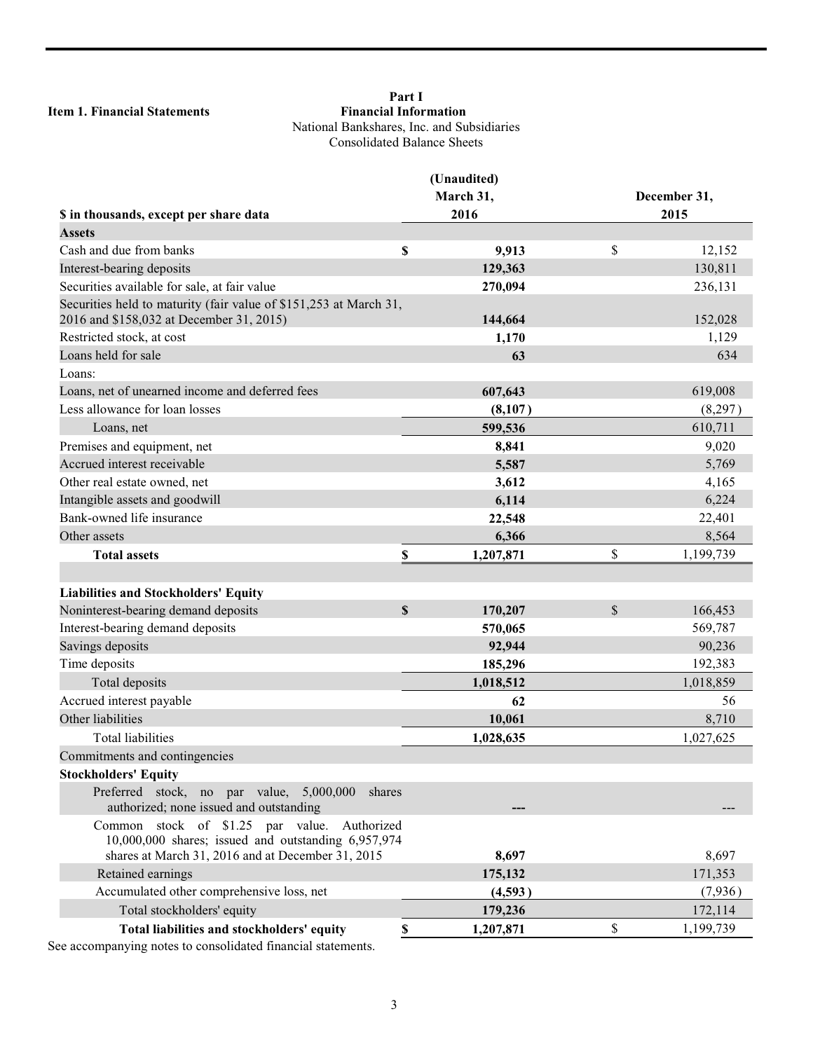**Item 1. Financial Statements**

# Part I
## Financial Information

National Bankshares, Inc. and Subsidiaries
Consolidated Balance Sheets

| $ in thousands, except per share data | (Unaudited) March 31, 2016 | December 31, 2015 |
|---|---|---|
| **Assets** | | |
| Cash and due from banks | $ 9,913 | $ 12,152 |
| Interest-bearing deposits | 129,363 | 130,811 |
| Securities available for sale, at fair value | 270,094 | 236,131 |
| Securities held to maturity (fair value of $151,253 at March 31, 2016 and $158,032 at December 31, 2015) | 144,664 | 152,028 |
| Restricted stock, at cost | 1,170 | 1,129 |
| Loans held for sale | 63 | 634 |
| Loans: | | |
| Loans, net of unearned income and deferred fees | 607,643 | 619,008 |
| Less allowance for loan losses | (8,107) | (8,297) |
| Loans, net | 599,536 | 610,711 |
| Premises and equipment, net | 8,841 | 9,020 |
| Accrued interest receivable | 5,587 | 5,769 |
| Other real estate owned, net | 3,612 | 4,165 |
| Intangible assets and goodwill | 6,114 | 6,224 |
| Bank-owned life insurance | 22,548 | 22,401 |
| Other assets | 6,366 | 8,564 |
| **Total assets** | $ 1,207,871 | $ 1,199,739 |
| | | |
| **Liabilities and Stockholders' Equity** | | |
| Noninterest-bearing demand deposits | $ 170,207 | $ 166,453 |
| Interest-bearing demand deposits | 570,065 | 569,787 |
| Savings deposits | 92,944 | 90,236 |
| Time deposits | 185,296 | 192,383 |
| Total deposits | 1,018,512 | 1,018,859 |
| Accrued interest payable | 62 | 56 |
| Other liabilities | 10,061 | 8,710 |
| Total liabilities | 1,028,635 | 1,027,625 |
| Commitments and contingencies | | |
| **Stockholders' Equity** | | |
| Preferred stock, no par value, 5,000,000 shares authorized; none issued and outstanding | --- | --- |
| Common stock of $1.25 par value. Authorized 10,000,000 shares; issued and outstanding 6,957,974 shares at March 31, 2016 and at December 31, 2015 | 8,697 | 8,697 |
| Retained earnings | 175,132 | 171,353 |
| Accumulated other comprehensive loss, net | (4,593) | (7,936) |
| Total stockholders' equity | 179,236 | 172,114 |
| **Total liabilities and stockholders' equity** | $ 1,207,871 | $ 1,199,739 |

See accompanying notes to consolidated financial statements.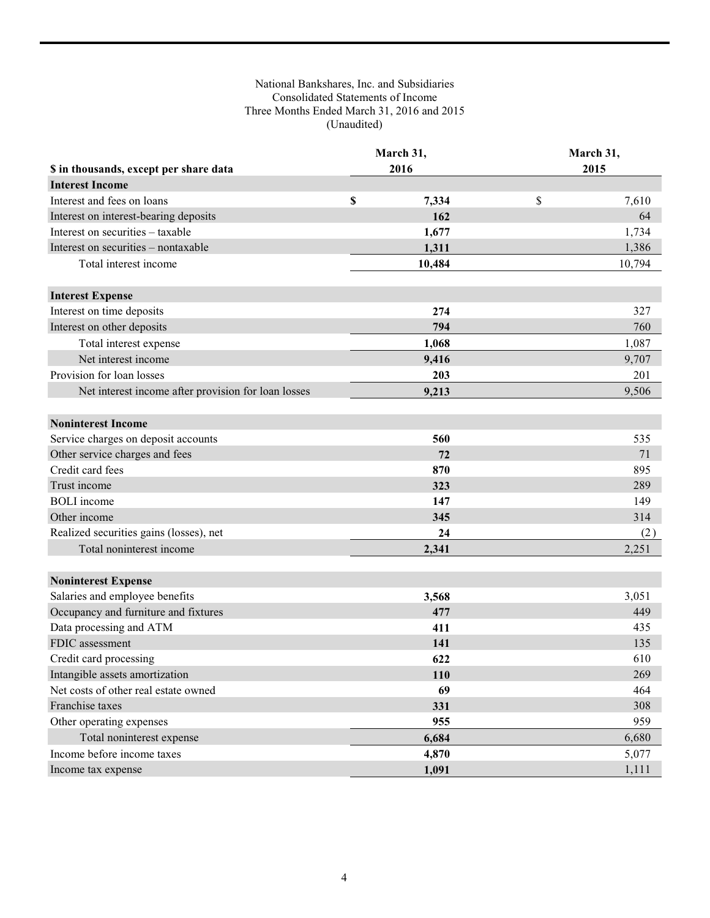National Bankshares, Inc. and Subsidiaries
Consolidated Statements of Income
Three Months Ended March 31, 2016 and 2015
(Unaudited)

| $ in thousands, except per share data | March 31, 2016 | March 31, 2015 |
|---|---|---|
| **Interest Income** | | |
| Interest and fees on loans | $ 7,334 | $ 7,610 |
| Interest on interest-bearing deposits | 162 | 64 |
| Interest on securities – taxable | 1,677 | 1,734 |
| Interest on securities – nontaxable | 1,311 | 1,386 |
| Total interest income | 10,484 | 10,794 |
| **Interest Expense** | | |
| Interest on time deposits | 274 | 327 |
| Interest on other deposits | 794 | 760 |
| Total interest expense | 1,068 | 1,087 |
| Net interest income | 9,416 | 9,707 |
| Provision for loan losses | 203 | 201 |
| Net interest income after provision for loan losses | 9,213 | 9,506 |
| **Noninterest Income** | | |
| Service charges on deposit accounts | 560 | 535 |
| Other service charges and fees | 72 | 71 |
| Credit card fees | 870 | 895 |
| Trust income | 323 | 289 |
| BOLI income | 147 | 149 |
| Other income | 345 | 314 |
| Realized securities gains (losses), net | 24 | (2) |
| Total noninterest income | 2,341 | 2,251 |
| **Noninterest Expense** | | |
| Salaries and employee benefits | 3,568 | 3,051 |
| Occupancy and furniture and fixtures | 477 | 449 |
| Data processing and ATM | 411 | 435 |
| FDIC assessment | 141 | 135 |
| Credit card processing | 622 | 610 |
| Intangible assets amortization | 110 | 269 |
| Net costs of other real estate owned | 69 | 464 |
| Franchise taxes | 331 | 308 |
| Other operating expenses | 955 | 959 |
| Total noninterest expense | 6,684 | 6,680 |
| Income before income taxes | 4,870 | 5,077 |
| Income tax expense | 1,091 | 1,111 |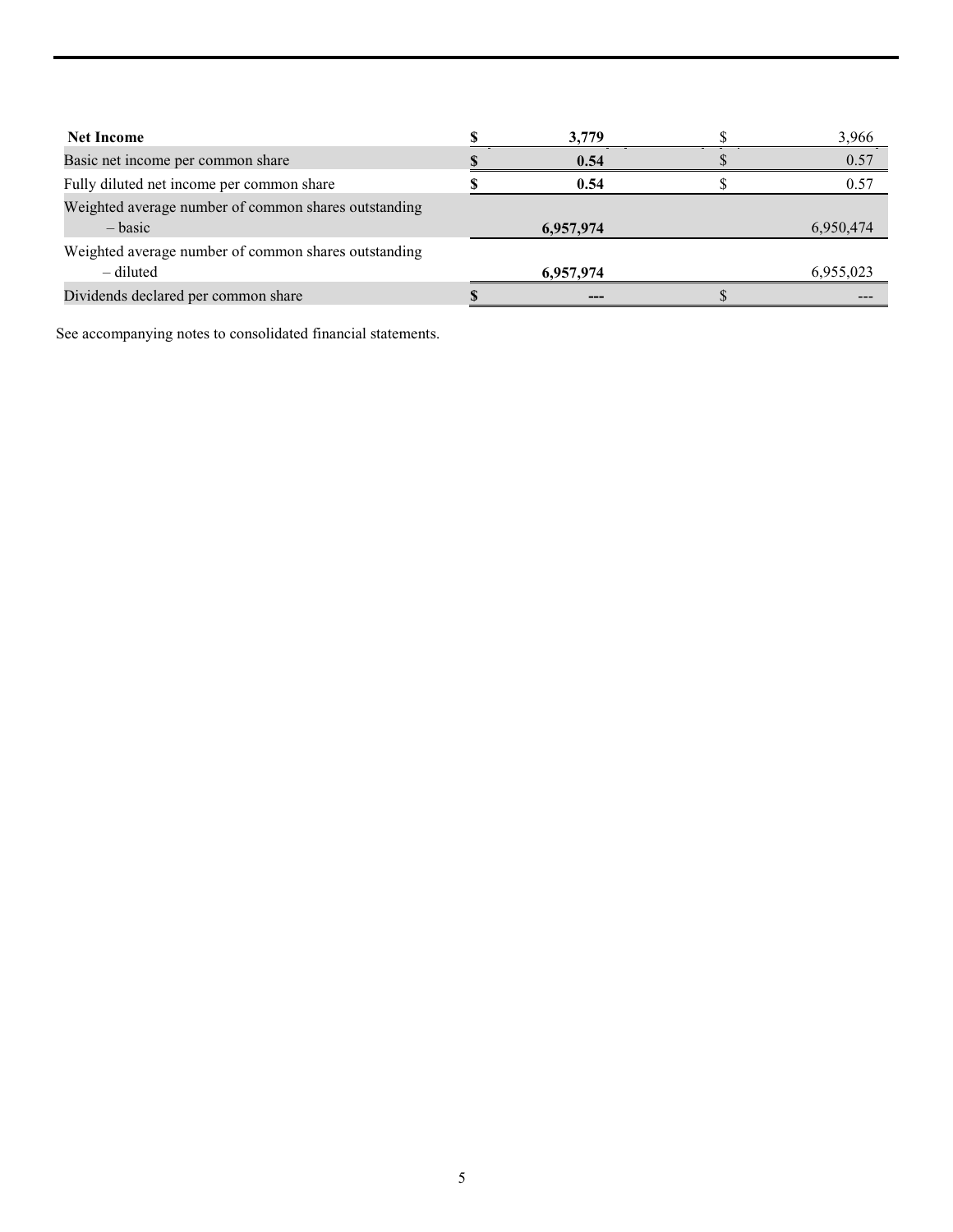| | | |
|---|---|---|
| **Net Income** | **$ 3,779** | $ 3,966 |
| Basic net income per common share | **$ 0.54** | $ 0.57 |
| Fully diluted net income per common share | **$ 0.54** | $ 0.57 |
| Weighted average number of common shares outstanding – basic | **6,957,974** | 6,950,474 |
| Weighted average number of common shares outstanding – diluted | **6,957,974** | 6,955,023 |
| Dividends declared per common share | **$ ---** | $ --- |

See accompanying notes to consolidated financial statements.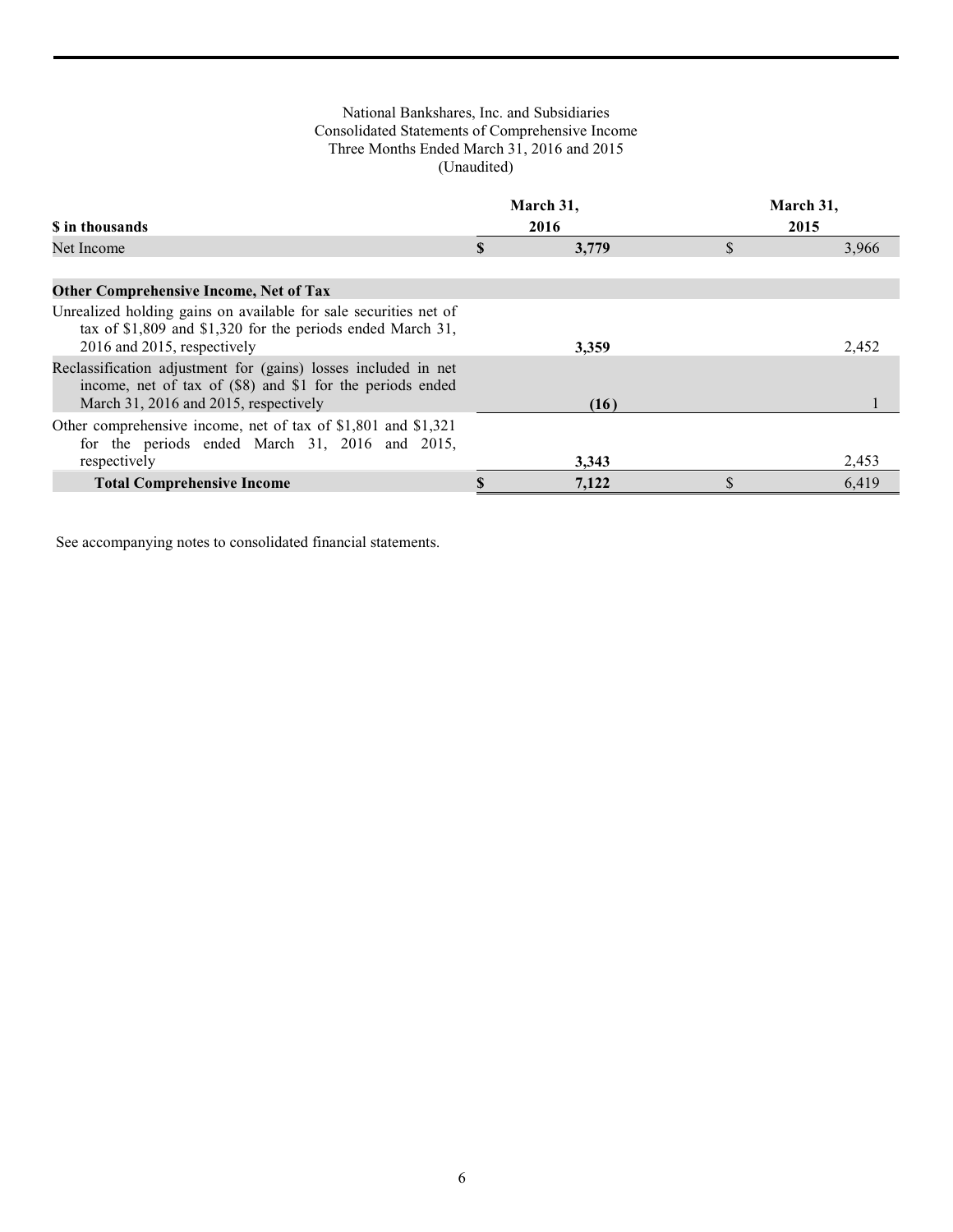National Bankshares, Inc. and Subsidiaries
Consolidated Statements of Comprehensive Income
Three Months Ended March 31, 2016 and 2015
(Unaudited)

| $ in thousands | March 31, 2016 | March 31, 2015 |
|---|---|---|
| Net Income | $ 3,779 | $ 3,966 |
| | | |
| **Other Comprehensive Income, Net of Tax** | | |
| Unrealized holding gains on available for sale securities net of tax of $1,809 and $1,320 for the periods ended March 31, 2016 and 2015, respectively | 3,359 | 2,452 |
| Reclassification adjustment for (gains) losses included in net income, net of tax of ($8) and $1 for the periods ended March 31, 2016 and 2015, respectively | (16) | 1 |
| Other comprehensive income, net of tax of $1,801 and $1,321 for the periods ended March 31, 2016 and 2015, respectively | 3,343 | 2,453 |
| **Total Comprehensive Income** | $ 7,122 | $ 6,419 |

See accompanying notes to consolidated financial statements.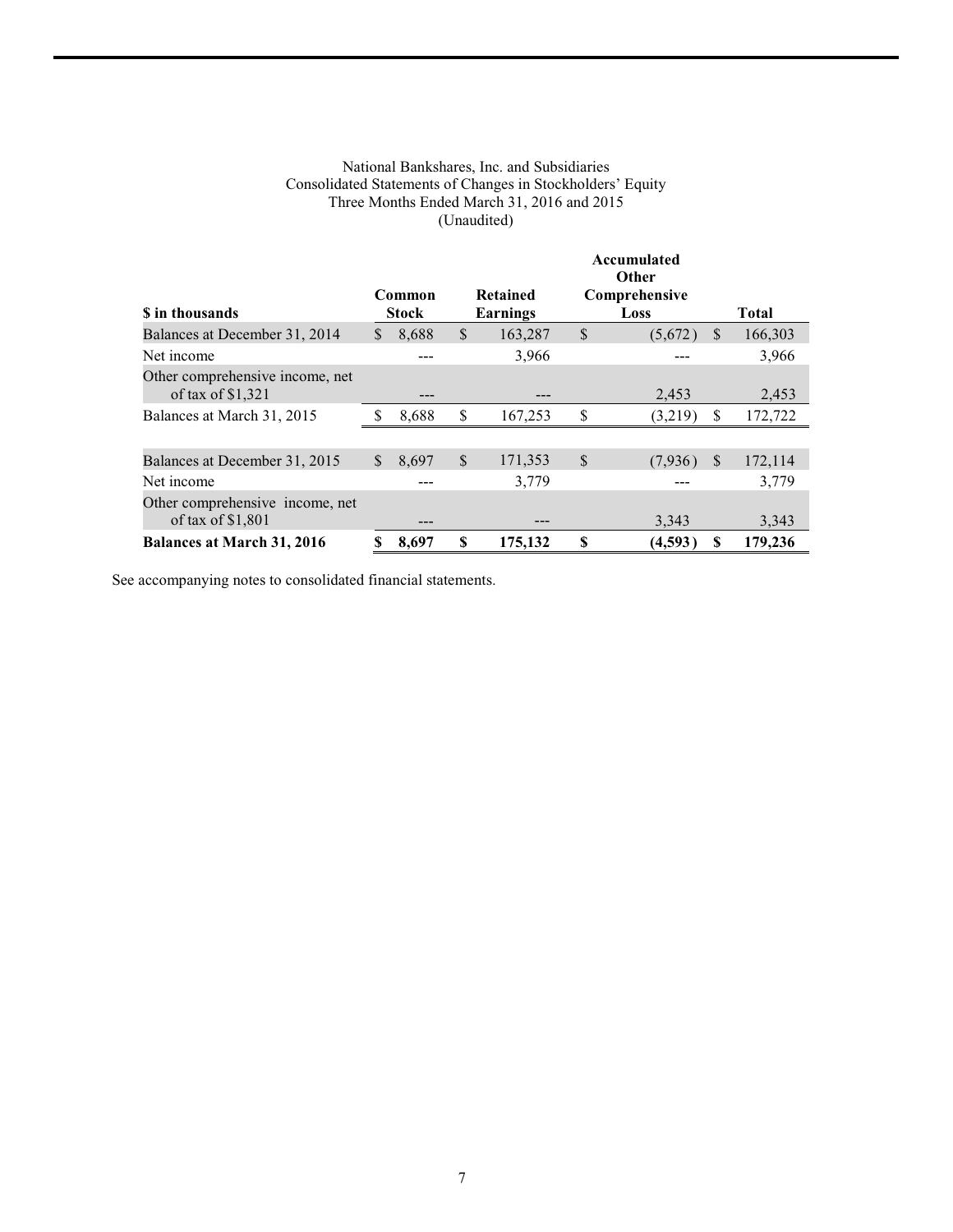National Bankshares, Inc. and Subsidiaries
Consolidated Statements of Changes in Stockholders' Equity
Three Months Ended March 31, 2016 and 2015
(Unaudited)

| $ in thousands | Common Stock | Retained Earnings | Accumulated Other Comprehensive Loss | Total |
|---|---|---|---|---|
| Balances at December 31, 2014 | $ 8,688 | $ 163,287 | $ (5,672) | $ 166,303 |
| Net income | --- | 3,966 | --- | 3,966 |
| Other comprehensive income, net of tax of $1,321 | --- | --- | 2,453 | 2,453 |
| Balances at March 31, 2015 | $ 8,688 | $ 167,253 | $ (3,219) | $ 172,722 |
| | | | | |
| Balances at December 31, 2015 | $ 8,697 | $ 171,353 | $ (7,936) | $ 172,114 |
| Net income | --- | 3,779 | --- | 3,779 |
| Other comprehensive income, net of tax of $1,801 | --- | --- | 3,343 | 3,343 |
| **Balances at March 31, 2016** | **$ 8,697** | **$ 175,132** | **$ (4,593)** | **$ 179,236** |

See accompanying notes to consolidated financial statements.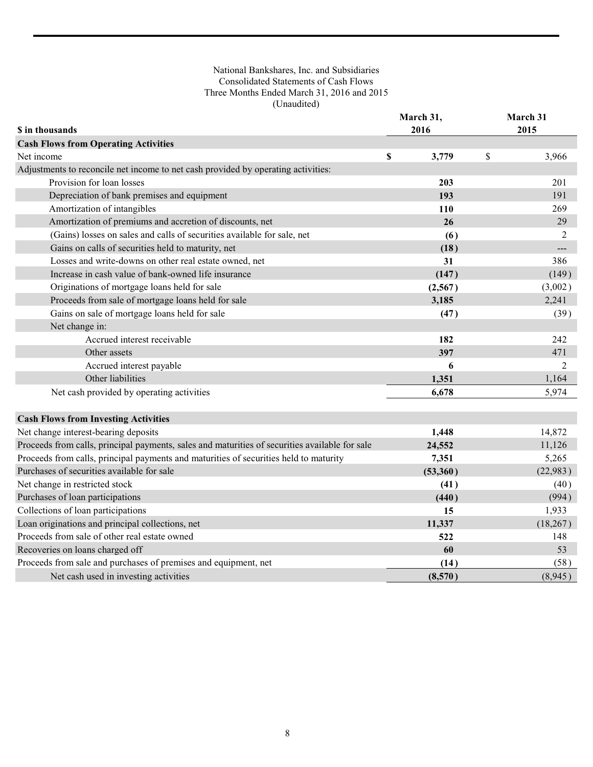National Bankshares, Inc. and Subsidiaries
Consolidated Statements of Cash Flows
Three Months Ended March 31, 2016 and 2015
(Unaudited)

| $ in thousands | March 31, 2016 | March 31 2015 |
|---|---|---|
| **Cash Flows from Operating Activities** | | |
| Net income | $ 3,779 | $ 3,966 |
| Adjustments to reconcile net income to net cash provided by operating activities: | | |
| Provision for loan losses | 203 | 201 |
| Depreciation of bank premises and equipment | 193 | 191 |
| Amortization of intangibles | 110 | 269 |
| Amortization of premiums and accretion of discounts, net | 26 | 29 |
| (Gains) losses on sales and calls of securities available for sale, net | (6) | 2 |
| Gains on calls of securities held to maturity, net | (18) | --- |
| Losses and write-downs on other real estate owned, net | 31 | 386 |
| Increase in cash value of bank-owned life insurance | (147) | (149) |
| Originations of mortgage loans held for sale | (2,567) | (3,002) |
| Proceeds from sale of mortgage loans held for sale | 3,185 | 2,241 |
| Gains on sale of mortgage loans held for sale | (47) | (39) |
| Net change in: | | |
| Accrued interest receivable | 182 | 242 |
| Other assets | 397 | 471 |
| Accrued interest payable | 6 | 2 |
| Other liabilities | 1,351 | 1,164 |
| Net cash provided by operating activities | 6,678 | 5,974 |
| | | |
| **Cash Flows from Investing Activities** | | |
| Net change interest-bearing deposits | 1,448 | 14,872 |
| Proceeds from calls, principal payments, sales and maturities of securities available for sale | 24,552 | 11,126 |
| Proceeds from calls, principal payments and maturities of securities held to maturity | 7,351 | 5,265 |
| Purchases of securities available for sale | (53,360) | (22,983) |
| Net change in restricted stock | (41) | (40) |
| Purchases of loan participations | (440) | (994) |
| Collections of loan participations | 15 | 1,933 |
| Loan originations and principal collections, net | 11,337 | (18,267) |
| Proceeds from sale of other real estate owned | 522 | 148 |
| Recoveries on loans charged off | 60 | 53 |
| Proceeds from sale and purchases of premises and equipment, net | (14) | (58) |
| Net cash used in investing activities | (8,570) | (8,945) |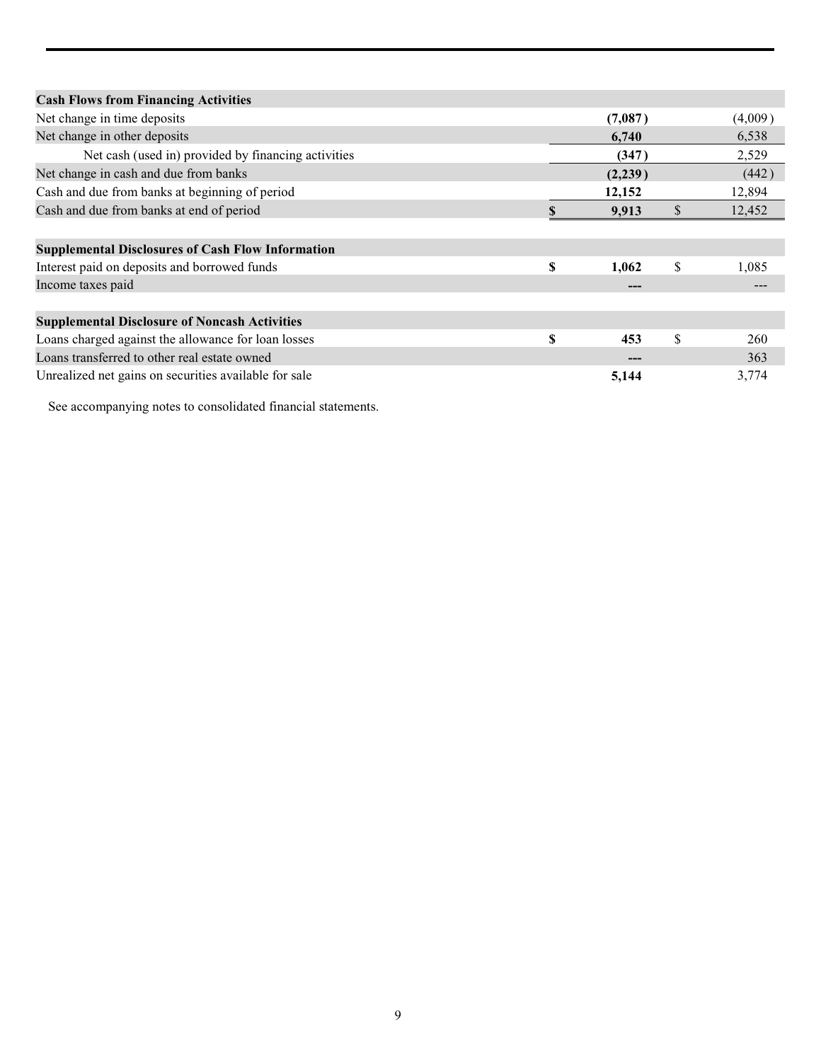| | | |
|---|---|---|
| **Cash Flows from Financing Activities** | | |
| Net change in time deposits | **(7,087)** | (4,009) |
| Net change in other deposits | **6,740** | 6,538 |
| Net cash (used in) provided by financing activities | **(347)** | 2,529 |
| Net change in cash and due from banks | **(2,239)** | (442) |
| Cash and due from banks at beginning of period | **12,152** | 12,894 |
| Cash and due from banks at end of period | **$ 9,913** | $ 12,452 |
| | | |
| **Supplemental Disclosures of Cash Flow Information** | | |
| Interest paid on deposits and borrowed funds | **$ 1,062** | $ 1,085 |
| Income taxes paid | **---** | --- |
| | | |
| **Supplemental Disclosure of Noncash Activities** | | |
| Loans charged against the allowance for loan losses | **$ 453** | $ 260 |
| Loans transferred to other real estate owned | **---** | 363 |
| Unrealized net gains on securities available for sale | **5,144** | 3,774 |

See accompanying notes to consolidated financial statements.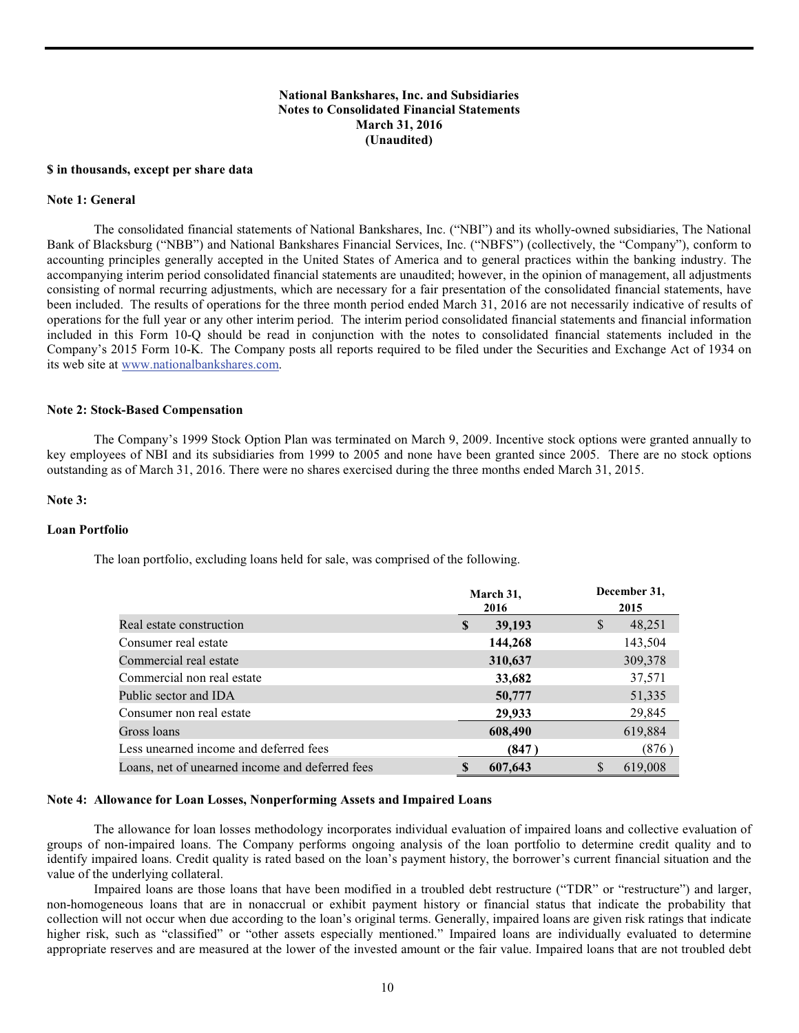**National Bankshares, Inc. and Subsidiaries**
**Notes to Consolidated Financial Statements**
**March 31, 2016**
**(Unaudited)**

**$ in thousands, except per share data**

**Note 1: General**

The consolidated financial statements of National Bankshares, Inc. ("NBI") and its wholly-owned subsidiaries, The National Bank of Blacksburg ("NBB") and National Bankshares Financial Services, Inc. ("NBFS") (collectively, the "Company"), conform to accounting principles generally accepted in the United States of America and to general practices within the banking industry. The accompanying interim period consolidated financial statements are unaudited; however, in the opinion of management, all adjustments consisting of normal recurring adjustments, which are necessary for a fair presentation of the consolidated financial statements, have been included. The results of operations for the three month period ended March 31, 2016 are not necessarily indicative of results of operations for the full year or any other interim period. The interim period consolidated financial statements and financial information included in this Form 10-Q should be read in conjunction with the notes to consolidated financial statements included in the Company's 2015 Form 10-K. The Company posts all reports required to be filed under the Securities and Exchange Act of 1934 on its web site at www.nationalbankshares.com.

**Note 2: Stock-Based Compensation**

The Company's 1999 Stock Option Plan was terminated on March 9, 2009. Incentive stock options were granted annually to key employees of NBI and its subsidiaries from 1999 to 2005 and none have been granted since 2005. There are no stock options outstanding as of March 31, 2016. There were no shares exercised during the three months ended March 31, 2015.

**Note 3:**

**Loan Portfolio**

The loan portfolio, excluding loans held for sale, was comprised of the following.

| | March 31, 2016 | December 31, 2015 |
|---|---|---|
| Real estate construction | **$ 39,193** | $ 48,251 |
| Consumer real estate | **144,268** | 143,504 |
| Commercial real estate | **310,637** | 309,378 |
| Commercial non real estate | **33,682** | 37,571 |
| Public sector and IDA | **50,777** | 51,335 |
| Consumer non real estate | **29,933** | 29,845 |
| Gross loans | **608,490** | 619,884 |
| Less unearned income and deferred fees | **(847)** | (876) |
| Loans, net of unearned income and deferred fees | **$ 607,643** | $ 619,008 |

**Note 4: Allowance for Loan Losses, Nonperforming Assets and Impaired Loans**

The allowance for loan losses methodology incorporates individual evaluation of impaired loans and collective evaluation of groups of non-impaired loans. The Company performs ongoing analysis of the loan portfolio to determine credit quality and to identify impaired loans. Credit quality is rated based on the loan's payment history, the borrower's current financial situation and the value of the underlying collateral.

Impaired loans are those loans that have been modified in a troubled debt restructure ("TDR" or "restructure") and larger, non-homogeneous loans that are in nonaccrual or exhibit payment history or financial status that indicate the probability that collection will not occur when due according to the loan's original terms. Generally, impaired loans are given risk ratings that indicate higher risk, such as "classified" or "other assets especially mentioned." Impaired loans are individually evaluated to determine appropriate reserves and are measured at the lower of the invested amount or the fair value. Impaired loans that are not troubled debt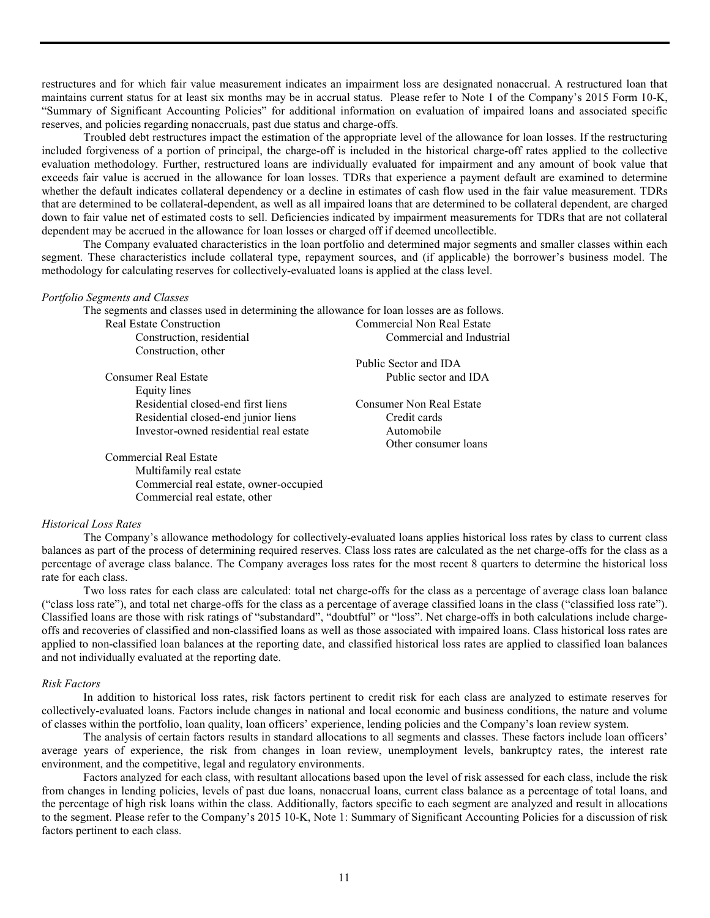restructures and for which fair value measurement indicates an impairment loss are designated nonaccrual. A restructured loan that maintains current status for at least six months may be in accrual status. Please refer to Note 1 of the Company's 2015 Form 10-K, "Summary of Significant Accounting Policies" for additional information on evaluation of impaired loans and associated specific reserves, and policies regarding nonaccruals, past due status and charge-offs.

Troubled debt restructures impact the estimation of the appropriate level of the allowance for loan losses. If the restructuring included forgiveness of a portion of principal, the charge-off is included in the historical charge-off rates applied to the collective evaluation methodology. Further, restructured loans are individually evaluated for impairment and any amount of book value that exceeds fair value is accrued in the allowance for loan losses. TDRs that experience a payment default are examined to determine whether the default indicates collateral dependency or a decline in estimates of cash flow used in the fair value measurement. TDRs that are determined to be collateral-dependent, as well as all impaired loans that are determined to be collateral dependent, are charged down to fair value net of estimated costs to sell. Deficiencies indicated by impairment measurements for TDRs that are not collateral dependent may be accrued in the allowance for loan losses or charged off if deemed uncollectible.

The Company evaluated characteristics in the loan portfolio and determined major segments and smaller classes within each segment. These characteristics include collateral type, repayment sources, and (if applicable) the borrower's business model. The methodology for calculating reserves for collectively-evaluated loans is applied at the class level.

*Portfolio Segments and Classes*

The segments and classes used in determining the allowance for loan losses are as follows.

- Real Estate Construction
  - Construction, residential
  - Construction, other
- Consumer Real Estate
  - Equity lines
  - Residential closed-end first liens
  - Residential closed-end junior liens
  - Investor-owned residential real estate
- Commercial Real Estate
  - Multifamily real estate
  - Commercial real estate, owner-occupied
  - Commercial real estate, other
- Commercial Non Real Estate
  - Commercial and Industrial
- Public Sector and IDA
  - Public sector and IDA
- Consumer Non Real Estate
  - Credit cards
  - Automobile
  - Other consumer loans

*Historical Loss Rates*

The Company's allowance methodology for collectively-evaluated loans applies historical loss rates by class to current class balances as part of the process of determining required reserves. Class loss rates are calculated as the net charge-offs for the class as a percentage of average class balance. The Company averages loss rates for the most recent 8 quarters to determine the historical loss rate for each class.

Two loss rates for each class are calculated: total net charge-offs for the class as a percentage of average class loan balance ("class loss rate"), and total net charge-offs for the class as a percentage of average classified loans in the class ("classified loss rate"). Classified loans are those with risk ratings of "substandard", "doubtful" or "loss". Net charge-offs in both calculations include charge-offs and recoveries of classified and non-classified loans as well as those associated with impaired loans. Class historical loss rates are applied to non-classified loan balances at the reporting date, and classified historical loss rates are applied to classified loan balances and not individually evaluated at the reporting date.

*Risk Factors*

In addition to historical loss rates, risk factors pertinent to credit risk for each class are analyzed to estimate reserves for collectively-evaluated loans. Factors include changes in national and local economic and business conditions, the nature and volume of classes within the portfolio, loan quality, loan officers' experience, lending policies and the Company's loan review system.

The analysis of certain factors results in standard allocations to all segments and classes. These factors include loan officers' average years of experience, the risk from changes in loan review, unemployment levels, bankruptcy rates, the interest rate environment, and the competitive, legal and regulatory environments.

Factors analyzed for each class, with resultant allocations based upon the level of risk assessed for each class, include the risk from changes in lending policies, levels of past due loans, nonaccrual loans, current class balance as a percentage of total loans, and the percentage of high risk loans within the class. Additionally, factors specific to each segment are analyzed and result in allocations to the segment. Please refer to the Company's 2015 10-K, Note 1: Summary of Significant Accounting Policies for a discussion of risk factors pertinent to each class.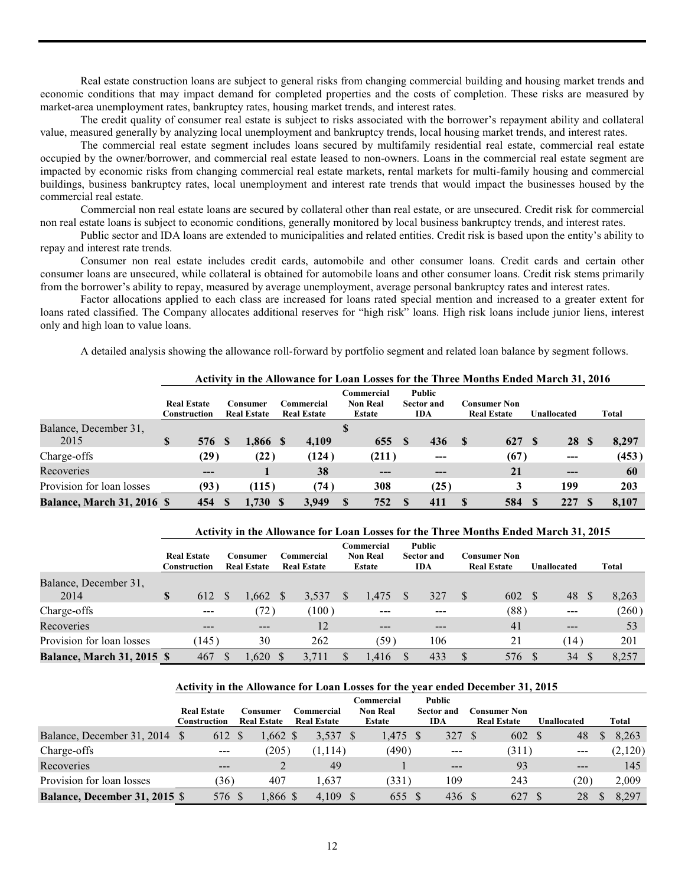Real estate construction loans are subject to general risks from changing commercial building and housing market trends and economic conditions that may impact demand for completed properties and the costs of completion. These risks are measured by market-area unemployment rates, bankruptcy rates, housing market trends, and interest rates.

The credit quality of consumer real estate is subject to risks associated with the borrower's repayment ability and collateral value, measured generally by analyzing local unemployment and bankruptcy trends, local housing market trends, and interest rates.

The commercial real estate segment includes loans secured by multifamily residential real estate, commercial real estate occupied by the owner/borrower, and commercial real estate leased to non-owners. Loans in the commercial real estate segment are impacted by economic risks from changing commercial real estate markets, rental markets for multi-family housing and commercial buildings, business bankruptcy rates, local unemployment and interest rate trends that would impact the businesses housed by the commercial real estate.

Commercial non real estate loans are secured by collateral other than real estate, or are unsecured. Credit risk for commercial non real estate loans is subject to economic conditions, generally monitored by local business bankruptcy trends, and interest rates.

Public sector and IDA loans are extended to municipalities and related entities. Credit risk is based upon the entity's ability to repay and interest rate trends.

Consumer non real estate includes credit cards, automobile and other consumer loans. Credit cards and certain other consumer loans are unsecured, while collateral is obtained for automobile loans and other consumer loans. Credit risk stems primarily from the borrower's ability to repay, measured by average unemployment, average personal bankruptcy rates and interest rates.

Factor allocations applied to each class are increased for loans rated special mention and increased to a greater extent for loans rated classified. The Company allocates additional reserves for "high risk" loans. High risk loans include junior liens, interest only and high loan to value loans.

A detailed analysis showing the allowance roll-forward by portfolio segment and related loan balance by segment follows.

**Activity in the Allowance for Loan Losses for the Three Months Ended March 31, 2016**

| | Real Estate Construction | Consumer Real Estate | Commercial Real Estate | Commercial Non Real Estate | Public Sector and IDA | Consumer Non Real Estate | Unallocated | Total |
|---|---|---|---|---|---|---|---|---|
| **Balance, December 31, 2015** | **$ 576** | **$ 1,866** | **$ 4,109** | **$ 655** | **$ 436** | **$ 627** | **$ 28** | **$ 8,297** |
| Charge-offs | **(29)** | **(22)** | **(124)** | **(211)** | **---** | **(67)** | **---** | **(453)** |
| Recoveries | **---** | **1** | **38** | **---** | **---** | **21** | **---** | **60** |
| Provision for loan losses | **(93)** | **(115)** | **(74)** | **308** | **(25)** | **3** | **199** | **203** |
| **Balance, March 31, 2016** | **$ 454** | **$ 1,730** | **$ 3,949** | **$ 752** | **$ 411** | **$ 584** | **$ 227** | **$ 8,107** |

**Activity in the Allowance for Loan Losses for the Three Months Ended March 31, 2015**

| | Real Estate Construction | Consumer Real Estate | Commercial Real Estate | Commercial Non Real Estate | Public Sector and IDA | Consumer Non Real Estate | Unallocated | Total |
|---|---|---|---|---|---|---|---|---|
| Balance, December 31, 2014 | $ 612 | $ 1,662 | $ 3,537 | $ 1,475 | $ 327 | $ 602 | $ 48 | $ 8,263 |
| Charge-offs | --- | (72) | (100) | --- | --- | (88) | --- | (260) |
| Recoveries | --- | --- | 12 | --- | --- | 41 | --- | 53 |
| Provision for loan losses | (145) | 30 | 262 | (59) | 106 | 21 | (14) | 201 |
| **Balance, March 31, 2015** | $ 467 | $ 1,620 | $ 3,711 | $ 1,416 | $ 433 | $ 576 | $ 34 | $ 8,257 |

**Activity in the Allowance for Loan Losses for the year ended December 31, 2015**

| | Real Estate Construction | Consumer Real Estate | Commercial Real Estate | Commercial Non Real Estate | Public Sector and IDA | Consumer Non Real Estate | Unallocated | Total |
|---|---|---|---|---|---|---|---|---|
| Balance, December 31, 2014 | $ 612 | $ 1,662 | $ 3,537 | $ 1,475 | $ 327 | $ 602 | $ 48 | $ 8,263 |
| Charge-offs | --- | (205) | (1,114) | (490) | --- | (311) | --- | (2,120) |
| Recoveries | --- | 2 | 49 | 1 | --- | 93 | --- | 145 |
| Provision for loan losses | (36) | 407 | 1,637 | (331) | 109 | 243 | (20) | 2,009 |
| **Balance, December 31, 2015** | $ 576 | $ 1,866 | $ 4,109 | $ 655 | $ 436 | $ 627 | $ 28 | $ 8,297 |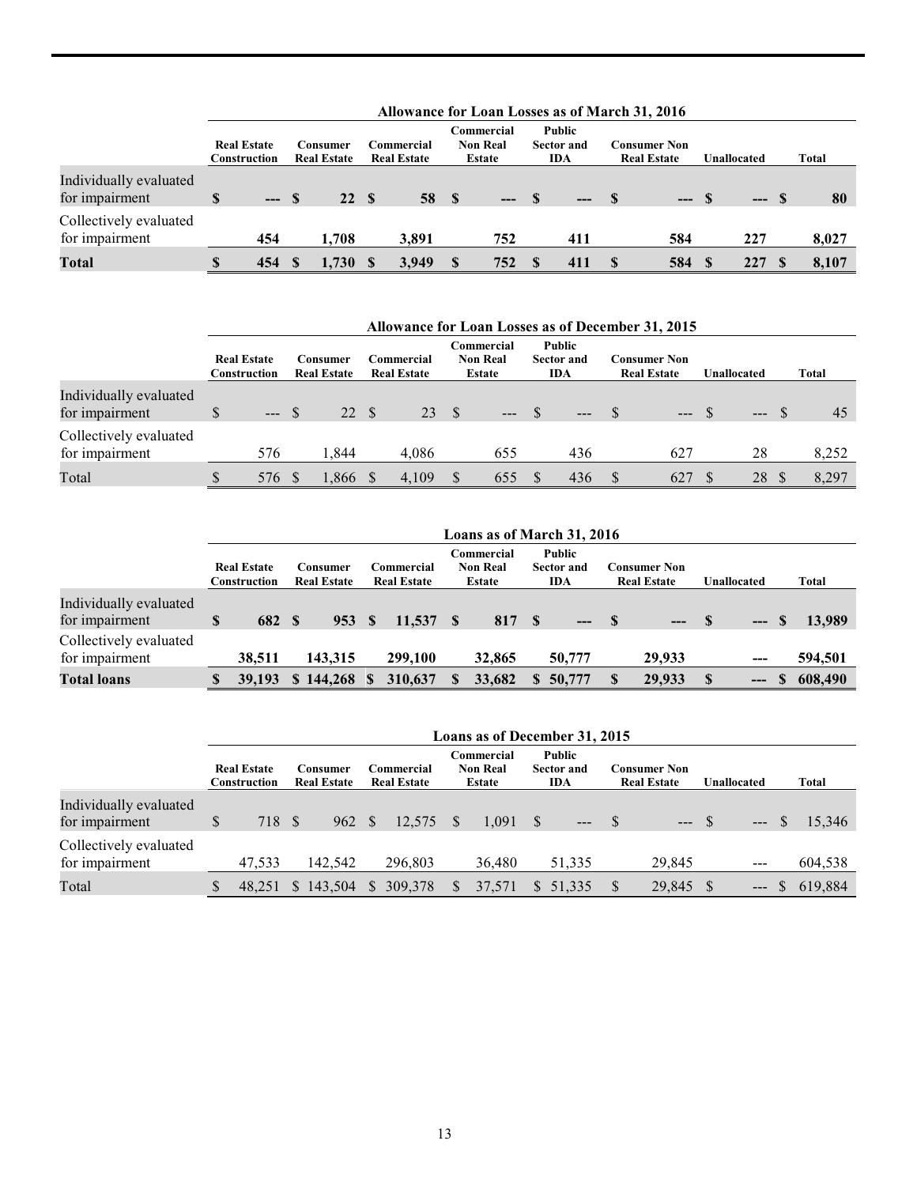| Allowance for Loan Losses as of March 31, 2016 | | | | | | | | |
|---|---|---|---|---|---|---|---|---|
| | Real Estate Construction | Consumer Real Estate | Commercial Real Estate | Commercial Non Real Estate | Public Sector and IDA | Consumer Non Real Estate | Unallocated | Total |
| Individually evaluated for impairment | $ --- | $ 22 | $ 58 | $ --- | $ --- | $ --- | $ --- | $ 80 |
| Collectively evaluated for impairment | 454 | 1,708 | 3,891 | 752 | 411 | 584 | 227 | 8,027 |
| **Total** | **$ 454** | **$ 1,730** | **$ 3,949** | **$ 752** | **$ 411** | **$ 584** | **$ 227** | **$ 8,107** |

| Allowance for Loan Losses as of December 31, 2015 | | | | | | | | |
|---|---|---|---|---|---|---|---|---|
| | Real Estate Construction | Consumer Real Estate | Commercial Real Estate | Commercial Non Real Estate | Public Sector and IDA | Consumer Non Real Estate | Unallocated | Total |
| Individually evaluated for impairment | $ --- | $ 22 | $ 23 | $ --- | $ --- | $ --- | $ --- | $ 45 |
| Collectively evaluated for impairment | 576 | 1,844 | 4,086 | 655 | 436 | 627 | 28 | 8,252 |
| Total | $ 576 | $ 1,866 | $ 4,109 | $ 655 | $ 436 | $ 627 | $ 28 | $ 8,297 |

| Loans as of March 31, 2016 | | | | | | | | |
|---|---|---|---|---|---|---|---|---|
| | Real Estate Construction | Consumer Real Estate | Commercial Real Estate | Commercial Non Real Estate | Public Sector and IDA | Consumer Non Real Estate | Unallocated | Total |
| Individually evaluated for impairment | $ 682 | $ 953 | $ 11,537 | $ 817 | $ --- | $ --- | $ --- | $ 13,989 |
| Collectively evaluated for impairment | 38,511 | 143,315 | 299,100 | 32,865 | 50,777 | 29,933 | --- | 594,501 |
| **Total loans** | **$ 39,193** | **$ 144,268** | **$ 310,637** | **$ 33,682** | **$ 50,777** | **$ 29,933** | **$ ---** | **$ 608,490** |

| Loans as of December 31, 2015 | | | | | | | | |
|---|---|---|---|---|---|---|---|---|
| | Real Estate Construction | Consumer Real Estate | Commercial Real Estate | Commercial Non Real Estate | Public Sector and IDA | Consumer Non Real Estate | Unallocated | Total |
| Individually evaluated for impairment | $ 718 | $ 962 | $ 12,575 | $ 1,091 | $ --- | $ --- | $ --- | $ 15,346 |
| Collectively evaluated for impairment | 47,533 | 142,542 | 296,803 | 36,480 | 51,335 | 29,845 | --- | 604,538 |
| Total | $ 48,251 | $ 143,504 | $ 309,378 | $ 37,571 | $ 51,335 | $ 29,845 | $ --- | $ 619,884 |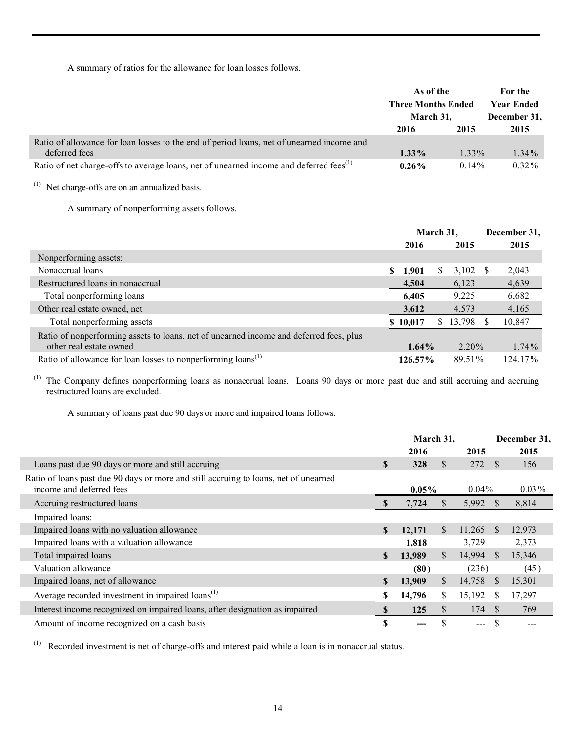A summary of ratios for the allowance for loan losses follows.

| | As of the Three Months Ended March 31, | | For the Year Ended December 31, |
|---|---|---|---|
| | 2016 | 2015 | 2015 |
| Ratio of allowance for loan losses to the end of period loans, net of unearned income and deferred fees | **1.33%** | 1.33% | 1.34% |
| Ratio of net charge-offs to average loans, net of unearned income and deferred fees[(1)] | **0.26%** | 0.14% | 0.32% |

[(1)] Net charge-offs are on an annualized basis.

A summary of nonperforming assets follows.

| | March 31, | | December 31, |
|---|---|---|---|
| | 2016 | 2015 | 2015 |
| Nonperforming assets: | | | |
| Nonaccrual loans | **$ 1,901** | $ 3,102 | $ 2,043 |
| Restructured loans in nonaccrual | **4,504** | 6,123 | 4,639 |
| Total nonperforming loans | **6,405** | 9,225 | 6,682 |
| Other real estate owned, net | **3,612** | 4,573 | 4,165 |
| Total nonperforming assets | **$ 10,017** | $ 13,798 | $ 10,847 |
| Ratio of nonperforming assets to loans, net of unearned income and deferred fees, plus other real estate owned | **1.64%** | 2.20% | 1.74% |
| Ratio of allowance for loan losses to nonperforming loans[(1)] | **126.57%** | 89.51% | 124.17% |

[(1)] The Company defines nonperforming loans as nonaccrual loans. Loans 90 days or more past due and still accruing and accruing restructured loans are excluded.

A summary of loans past due 90 days or more and impaired loans follows.

| | March 31, | | December 31, |
|---|---|---|---|
| | 2016 | 2015 | 2015 |
| Loans past due 90 days or more and still accruing | **$ 328** | $ 272 | $ 156 |
| Ratio of loans past due 90 days or more and still accruing to loans, net of unearned income and deferred fees | **0.05%** | 0.04% | 0.03% |
| Accruing restructured loans | **$ 7,724** | $ 5,992 | $ 8,814 |
| Impaired loans: | | | |
| Impaired loans with no valuation allowance | **$ 12,171** | $ 11,265 | $ 12,973 |
| Impaired loans with a valuation allowance | **1,818** | 3,729 | 2,373 |
| Total impaired loans | **$ 13,989** | $ 14,994 | $ 15,346 |
| Valuation allowance | **(80)** | (236) | (45) |
| Impaired loans, net of allowance | **$ 13,909** | $ 14,758 | $ 15,301 |
| Average recorded investment in impaired loans[(1)] | **$ 14,796** | $ 15,192 | $ 17,297 |
| Interest income recognized on impaired loans, after designation as impaired | **$ 125** | $ 174 | $ 769 |
| Amount of income recognized on a cash basis | **$ ---** | $ --- | $ --- |

[(1)] Recorded investment is net of charge-offs and interest paid while a loan is in nonaccrual status.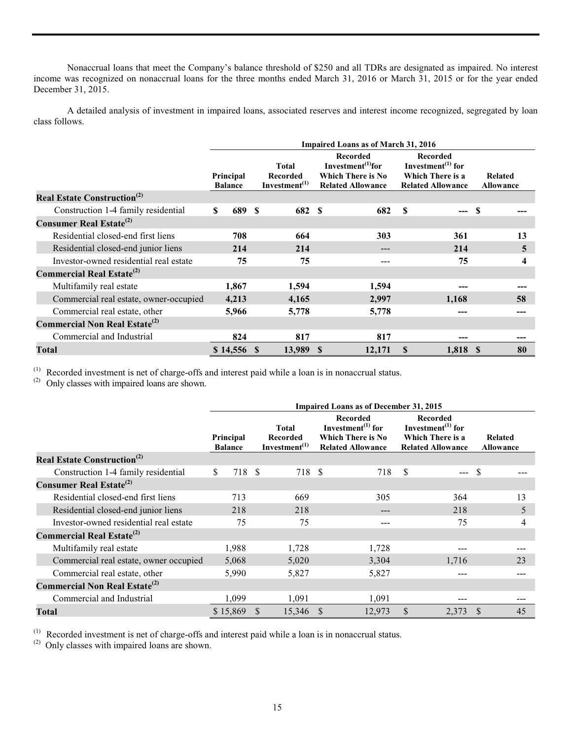Nonaccrual loans that meet the Company's balance threshold of $250 and all TDRs are designated as impaired. No interest income was recognized on nonaccrual loans for the three months ended March 31, 2016 or March 31, 2015 or for the year ended December 31, 2015.

A detailed analysis of investment in impaired loans, associated reserves and interest income recognized, segregated by loan class follows.

| | Impaired Loans as of March 31, 2016 | | | | |
|---|---|---|---|---|---|
| | Principal Balance | Total Recorded Investment[(1)] | Recorded Investment[(1)] for Which There is No Related Allowance | Recorded Investment[(1)] for Which There is a Related Allowance | Related Allowance |
| **Real Estate Construction[(2)]** | | | | | |
| Construction 1-4 family residential | **$ 689** | **$ 682** | **$ 682** | **$ ---** | **$ ---** |
| **Consumer Real Estate[(2)]** | | | | | |
| Residential closed-end first liens | **708** | **664** | **303** | **361** | **13** |
| Residential closed-end junior liens | **214** | **214** | --- | **214** | **5** |
| Investor-owned residential real estate | **75** | **75** | --- | **75** | **4** |
| **Commercial Real Estate[(2)]** | | | | | |
| Multifamily real estate | **1,867** | **1,594** | **1,594** | --- | --- |
| Commercial real estate, owner-occupied | **4,213** | **4,165** | **2,997** | **1,168** | **58** |
| Commercial real estate, other | **5,966** | **5,778** | **5,778** | --- | --- |
| **Commercial Non Real Estate[(2)]** | | | | | |
| Commercial and Industrial | **824** | **817** | **817** | --- | --- |
| **Total** | **$ 14,556** | **$ 13,989** | **$ 12,171** | **$ 1,818** | **$ 80** |

[(1)] Recorded investment is net of charge-offs and interest paid while a loan is in nonaccrual status.
[(2)] Only classes with impaired loans are shown.

| | Impaired Loans as of December 31, 2015 | | | | |
|---|---|---|---|---|---|
| | Principal Balance | Total Recorded Investment[(1)] | Recorded Investment[(1)] for Which There is No Related Allowance | Recorded Investment[(1)] for Which There is a Related Allowance | Related Allowance |
| **Real Estate Construction[(2)]** | | | | | |
| Construction 1-4 family residential | $ 718 | $ 718 | $ 718 | $ --- | $ --- |
| **Consumer Real Estate[(2)]** | | | | | |
| Residential closed-end first liens | 713 | 669 | 305 | 364 | 13 |
| Residential closed-end junior liens | 218 | 218 | --- | 218 | 5 |
| Investor-owned residential real estate | 75 | 75 | --- | 75 | 4 |
| **Commercial Real Estate[(2)]** | | | | | |
| Multifamily real estate | 1,988 | 1,728 | 1,728 | --- | --- |
| Commercial real estate, owner occupied | 5,068 | 5,020 | 3,304 | 1,716 | 23 |
| Commercial real estate, other | 5,990 | 5,827 | 5,827 | --- | --- |
| **Commercial Non Real Estate[(2)]** | | | | | |
| Commercial and Industrial | 1,099 | 1,091 | 1,091 | --- | --- |
| **Total** | $ 15,869 | $ 15,346 | $ 12,973 | $ 2,373 | $ 45 |

[(1)] Recorded investment is net of charge-offs and interest paid while a loan is in nonaccrual status.
[(2)] Only classes with impaired loans are shown.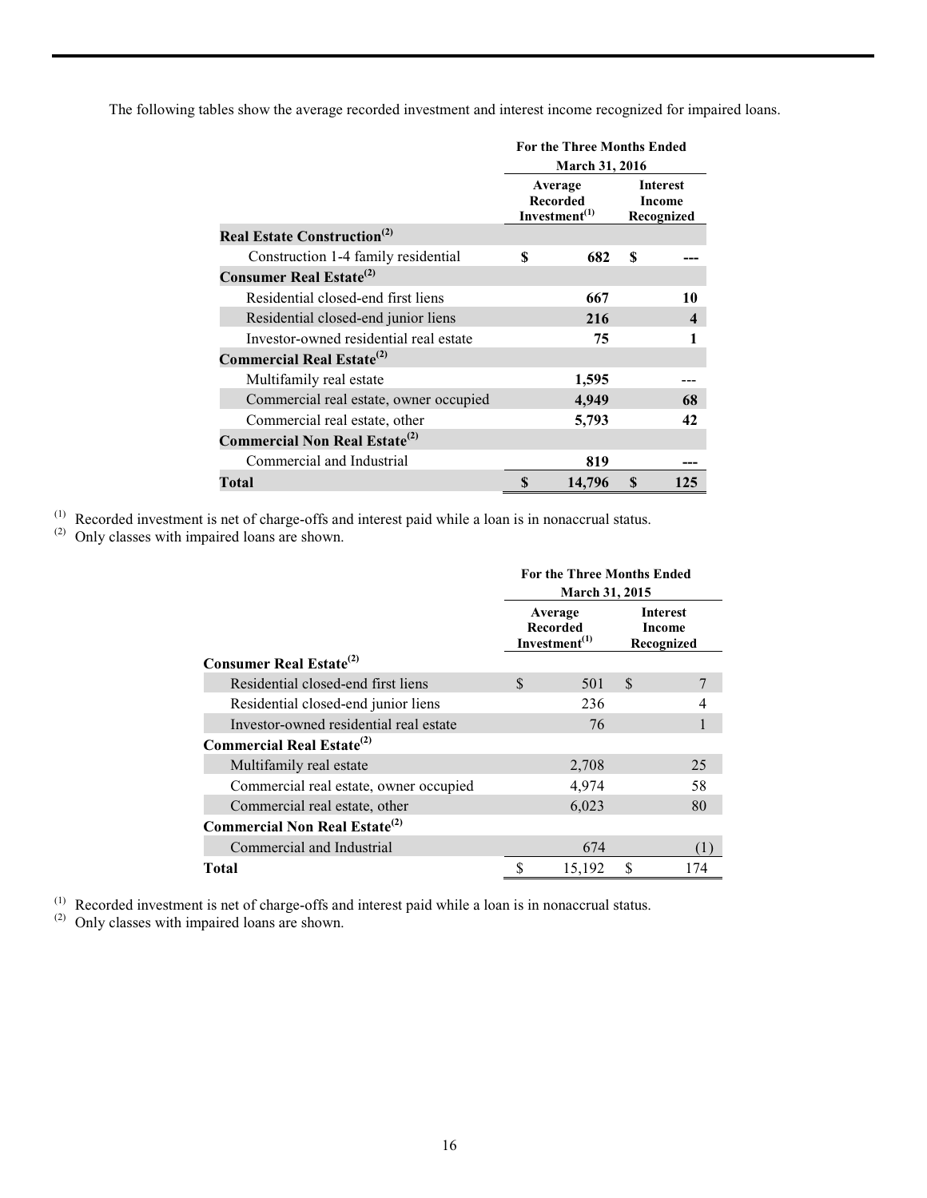The following tables show the average recorded investment and interest income recognized for impaired loans.

| | For the Three Months Ended March 31, 2016 | |
|---|---|---|
| | Average Recorded Investment[(1)] | Interest Income Recognized |
| **Real Estate Construction[(2)]** | | |
| Construction 1-4 family residential | $ 682 | $ --- |
| **Consumer Real Estate[(2)]** | | |
| Residential closed-end first liens | 667 | 10 |
| Residential closed-end junior liens | 216 | 4 |
| Investor-owned residential real estate | 75 | 1 |
| **Commercial Real Estate[(2)]** | | |
| Multifamily real estate | 1,595 | --- |
| Commercial real estate, owner occupied | 4,949 | 68 |
| Commercial real estate, other | 5,793 | 42 |
| **Commercial Non Real Estate[(2)]** | | |
| Commercial and Industrial | 819 | --- |
| **Total** | $ 14,796 | $ 125 |

(1) Recorded investment is net of charge-offs and interest paid while a loan is in nonaccrual status.
(2) Only classes with impaired loans are shown.

| | For the Three Months Ended March 31, 2015 | |
|---|---|---|
| | Average Recorded Investment[(1)] | Interest Income Recognized |
| **Consumer Real Estate[(2)]** | | |
| Residential closed-end first liens | $ 501 | $ 7 |
| Residential closed-end junior liens | 236 | 4 |
| Investor-owned residential real estate | 76 | 1 |
| **Commercial Real Estate[(2)]** | | |
| Multifamily real estate | 2,708 | 25 |
| Commercial real estate, owner occupied | 4,974 | 58 |
| Commercial real estate, other | 6,023 | 80 |
| **Commercial Non Real Estate[(2)]** | | |
| Commercial and Industrial | 674 | (1) |
| **Total** | $ 15,192 | $ 174 |

(1) Recorded investment is net of charge-offs and interest paid while a loan is in nonaccrual status.
(2) Only classes with impaired loans are shown.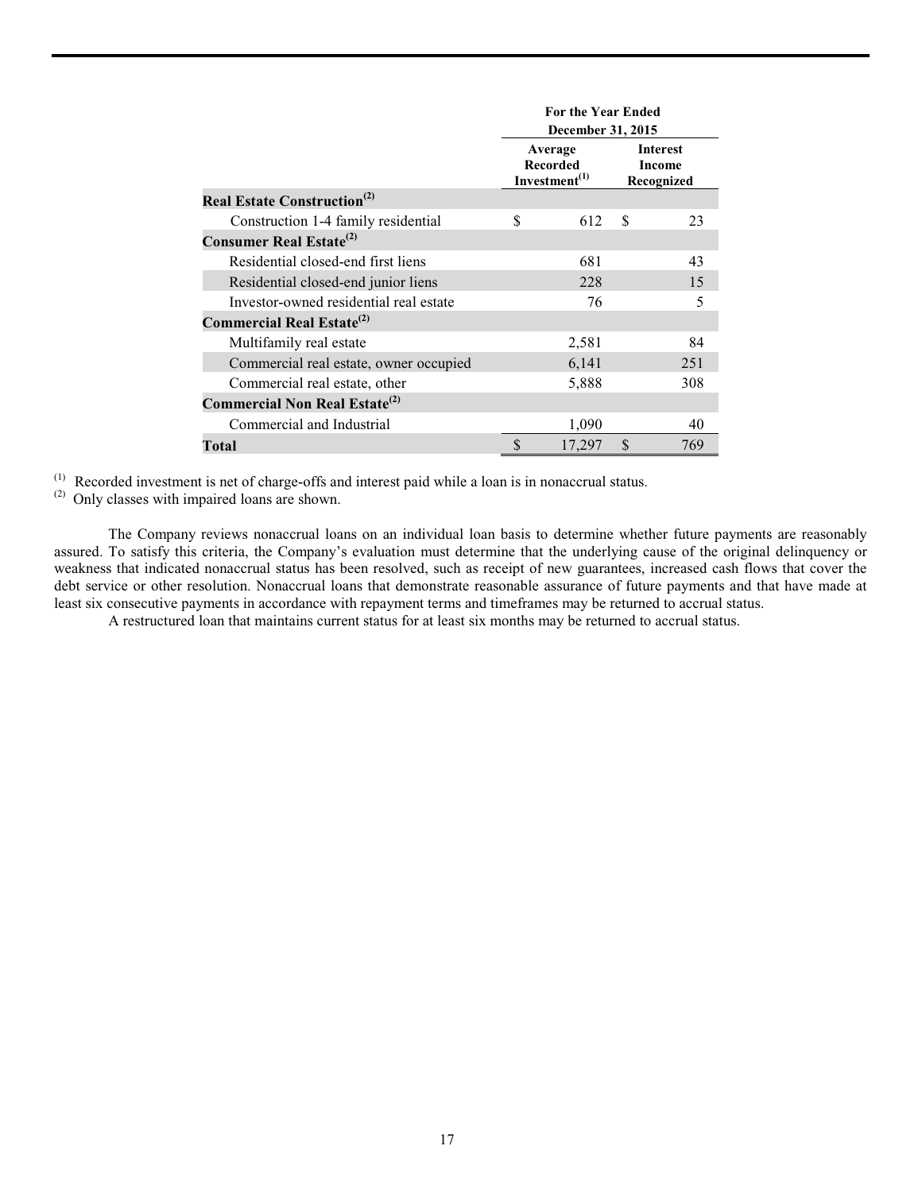| | For the Year Ended December 31, 2015 | |
|---|---|---|
| | Average Recorded Investment[(1)] | Interest Income Recognized |
| **Real Estate Construction[(2)]** | | |
| Construction 1-4 family residential | $ 612 | $ 23 |
| **Consumer Real Estate[(2)]** | | |
| Residential closed-end first liens | 681 | 43 |
| Residential closed-end junior liens | 228 | 15 |
| Investor-owned residential real estate | 76 | 5 |
| **Commercial Real Estate[(2)]** | | |
| Multifamily real estate | 2,581 | 84 |
| Commercial real estate, owner occupied | 6,141 | 251 |
| Commercial real estate, other | 5,888 | 308 |
| **Commercial Non Real Estate[(2)]** | | |
| Commercial and Industrial | 1,090 | 40 |
| **Total** | $ 17,297 | $ 769 |

(1) Recorded investment is net of charge-offs and interest paid while a loan is in nonaccrual status.
(2) Only classes with impaired loans are shown.

The Company reviews nonaccrual loans on an individual loan basis to determine whether future payments are reasonably assured. To satisfy this criteria, the Company's evaluation must determine that the underlying cause of the original delinquency or weakness that indicated nonaccrual status has been resolved, such as receipt of new guarantees, increased cash flows that cover the debt service or other resolution. Nonaccrual loans that demonstrate reasonable assurance of future payments and that have made at least six consecutive payments in accordance with repayment terms and timeframes may be returned to accrual status.

A restructured loan that maintains current status for at least six months may be returned to accrual status.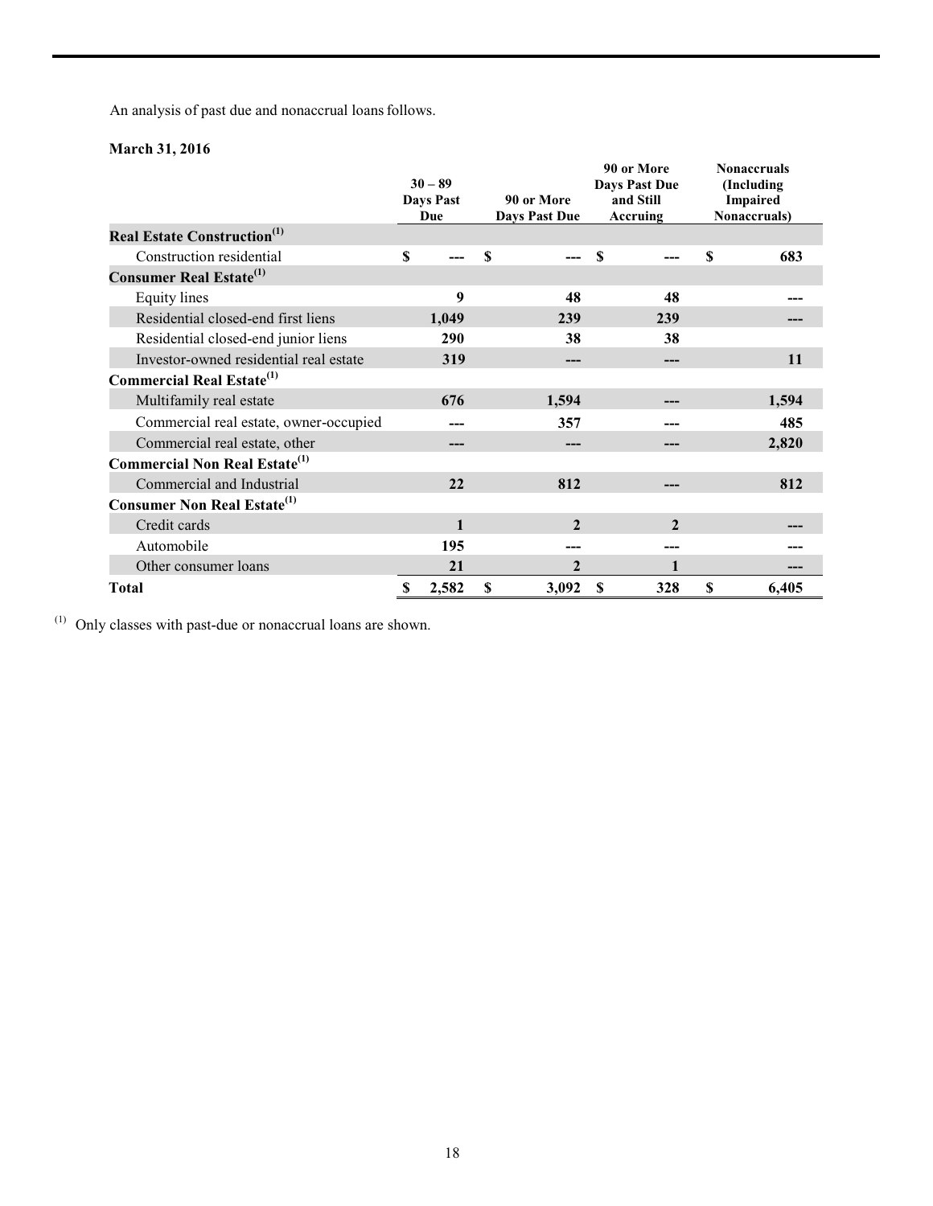An analysis of past due and nonaccrual loans follows.

**March 31, 2016**

| | 30 – 89 Days Past Due | 90 or More Days Past Due | 90 or More Days Past Due and Still Accruing | Nonaccruals (Including Impaired Nonaccruals) |
|---|---|---|---|---|
| **Real Estate Construction**[1] | | | | |
| Construction residential | $ --- | $ --- | $ --- | $ 683 |
| **Consumer Real Estate**[1] | | | | |
| Equity lines | 9 | 48 | 48 | --- |
| Residential closed-end first liens | 1,049 | 239 | 239 | --- |
| Residential closed-end junior liens | 290 | 38 | 38 | |
| Investor-owned residential real estate | 319 | --- | --- | 11 |
| **Commercial Real Estate**[1] | | | | |
| Multifamily real estate | 676 | 1,594 | --- | 1,594 |
| Commercial real estate, owner-occupied | --- | 357 | --- | 485 |
| Commercial real estate, other | --- | --- | --- | 2,820 |
| **Commercial Non Real Estate**[1] | | | | |
| Commercial and Industrial | 22 | 812 | --- | 812 |
| **Consumer Non Real Estate**[1] | | | | |
| Credit cards | 1 | 2 | 2 | --- |
| Automobile | 195 | --- | --- | --- |
| Other consumer loans | 21 | 2 | 1 | --- |
| **Total** | $ 2,582 | $ 3,092 | $ 328 | $ 6,405 |

[1] Only classes with past-due or nonaccrual loans are shown.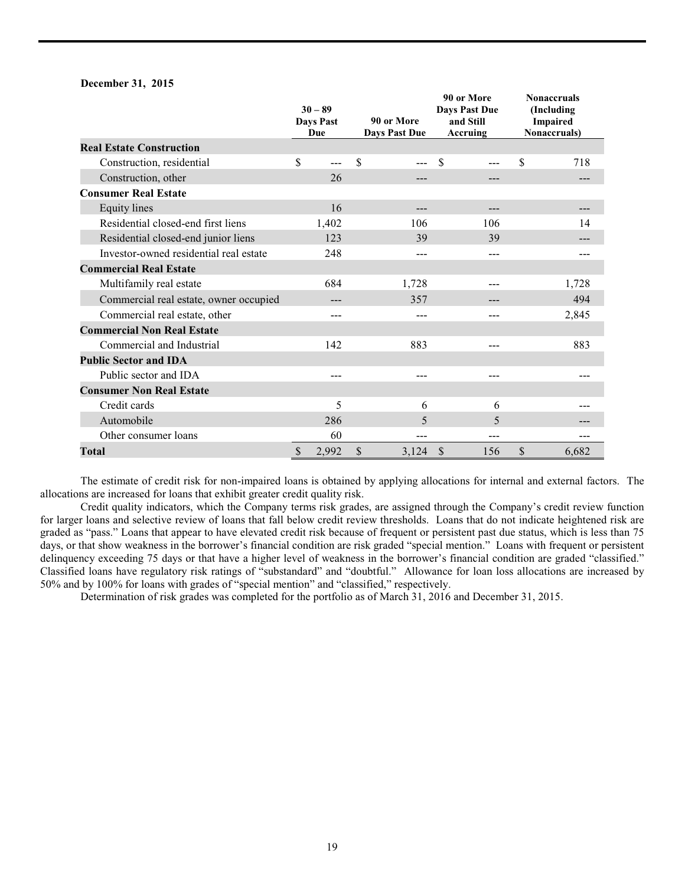**December 31, 2015**

| | 30 – 89 Days Past Due | 90 or More Days Past Due | 90 or More Days Past Due and Still Accruing | Nonaccruals (Including Impaired Nonaccruals) |
|---|---|---|---|---|
| **Real Estate Construction** | | | | |
| Construction, residential | $ --- | $ --- | $ --- | $ 718 |
| Construction, other | 26 | --- | --- | --- |
| **Consumer Real Estate** | | | | |
| Equity lines | 16 | --- | --- | --- |
| Residential closed-end first liens | 1,402 | 106 | 106 | 14 |
| Residential closed-end junior liens | 123 | 39 | 39 | --- |
| Investor-owned residential real estate | 248 | --- | --- | --- |
| **Commercial Real Estate** | | | | |
| Multifamily real estate | 684 | 1,728 | --- | 1,728 |
| Commercial real estate, owner occupied | --- | 357 | --- | 494 |
| Commercial real estate, other | --- | --- | --- | 2,845 |
| **Commercial Non Real Estate** | | | | |
| Commercial and Industrial | 142 | 883 | --- | 883 |
| **Public Sector and IDA** | | | | |
| Public sector and IDA | --- | --- | --- | --- |
| **Consumer Non Real Estate** | | | | |
| Credit cards | 5 | 6 | 6 | --- |
| Automobile | 286 | 5 | 5 | --- |
| Other consumer loans | 60 | --- | --- | --- |
| **Total** | $ 2,992 | $ 3,124 | $ 156 | $ 6,682 |

The estimate of credit risk for non-impaired loans is obtained by applying allocations for internal and external factors. The allocations are increased for loans that exhibit greater credit quality risk.

Credit quality indicators, which the Company terms risk grades, are assigned through the Company's credit review function for larger loans and selective review of loans that fall below credit review thresholds. Loans that do not indicate heightened risk are graded as "pass." Loans that appear to have elevated credit risk because of frequent or persistent past due status, which is less than 75 days, or that show weakness in the borrower's financial condition are risk graded "special mention." Loans with frequent or persistent delinquency exceeding 75 days or that have a higher level of weakness in the borrower's financial condition are graded "classified." Classified loans have regulatory risk ratings of "substandard" and "doubtful." Allowance for loan loss allocations are increased by 50% and by 100% for loans with grades of "special mention" and "classified," respectively.

Determination of risk grades was completed for the portfolio as of March 31, 2016 and December 31, 2015.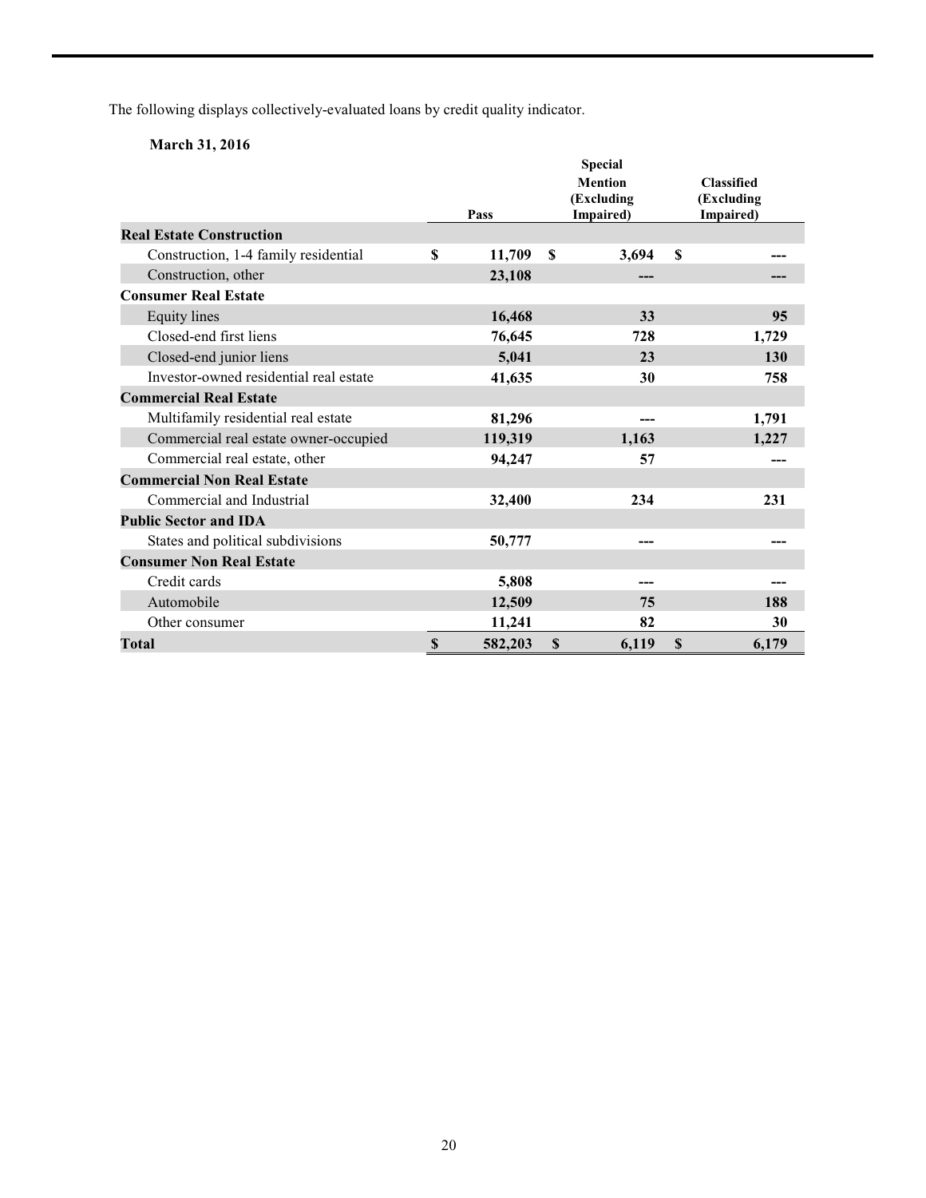The following displays collectively-evaluated loans by credit quality indicator.

**March 31, 2016**

| | Pass | Special Mention (Excluding Impaired) | Classified (Excluding Impaired) |
|---|---|---|---|
| **Real Estate Construction** | | | |
| Construction, 1-4 family residential | $ 11,709 | $ 3,694 | $ --- |
| Construction, other | 23,108 | --- | --- |
| **Consumer Real Estate** | | | |
| Equity lines | 16,468 | 33 | 95 |
| Closed-end first liens | 76,645 | 728 | 1,729 |
| Closed-end junior liens | 5,041 | 23 | 130 |
| Investor-owned residential real estate | 41,635 | 30 | 758 |
| **Commercial Real Estate** | | | |
| Multifamily residential real estate | 81,296 | --- | 1,791 |
| Commercial real estate owner-occupied | 119,319 | 1,163 | 1,227 |
| Commercial real estate, other | 94,247 | 57 | --- |
| **Commercial Non Real Estate** | | | |
| Commercial and Industrial | 32,400 | 234 | 231 |
| **Public Sector and IDA** | | | |
| States and political subdivisions | 50,777 | --- | --- |
| **Consumer Non Real Estate** | | | |
| Credit cards | 5,808 | --- | --- |
| Automobile | 12,509 | 75 | 188 |
| Other consumer | 11,241 | 82 | 30 |
| **Total** | $ 582,203 | $ 6,119 | $ 6,179 |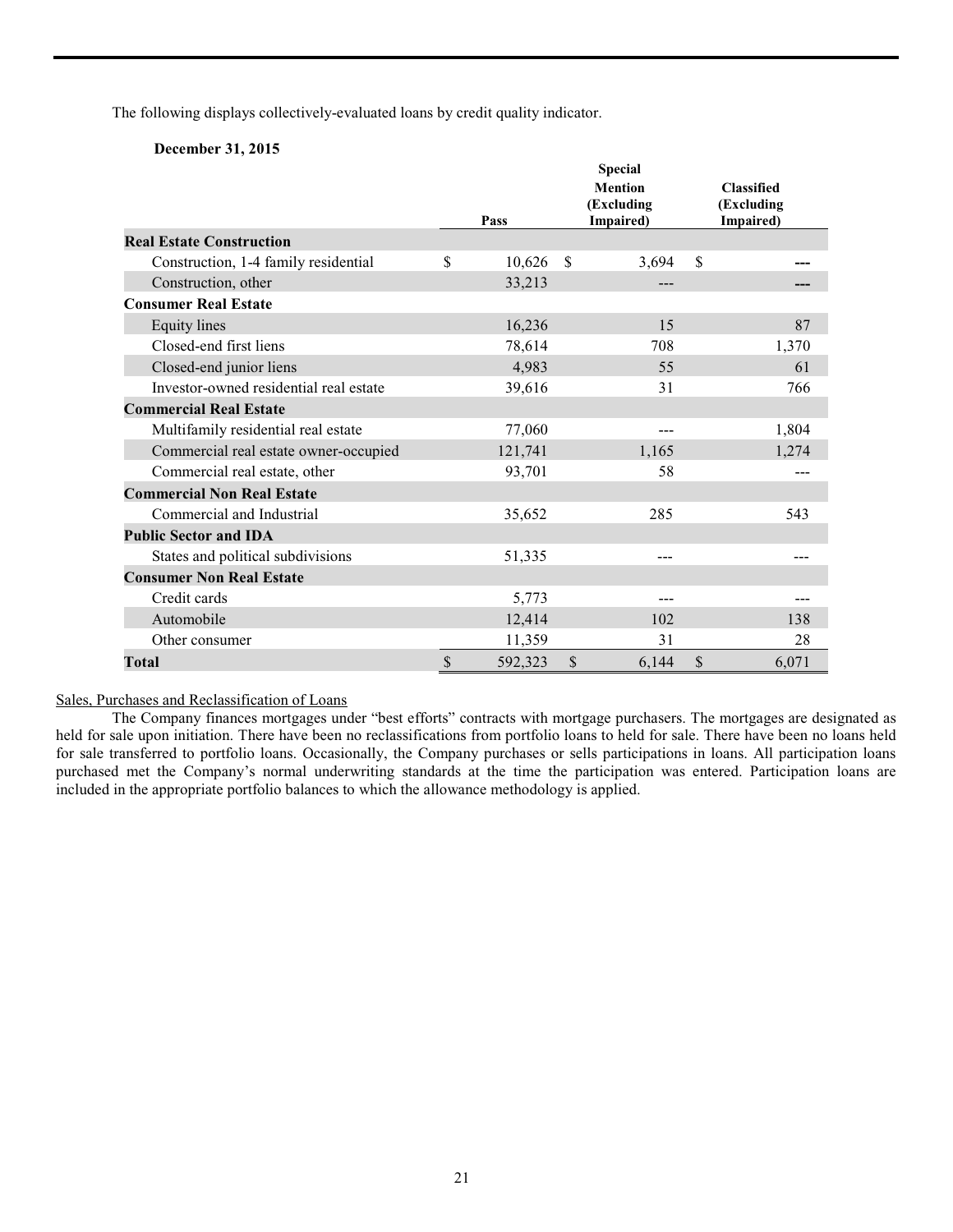The following displays collectively-evaluated loans by credit quality indicator.

**December 31, 2015**

| | Pass | Special Mention (Excluding Impaired) | Classified (Excluding Impaired) |
|---|---|---|---|
| **Real Estate Construction** | | | |
| Construction, 1-4 family residential | $ 10,626 | $ 3,694 | $ --- |
| Construction, other | 33,213 | --- | --- |
| **Consumer Real Estate** | | | |
| Equity lines | 16,236 | 15 | 87 |
| Closed-end first liens | 78,614 | 708 | 1,370 |
| Closed-end junior liens | 4,983 | 55 | 61 |
| Investor-owned residential real estate | 39,616 | 31 | 766 |
| **Commercial Real Estate** | | | |
| Multifamily residential real estate | 77,060 | --- | 1,804 |
| Commercial real estate owner-occupied | 121,741 | 1,165 | 1,274 |
| Commercial real estate, other | 93,701 | 58 | --- |
| **Commercial Non Real Estate** | | | |
| Commercial and Industrial | 35,652 | 285 | 543 |
| **Public Sector and IDA** | | | |
| States and political subdivisions | 51,335 | --- | --- |
| **Consumer Non Real Estate** | | | |
| Credit cards | 5,773 | --- | --- |
| Automobile | 12,414 | 102 | 138 |
| Other consumer | 11,359 | 31 | 28 |
| **Total** | $ 592,323 | $ 6,144 | $ 6,071 |

Sales, Purchases and Reclassification of Loans

The Company finances mortgages under "best efforts" contracts with mortgage purchasers. The mortgages are designated as held for sale upon initiation. There have been no reclassifications from portfolio loans to held for sale. There have been no loans held for sale transferred to portfolio loans. Occasionally, the Company purchases or sells participations in loans. All participation loans purchased met the Company's normal underwriting standards at the time the participation was entered. Participation loans are included in the appropriate portfolio balances to which the allowance methodology is applied.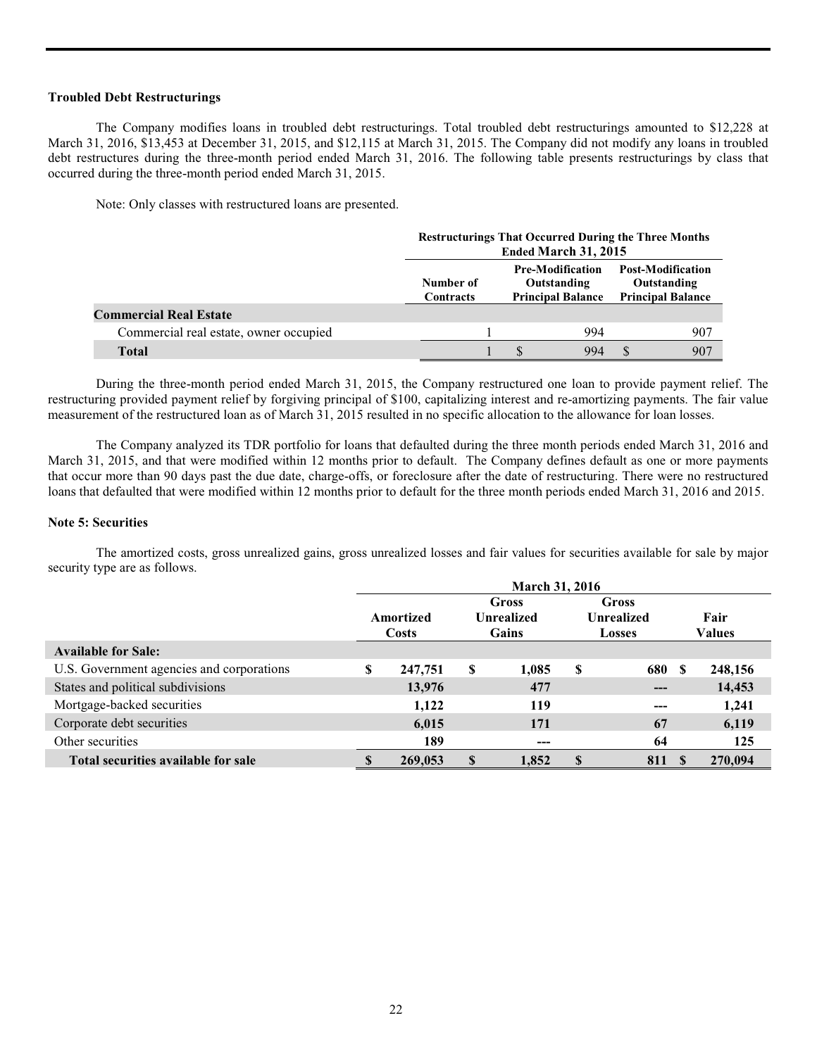### Troubled Debt Restructurings

The Company modifies loans in troubled debt restructurings. Total troubled debt restructurings amounted to $12,228 at March 31, 2016, $13,453 at December 31, 2015, and $12,115 at March 31, 2015. The Company did not modify any loans in troubled debt restructures during the three-month period ended March 31, 2016. The following table presents restructurings by class that occurred during the three-month period ended March 31, 2015.

Note: Only classes with restructured loans are presented.

| | Restructurings That Occurred During the Three Months Ended March 31, 2015 | | |
|---|---|---|---|
| | Number of Contracts | Pre-Modification Outstanding Principal Balance | Post-Modification Outstanding Principal Balance |
| **Commercial Real Estate** | | | |
| Commercial real estate, owner occupied | 1 | 994 | 907 |
| **Total** | 1 | $ 994 | $ 907 |

During the three-month period ended March 31, 2015, the Company restructured one loan to provide payment relief. The restructuring provided payment relief by forgiving principal of $100, capitalizing interest and re-amortizing payments. The fair value measurement of the restructured loan as of March 31, 2015 resulted in no specific allocation to the allowance for loan losses.

The Company analyzed its TDR portfolio for loans that defaulted during the three month periods ended March 31, 2016 and March 31, 2015, and that were modified within 12 months prior to default. The Company defines default as one or more payments that occur more than 90 days past the due date, charge-offs, or foreclosure after the date of restructuring. There were no restructured loans that defaulted that were modified within 12 months prior to default for the three month periods ended March 31, 2016 and 2015.

### Note 5: Securities

The amortized costs, gross unrealized gains, gross unrealized losses and fair values for securities available for sale by major security type are as follows.

| | March 31, 2016 | | | |
|---|---|---|---|---|
| | Amortized Costs | Gross Unrealized Gains | Gross Unrealized Losses | Fair Values |
| **Available for Sale:** | | | | |
| U.S. Government agencies and corporations | $ 247,751 | $ 1,085 | $ 680 | $ 248,156 |
| States and political subdivisions | 13,976 | 477 | --- | 14,453 |
| Mortgage-backed securities | 1,122 | 119 | --- | 1,241 |
| Corporate debt securities | 6,015 | 171 | 67 | 6,119 |
| Other securities | 189 | --- | 64 | 125 |
| **Total securities available for sale** | $ 269,053 | $ 1,852 | $ 811 | $ 270,094 |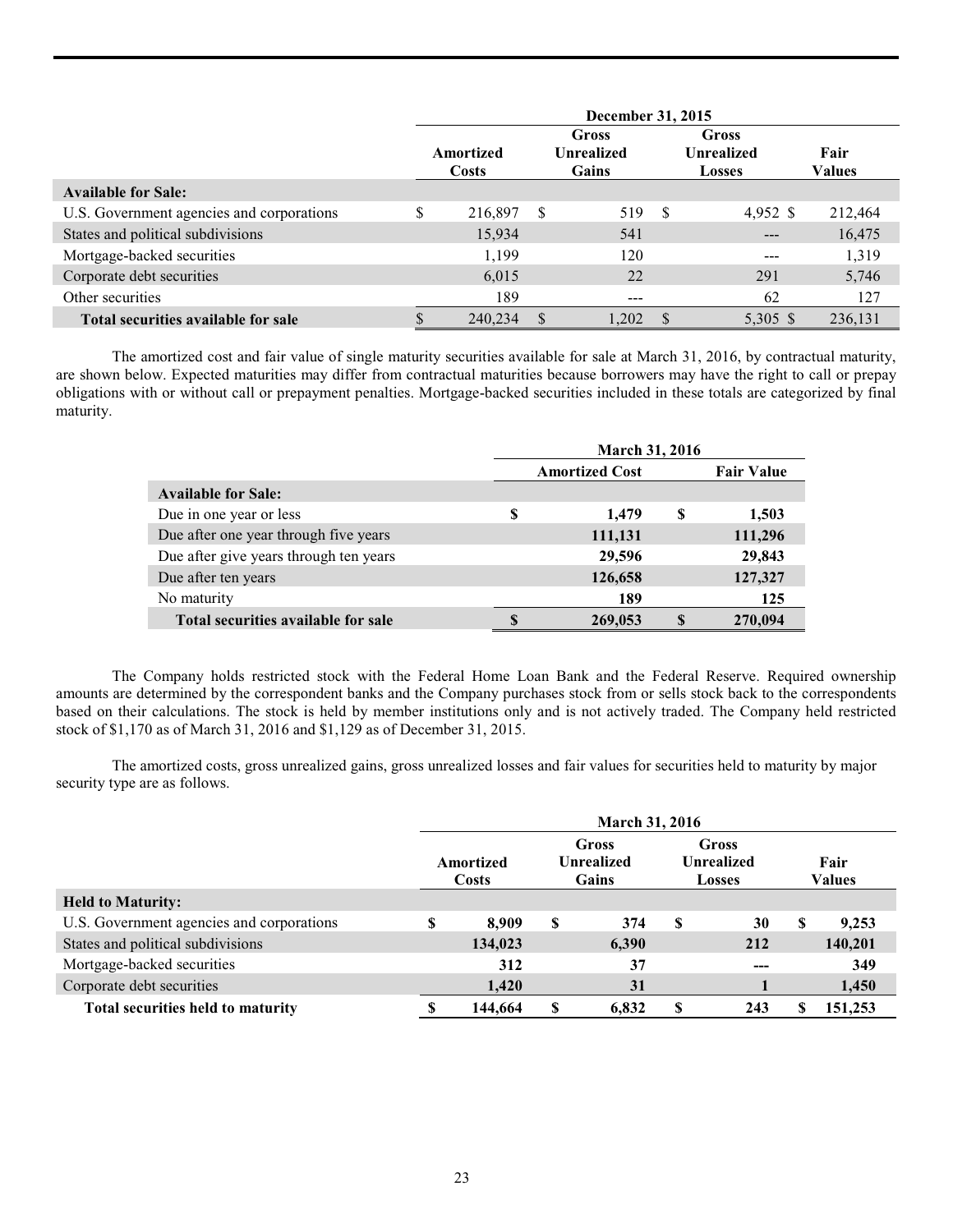| | December 31, 2015 | | | |
|---|---|---|---|---|
| | Amortized Costs | Gross Unrealized Gains | Gross Unrealized Losses | Fair Values |
| **Available for Sale:** | | | | |
| U.S. Government agencies and corporations | $ 216,897 | $ 519 | $ 4,952 | $ 212,464 |
| States and political subdivisions | 15,934 | 541 | --- | 16,475 |
| Mortgage-backed securities | 1,199 | 120 | --- | 1,319 |
| Corporate debt securities | 6,015 | 22 | 291 | 5,746 |
| Other securities | 189 | --- | 62 | 127 |
| **Total securities available for sale** | $ 240,234 | $ 1,202 | $ 5,305 | $ 236,131 |

The amortized cost and fair value of single maturity securities available for sale at March 31, 2016, by contractual maturity, are shown below. Expected maturities may differ from contractual maturities because borrowers may have the right to call or prepay obligations with or without call or prepayment penalties. Mortgage-backed securities included in these totals are categorized by final maturity.

| | March 31, 2016 | |
|---|---|---|
| | Amortized Cost | Fair Value |
| **Available for Sale:** | | |
| Due in one year or less | $ 1,479 | $ 1,503 |
| Due after one year through five years | 111,131 | 111,296 |
| Due after give years through ten years | 29,596 | 29,843 |
| Due after ten years | 126,658 | 127,327 |
| No maturity | 189 | 125 |
| **Total securities available for sale** | $ 269,053 | $ 270,094 |

The Company holds restricted stock with the Federal Home Loan Bank and the Federal Reserve. Required ownership amounts are determined by the correspondent banks and the Company purchases stock from or sells stock back to the correspondents based on their calculations. The stock is held by member institutions only and is not actively traded. The Company held restricted stock of $1,170 as of March 31, 2016 and $1,129 as of December 31, 2015.

The amortized costs, gross unrealized gains, gross unrealized losses and fair values for securities held to maturity by major security type are as follows.

| | March 31, 2016 | | | |
|---|---|---|---|---|
| | Amortized Costs | Gross Unrealized Gains | Gross Unrealized Losses | Fair Values |
| **Held to Maturity:** | | | | |
| U.S. Government agencies and corporations | $ 8,909 | $ 374 | $ 30 | $ 9,253 |
| States and political subdivisions | 134,023 | 6,390 | 212 | 140,201 |
| Mortgage-backed securities | 312 | 37 | --- | 349 |
| Corporate debt securities | 1,420 | 31 | 1 | 1,450 |
| **Total securities held to maturity** | $ 144,664 | $ 6,832 | $ 243 | $ 151,253 |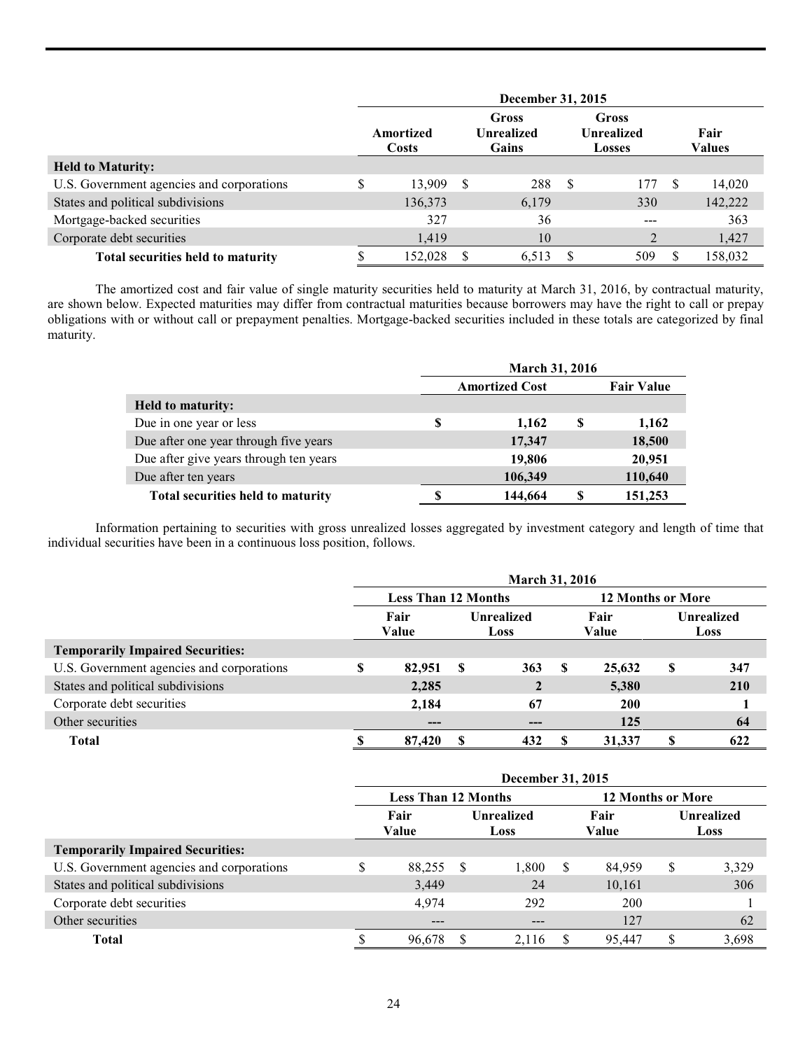| | December 31, 2015 | | | |
|---|---|---|---|---|
| | Amortized Costs | Gross Unrealized Gains | Gross Unrealized Losses | Fair Values |
| **Held to Maturity:** | | | | |
| U.S. Government agencies and corporations | $ 13,909 | $ 288 | $ 177 | $ 14,020 |
| States and political subdivisions | 136,373 | 6,179 | 330 | 142,222 |
| Mortgage-backed securities | 327 | 36 | --- | 363 |
| Corporate debt securities | 1,419 | 10 | 2 | 1,427 |
| **Total securities held to maturity** | $ 152,028 | $ 6,513 | $ 509 | $ 158,032 |

The amortized cost and fair value of single maturity securities held to maturity at March 31, 2016, by contractual maturity, are shown below. Expected maturities may differ from contractual maturities because borrowers may have the right to call or prepay obligations with or without call or prepayment penalties. Mortgage-backed securities included in these totals are categorized by final maturity.

| | March 31, 2016 | |
|---|---|---|
| | Amortized Cost | Fair Value |
| **Held to maturity:** | | |
| Due in one year or less | $ 1,162 | $ 1,162 |
| Due after one year through five years | 17,347 | 18,500 |
| Due after give years through ten years | 19,806 | 20,951 |
| Due after ten years | 106,349 | 110,640 |
| **Total securities held to maturity** | $ 144,664 | $ 151,253 |

Information pertaining to securities with gross unrealized losses aggregated by investment category and length of time that individual securities have been in a continuous loss position, follows.

| | March 31, 2016 | | | |
|---|---|---|---|---|
| | Less Than 12 Months | | 12 Months or More | |
| | Fair Value | Unrealized Loss | Fair Value | Unrealized Loss |
| **Temporarily Impaired Securities:** | | | | |
| U.S. Government agencies and corporations | $ 82,951 | $ 363 | $ 25,632 | $ 347 |
| States and political subdivisions | 2,285 | 2 | 5,380 | 210 |
| Corporate debt securities | 2,184 | 67 | 200 | 1 |
| Other securities | --- | --- | 125 | 64 |
| **Total** | $ 87,420 | $ 432 | $ 31,337 | $ 622 |

| | December 31, 2015 | | | |
|---|---|---|---|---|
| | Less Than 12 Months | | 12 Months or More | |
| | Fair Value | Unrealized Loss | Fair Value | Unrealized Loss |
| **Temporarily Impaired Securities:** | | | | |
| U.S. Government agencies and corporations | $ 88,255 | $ 1,800 | $ 84,959 | $ 3,329 |
| States and political subdivisions | 3,449 | 24 | 10,161 | 306 |
| Corporate debt securities | 4,974 | 292 | 200 | 1 |
| Other securities | --- | --- | 127 | 62 |
| **Total** | $ 96,678 | $ 2,116 | $ 95,447 | $ 3,698 |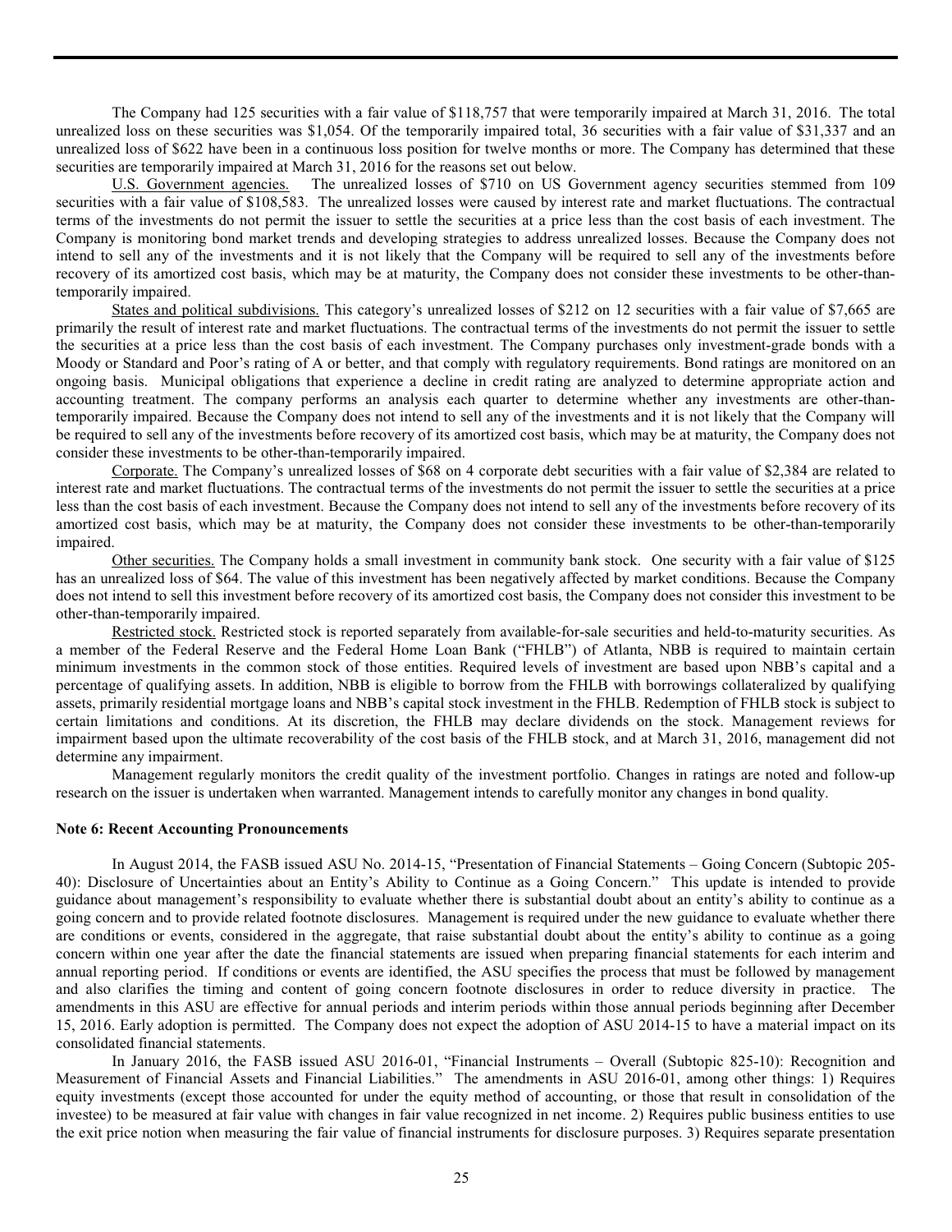The Company had 125 securities with a fair value of $118,757 that were temporarily impaired at March 31, 2016. The total unrealized loss on these securities was $1,054. Of the temporarily impaired total, 36 securities with a fair value of $31,337 and an unrealized loss of $622 have been in a continuous loss position for twelve months or more. The Company has determined that these securities are temporarily impaired at March 31, 2016 for the reasons set out below.

U.S. Government agencies. The unrealized losses of $710 on US Government agency securities stemmed from 109 securities with a fair value of $108,583. The unrealized losses were caused by interest rate and market fluctuations. The contractual terms of the investments do not permit the issuer to settle the securities at a price less than the cost basis of each investment. The Company is monitoring bond market trends and developing strategies to address unrealized losses. Because the Company does not intend to sell any of the investments and it is not likely that the Company will be required to sell any of the investments before recovery of its amortized cost basis, which may be at maturity, the Company does not consider these investments to be other-than-temporarily impaired.

States and political subdivisions. This category's unrealized losses of $212 on 12 securities with a fair value of $7,665 are primarily the result of interest rate and market fluctuations. The contractual terms of the investments do not permit the issuer to settle the securities at a price less than the cost basis of each investment. The Company purchases only investment-grade bonds with a Moody or Standard and Poor's rating of A or better, and that comply with regulatory requirements. Bond ratings are monitored on an ongoing basis. Municipal obligations that experience a decline in credit rating are analyzed to determine appropriate action and accounting treatment. The company performs an analysis each quarter to determine whether any investments are other-than-temporarily impaired. Because the Company does not intend to sell any of the investments and it is not likely that the Company will be required to sell any of the investments before recovery of its amortized cost basis, which may be at maturity, the Company does not consider these investments to be other-than-temporarily impaired.

Corporate. The Company's unrealized losses of $68 on 4 corporate debt securities with a fair value of $2,384 are related to interest rate and market fluctuations. The contractual terms of the investments do not permit the issuer to settle the securities at a price less than the cost basis of each investment. Because the Company does not intend to sell any of the investments before recovery of its amortized cost basis, which may be at maturity, the Company does not consider these investments to be other-than-temporarily impaired.

Other securities. The Company holds a small investment in community bank stock. One security with a fair value of $125 has an unrealized loss of $64. The value of this investment has been negatively affected by market conditions. Because the Company does not intend to sell this investment before recovery of its amortized cost basis, the Company does not consider this investment to be other-than-temporarily impaired.

Restricted stock. Restricted stock is reported separately from available-for-sale securities and held-to-maturity securities. As a member of the Federal Reserve and the Federal Home Loan Bank ("FHLB") of Atlanta, NBB is required to maintain certain minimum investments in the common stock of those entities. Required levels of investment are based upon NBB's capital and a percentage of qualifying assets. In addition, NBB is eligible to borrow from the FHLB with borrowings collateralized by qualifying assets, primarily residential mortgage loans and NBB's capital stock investment in the FHLB. Redemption of FHLB stock is subject to certain limitations and conditions. At its discretion, the FHLB may declare dividends on the stock. Management reviews for impairment based upon the ultimate recoverability of the cost basis of the FHLB stock, and at March 31, 2016, management did not determine any impairment.

Management regularly monitors the credit quality of the investment portfolio. Changes in ratings are noted and follow-up research on the issuer is undertaken when warranted. Management intends to carefully monitor any changes in bond quality.

**Note 6: Recent Accounting Pronouncements**

In August 2014, the FASB issued ASU No. 2014-15, "Presentation of Financial Statements – Going Concern (Subtopic 205-40): Disclosure of Uncertainties about an Entity's Ability to Continue as a Going Concern." This update is intended to provide guidance about management's responsibility to evaluate whether there is substantial doubt about an entity's ability to continue as a going concern and to provide related footnote disclosures. Management is required under the new guidance to evaluate whether there are conditions or events, considered in the aggregate, that raise substantial doubt about the entity's ability to continue as a going concern within one year after the date the financial statements are issued when preparing financial statements for each interim and annual reporting period. If conditions or events are identified, the ASU specifies the process that must be followed by management and also clarifies the timing and content of going concern footnote disclosures in order to reduce diversity in practice. The amendments in this ASU are effective for annual periods and interim periods within those annual periods beginning after December 15, 2016. Early adoption is permitted. The Company does not expect the adoption of ASU 2014-15 to have a material impact on its consolidated financial statements.

In January 2016, the FASB issued ASU 2016-01, "Financial Instruments – Overall (Subtopic 825-10): Recognition and Measurement of Financial Assets and Financial Liabilities." The amendments in ASU 2016-01, among other things: 1) Requires equity investments (except those accounted for under the equity method of accounting, or those that result in consolidation of the investee) to be measured at fair value with changes in fair value recognized in net income. 2) Requires public business entities to use the exit price notion when measuring the fair value of financial instruments for disclosure purposes. 3) Requires separate presentation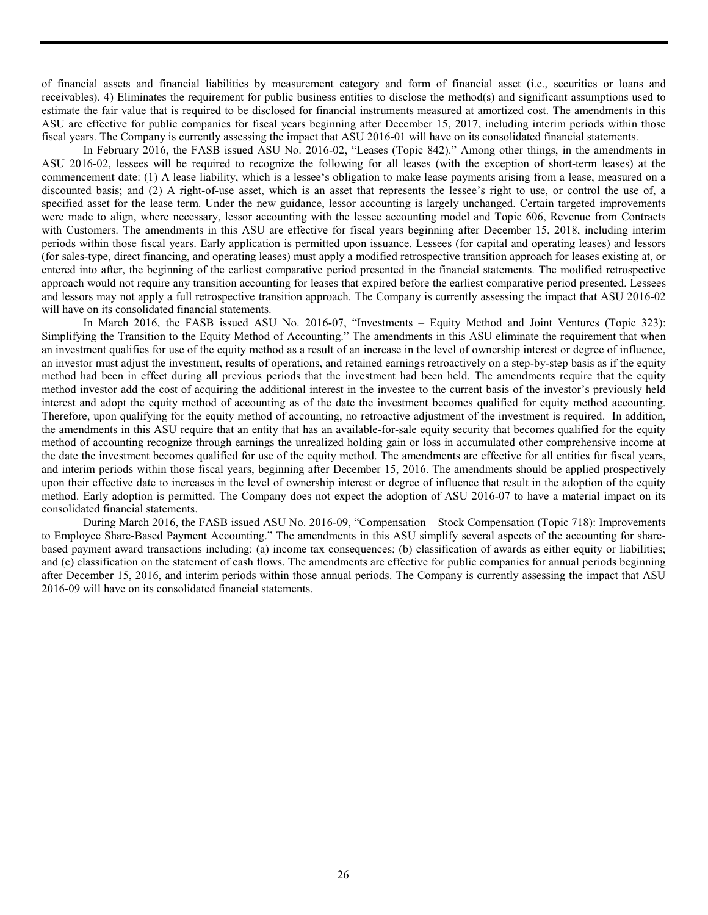of financial assets and financial liabilities by measurement category and form of financial asset (i.e., securities or loans and receivables). 4) Eliminates the requirement for public business entities to disclose the method(s) and significant assumptions used to estimate the fair value that is required to be disclosed for financial instruments measured at amortized cost. The amendments in this ASU are effective for public companies for fiscal years beginning after December 15, 2017, including interim periods within those fiscal years. The Company is currently assessing the impact that ASU 2016-01 will have on its consolidated financial statements.

In February 2016, the FASB issued ASU No. 2016-02, "Leases (Topic 842)." Among other things, in the amendments in ASU 2016-02, lessees will be required to recognize the following for all leases (with the exception of short-term leases) at the commencement date: (1) A lease liability, which is a lessee's obligation to make lease payments arising from a lease, measured on a discounted basis; and (2) A right-of-use asset, which is an asset that represents the lessee's right to use, or control the use of, a specified asset for the lease term. Under the new guidance, lessor accounting is largely unchanged. Certain targeted improvements were made to align, where necessary, lessor accounting with the lessee accounting model and Topic 606, Revenue from Contracts with Customers. The amendments in this ASU are effective for fiscal years beginning after December 15, 2018, including interim periods within those fiscal years. Early application is permitted upon issuance. Lessees (for capital and operating leases) and lessors (for sales-type, direct financing, and operating leases) must apply a modified retrospective transition approach for leases existing at, or entered into after, the beginning of the earliest comparative period presented in the financial statements. The modified retrospective approach would not require any transition accounting for leases that expired before the earliest comparative period presented. Lessees and lessors may not apply a full retrospective transition approach. The Company is currently assessing the impact that ASU 2016-02 will have on its consolidated financial statements.

In March 2016, the FASB issued ASU No. 2016-07, "Investments – Equity Method and Joint Ventures (Topic 323): Simplifying the Transition to the Equity Method of Accounting." The amendments in this ASU eliminate the requirement that when an investment qualifies for use of the equity method as a result of an increase in the level of ownership interest or degree of influence, an investor must adjust the investment, results of operations, and retained earnings retroactively on a step-by-step basis as if the equity method had been in effect during all previous periods that the investment had been held. The amendments require that the equity method investor add the cost of acquiring the additional interest in the investee to the current basis of the investor's previously held interest and adopt the equity method of accounting as of the date the investment becomes qualified for equity method accounting. Therefore, upon qualifying for the equity method of accounting, no retroactive adjustment of the investment is required. In addition, the amendments in this ASU require that an entity that has an available-for-sale equity security that becomes qualified for the equity method of accounting recognize through earnings the unrealized holding gain or loss in accumulated other comprehensive income at the date the investment becomes qualified for use of the equity method. The amendments are effective for all entities for fiscal years, and interim periods within those fiscal years, beginning after December 15, 2016. The amendments should be applied prospectively upon their effective date to increases in the level of ownership interest or degree of influence that result in the adoption of the equity method. Early adoption is permitted. The Company does not expect the adoption of ASU 2016-07 to have a material impact on its consolidated financial statements.

During March 2016, the FASB issued ASU No. 2016-09, "Compensation – Stock Compensation (Topic 718): Improvements to Employee Share-Based Payment Accounting." The amendments in this ASU simplify several aspects of the accounting for share-based payment award transactions including: (a) income tax consequences; (b) classification of awards as either equity or liabilities; and (c) classification on the statement of cash flows. The amendments are effective for public companies for annual periods beginning after December 15, 2016, and interim periods within those annual periods. The Company is currently assessing the impact that ASU 2016-09 will have on its consolidated financial statements.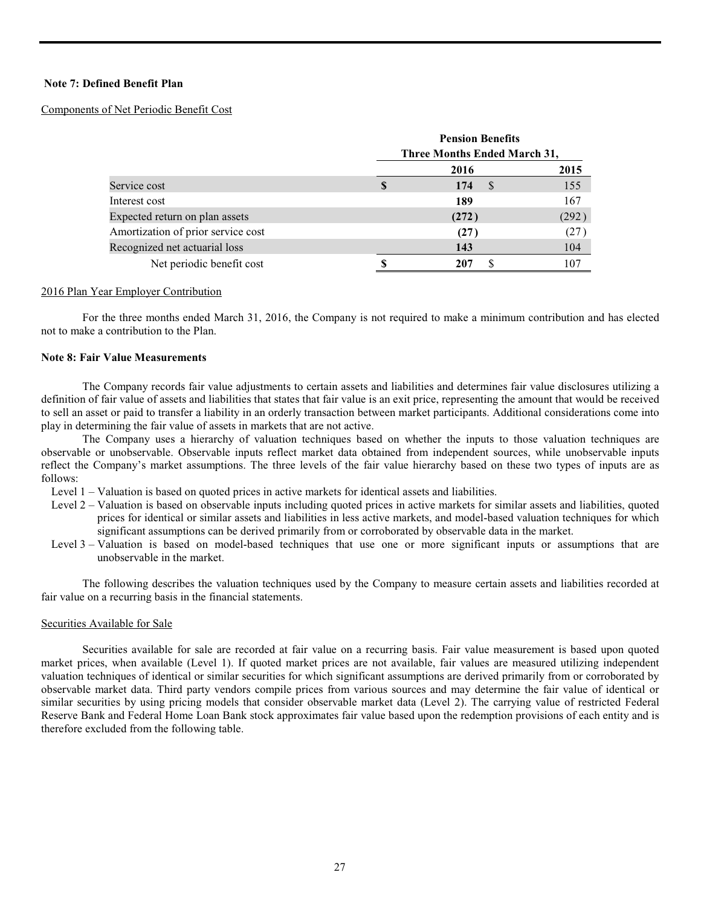**Note 7: Defined Benefit Plan**

Components of Net Periodic Benefit Cost

| | Pension Benefits | |
|---|---|---|
| | Three Months Ended March 31, | |
| | **2016** | 2015 |
| Service cost | **$ 174** | $ 155 |
| Interest cost | **189** | 167 |
| Expected return on plan assets | **(272)** | (292) |
| Amortization of prior service cost | **(27)** | (27) |
| Recognized net actuarial loss | **143** | 104 |
| Net periodic benefit cost | **$ 207** | $ 107 |

2016 Plan Year Employer Contribution

For the three months ended March 31, 2016, the Company is not required to make a minimum contribution and has elected not to make a contribution to the Plan.

**Note 8: Fair Value Measurements**

The Company records fair value adjustments to certain assets and liabilities and determines fair value disclosures utilizing a definition of fair value of assets and liabilities that states that fair value is an exit price, representing the amount that would be received to sell an asset or paid to transfer a liability in an orderly transaction between market participants. Additional considerations come into play in determining the fair value of assets in markets that are not active.

The Company uses a hierarchy of valuation techniques based on whether the inputs to those valuation techniques are observable or unobservable. Observable inputs reflect market data obtained from independent sources, while unobservable inputs reflect the Company's market assumptions. The three levels of the fair value hierarchy based on these two types of inputs are as follows:

- Level 1 – Valuation is based on quoted prices in active markets for identical assets and liabilities.
- Level 2 – Valuation is based on observable inputs including quoted prices in active markets for similar assets and liabilities, quoted prices for identical or similar assets and liabilities in less active markets, and model-based valuation techniques for which significant assumptions can be derived primarily from or corroborated by observable data in the market.
- Level 3 – Valuation is based on model-based techniques that use one or more significant inputs or assumptions that are unobservable in the market.

The following describes the valuation techniques used by the Company to measure certain assets and liabilities recorded at fair value on a recurring basis in the financial statements.

Securities Available for Sale

Securities available for sale are recorded at fair value on a recurring basis. Fair value measurement is based upon quoted market prices, when available (Level 1). If quoted market prices are not available, fair values are measured utilizing independent valuation techniques of identical or similar securities for which significant assumptions are derived primarily from or corroborated by observable market data. Third party vendors compile prices from various sources and may determine the fair value of identical or similar securities by using pricing models that consider observable market data (Level 2). The carrying value of restricted Federal Reserve Bank and Federal Home Loan Bank stock approximates fair value based upon the redemption provisions of each entity and is therefore excluded from the following table.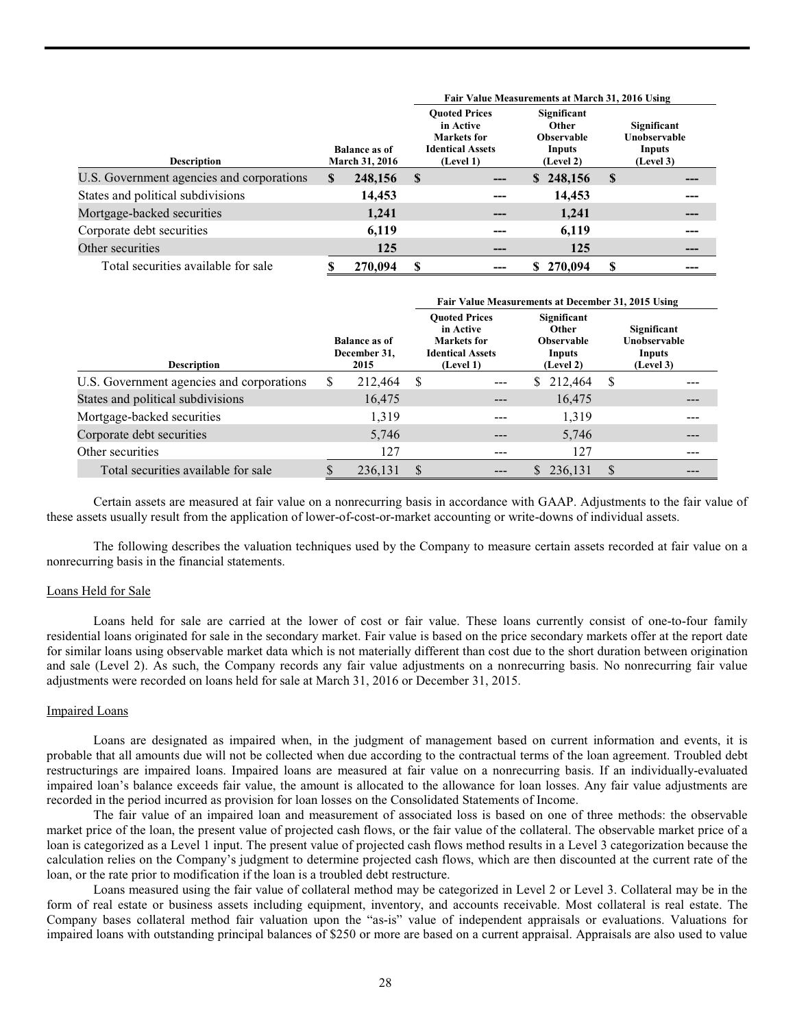| Description | Balance as of March 31, 2016 | Fair Value Measurements at March 31, 2016 Using | | |
|---|---|---|---|---|
| | | Quoted Prices in Active Markets for Identical Assets (Level 1) | Significant Other Observable Inputs (Level 2) | Significant Unobservable Inputs (Level 3) |
| U.S. Government agencies and corporations | **$ 248,156** | **$ ---** | **$ 248,156** | **$ ---** |
| States and political subdivisions | **14,453** | **---** | **14,453** | **---** |
| Mortgage-backed securities | **1,241** | **---** | **1,241** | **---** |
| Corporate debt securities | **6,119** | **---** | **6,119** | **---** |
| Other securities | **125** | **---** | **125** | **---** |
| Total securities available for sale | **$ 270,094** | **$ ---** | **$ 270,094** | **$ ---** |

| Description | Balance as of December 31, 2015 | Fair Value Measurements at December 31, 2015 Using | | |
|---|---|---|---|---|
| | | Quoted Prices in Active Markets for Identical Assets (Level 1) | Significant Other Observable Inputs (Level 2) | Significant Unobservable Inputs (Level 3) |
| U.S. Government agencies and corporations | $ 212,464 | $ --- | $ 212,464 | $ --- |
| States and political subdivisions | 16,475 | --- | 16,475 | --- |
| Mortgage-backed securities | 1,319 | --- | 1,319 | --- |
| Corporate debt securities | 5,746 | --- | 5,746 | --- |
| Other securities | 127 | --- | 127 | --- |
| Total securities available for sale | $ 236,131 | $ --- | $ 236,131 | $ --- |

Certain assets are measured at fair value on a nonrecurring basis in accordance with GAAP. Adjustments to the fair value of these assets usually result from the application of lower-of-cost-or-market accounting or write-downs of individual assets.

The following describes the valuation techniques used by the Company to measure certain assets recorded at fair value on a nonrecurring basis in the financial statements.

Loans Held for Sale

Loans held for sale are carried at the lower of cost or fair value. These loans currently consist of one-to-four family residential loans originated for sale in the secondary market. Fair value is based on the price secondary markets offer at the report date for similar loans using observable market data which is not materially different than cost due to the short duration between origination and sale (Level 2). As such, the Company records any fair value adjustments on a nonrecurring basis. No nonrecurring fair value adjustments were recorded on loans held for sale at March 31, 2016 or December 31, 2015.

Impaired Loans

Loans are designated as impaired when, in the judgment of management based on current information and events, it is probable that all amounts due will not be collected when due according to the contractual terms of the loan agreement. Troubled debt restructurings are impaired loans. Impaired loans are measured at fair value on a nonrecurring basis. If an individually-evaluated impaired loan's balance exceeds fair value, the amount is allocated to the allowance for loan losses. Any fair value adjustments are recorded in the period incurred as provision for loan losses on the Consolidated Statements of Income.

The fair value of an impaired loan and measurement of associated loss is based on one of three methods: the observable market price of the loan, the present value of projected cash flows, or the fair value of the collateral. The observable market price of a loan is categorized as a Level 1 input. The present value of projected cash flows method results in a Level 3 categorization because the calculation relies on the Company's judgment to determine projected cash flows, which are then discounted at the current rate of the loan, or the rate prior to modification if the loan is a troubled debt restructure.

Loans measured using the fair value of collateral method may be categorized in Level 2 or Level 3. Collateral may be in the form of real estate or business assets including equipment, inventory, and accounts receivable. Most collateral is real estate. The Company bases collateral method fair valuation upon the "as-is" value of independent appraisals or evaluations. Valuations for impaired loans with outstanding principal balances of $250 or more are based on a current appraisal. Appraisals are also used to value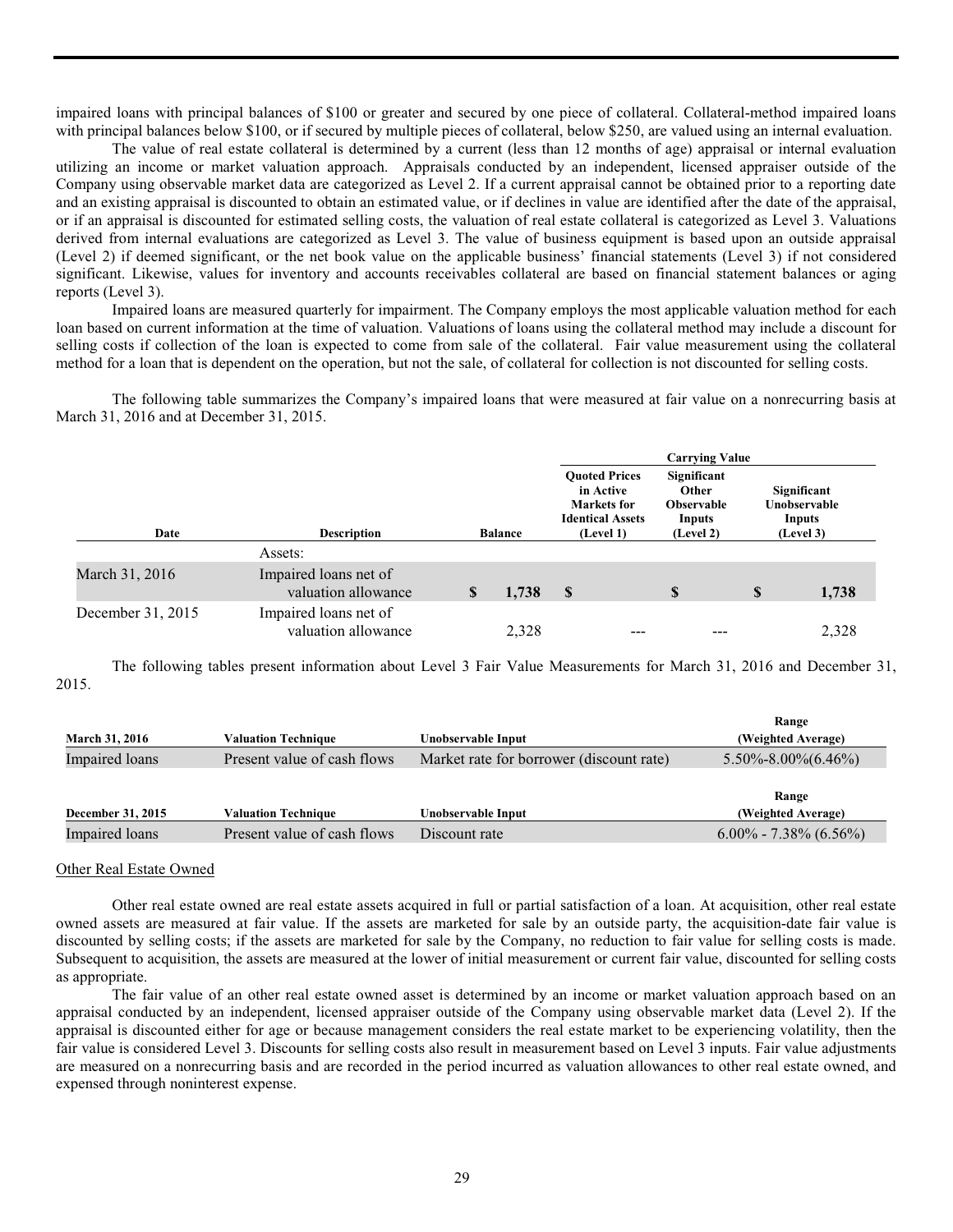impaired loans with principal balances of $100 or greater and secured by one piece of collateral. Collateral-method impaired loans with principal balances below $100, or if secured by multiple pieces of collateral, below $250, are valued using an internal evaluation.

The value of real estate collateral is determined by a current (less than 12 months of age) appraisal or internal evaluation utilizing an income or market valuation approach. Appraisals conducted by an independent, licensed appraiser outside of the Company using observable market data are categorized as Level 2. If a current appraisal cannot be obtained prior to a reporting date and an existing appraisal is discounted to obtain an estimated value, or if declines in value are identified after the date of the appraisal, or if an appraisal is discounted for estimated selling costs, the valuation of real estate collateral is categorized as Level 3. Valuations derived from internal evaluations are categorized as Level 3. The value of business equipment is based upon an outside appraisal (Level 2) if deemed significant, or the net book value on the applicable business' financial statements (Level 3) if not considered significant. Likewise, values for inventory and accounts receivables collateral are based on financial statement balances or aging reports (Level 3).

Impaired loans are measured quarterly for impairment. The Company employs the most applicable valuation method for each loan based on current information at the time of valuation. Valuations of loans using the collateral method may include a discount for selling costs if collection of the loan is expected to come from sale of the collateral. Fair value measurement using the collateral method for a loan that is dependent on the operation, but not the sale, of collateral for collection is not discounted for selling costs.

The following table summarizes the Company's impaired loans that were measured at fair value on a nonrecurring basis at March 31, 2016 and at December 31, 2015.

| | | | Carrying Value | | |
|---|---|---|---|---|---|
| Date | Description | Balance | Quoted Prices in Active Markets for Identical Assets (Level 1) | Significant Other Observable Inputs (Level 2) | Significant Unobservable Inputs (Level 3) |
| | Assets: | | | | |
| March 31, 2016 | Impaired loans net of valuation allowance | $ 1,738 | $ | $ | $ 1,738 |
| December 31, 2015 | Impaired loans net of valuation allowance | 2,328 | --- | --- | 2,328 |

The following tables present information about Level 3 Fair Value Measurements for March 31, 2016 and December 31, 2015.

| March 31, 2016 | Valuation Technique | Unobservable Input | Range (Weighted Average) |
|---|---|---|---|
| Impaired loans | Present value of cash flows | Market rate for borrower (discount rate) | 5.50%-8.00%(6.46%) |

| December 31, 2015 | Valuation Technique | Unobservable Input | Range (Weighted Average) |
|---|---|---|---|
| Impaired loans | Present value of cash flows | Discount rate | 6.00% - 7.38% (6.56%) |

Other Real Estate Owned

Other real estate owned are real estate assets acquired in full or partial satisfaction of a loan. At acquisition, other real estate owned assets are measured at fair value. If the assets are marketed for sale by an outside party, the acquisition-date fair value is discounted by selling costs; if the assets are marketed for sale by the Company, no reduction to fair value for selling costs is made. Subsequent to acquisition, the assets are measured at the lower of initial measurement or current fair value, discounted for selling costs as appropriate.

The fair value of an other real estate owned asset is determined by an income or market valuation approach based on an appraisal conducted by an independent, licensed appraiser outside of the Company using observable market data (Level 2). If the appraisal is discounted either for age or because management considers the real estate market to be experiencing volatility, then the fair value is considered Level 3. Discounts for selling costs also result in measurement based on Level 3 inputs. Fair value adjustments are measured on a nonrecurring basis and are recorded in the period incurred as valuation allowances to other real estate owned, and expensed through noninterest expense.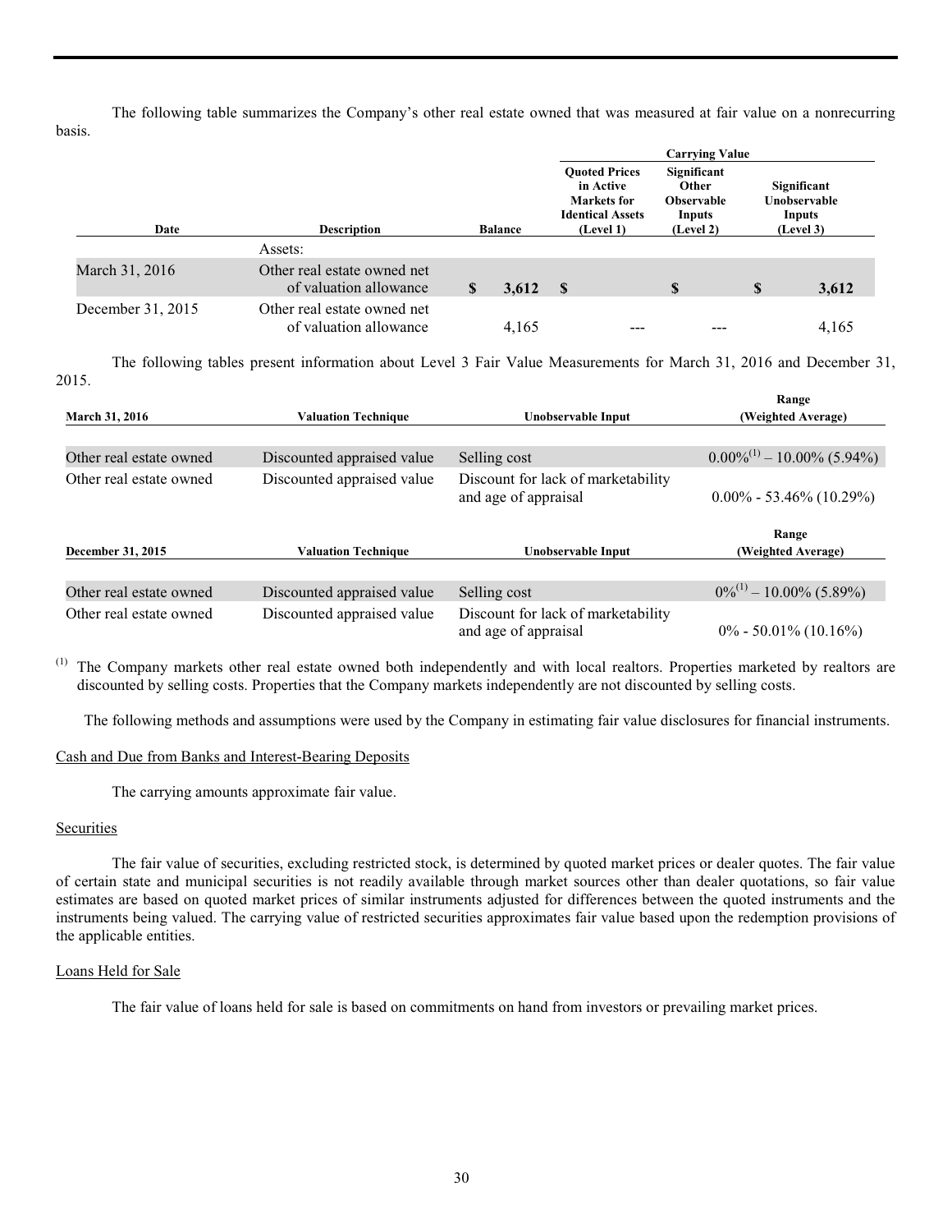The following table summarizes the Company's other real estate owned that was measured at fair value on a nonrecurring basis.

| Date | Description | Balance | Carrying Value: Quoted Prices in Active Markets for Identical Assets (Level 1) | Carrying Value: Significant Other Observable Inputs (Level 2) | Carrying Value: Significant Unobservable Inputs (Level 3) |
|---|---|---|---|---|---|
| | Assets: | | | | |
| March 31, 2016 | Other real estate owned net of valuation allowance | $ 3,612 | $ | $ | $ 3,612 |
| December 31, 2015 | Other real estate owned net of valuation allowance | 4,165 | --- | --- | 4,165 |

The following tables present information about Level 3 Fair Value Measurements for March 31, 2016 and December 31, 2015.

| March 31, 2016 | Valuation Technique | Unobservable Input | Range (Weighted Average) |
|---|---|---|---|
| Other real estate owned | Discounted appraised value | Selling cost | 0.00%[(1)] – 10.00% (5.94%) |
| Other real estate owned | Discounted appraised value | Discount for lack of marketability and age of appraisal | 0.00% - 53.46% (10.29%) |

| December 31, 2015 | Valuation Technique | Unobservable Input | Range (Weighted Average) |
|---|---|---|---|
| Other real estate owned | Discounted appraised value | Selling cost | 0%[(1)] – 10.00% (5.89%) |
| Other real estate owned | Discounted appraised value | Discount for lack of marketability and age of appraisal | 0% - 50.01% (10.16%) |

(1) The Company markets other real estate owned both independently and with local realtors. Properties marketed by realtors are discounted by selling costs. Properties that the Company markets independently are not discounted by selling costs.

The following methods and assumptions were used by the Company in estimating fair value disclosures for financial instruments.

Cash and Due from Banks and Interest-Bearing Deposits

The carrying amounts approximate fair value.

Securities

The fair value of securities, excluding restricted stock, is determined by quoted market prices or dealer quotes. The fair value of certain state and municipal securities is not readily available through market sources other than dealer quotations, so fair value estimates are based on quoted market prices of similar instruments adjusted for differences between the quoted instruments and the instruments being valued. The carrying value of restricted securities approximates fair value based upon the redemption provisions of the applicable entities.

Loans Held for Sale

The fair value of loans held for sale is based on commitments on hand from investors or prevailing market prices.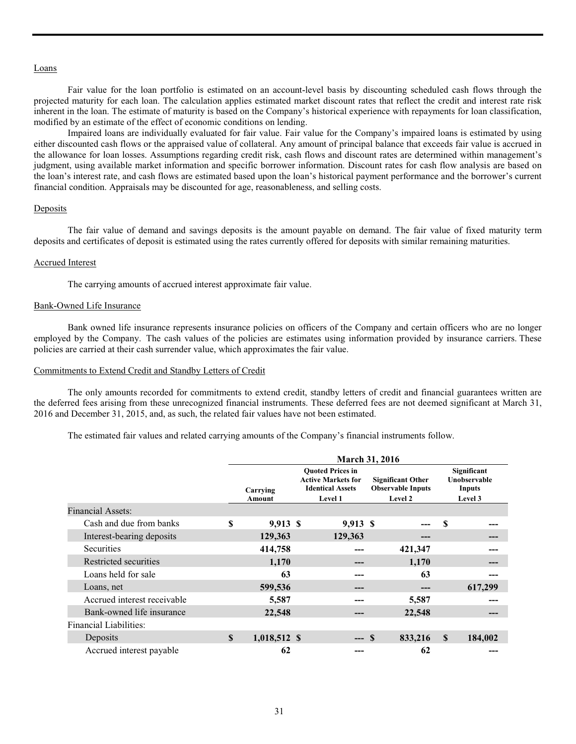Loans

Fair value for the loan portfolio is estimated on an account-level basis by discounting scheduled cash flows through the projected maturity for each loan. The calculation applies estimated market discount rates that reflect the credit and interest rate risk inherent in the loan. The estimate of maturity is based on the Company's historical experience with repayments for loan classification, modified by an estimate of the effect of economic conditions on lending.

Impaired loans are individually evaluated for fair value. Fair value for the Company's impaired loans is estimated by using either discounted cash flows or the appraised value of collateral. Any amount of principal balance that exceeds fair value is accrued in the allowance for loan losses. Assumptions regarding credit risk, cash flows and discount rates are determined within management's judgment, using available market information and specific borrower information. Discount rates for cash flow analysis are based on the loan's interest rate, and cash flows are estimated based upon the loan's historical payment performance and the borrower's current financial condition. Appraisals may be discounted for age, reasonableness, and selling costs.

Deposits

The fair value of demand and savings deposits is the amount payable on demand. The fair value of fixed maturity term deposits and certificates of deposit is estimated using the rates currently offered for deposits with similar remaining maturities.

Accrued Interest

The carrying amounts of accrued interest approximate fair value.

Bank-Owned Life Insurance

Bank owned life insurance represents insurance policies on officers of the Company and certain officers who are no longer employed by the Company. The cash values of the policies are estimates using information provided by insurance carriers. These policies are carried at their cash surrender value, which approximates the fair value.

Commitments to Extend Credit and Standby Letters of Credit

The only amounts recorded for commitments to extend credit, standby letters of credit and financial guarantees written are the deferred fees arising from these unrecognized financial instruments. These deferred fees are not deemed significant at March 31, 2016 and December 31, 2015, and, as such, the related fair values have not been estimated.

The estimated fair values and related carrying amounts of the Company's financial instruments follow.

| | March 31, 2016 | | | |
|---|---|---|---|---|
| | Carrying Amount | Quoted Prices in Active Markets for Identical Assets Level 1 | Significant Other Observable Inputs Level 2 | Significant Unobservable Inputs Level 3 |
| Financial Assets: | | | | |
| Cash and due from banks | $ 9,913 | $ 9,913 | $ --- | $ --- |
| Interest-bearing deposits | 129,363 | 129,363 | --- | --- |
| Securities | 414,758 | --- | 421,347 | --- |
| Restricted securities | 1,170 | --- | 1,170 | --- |
| Loans held for sale | 63 | --- | 63 | --- |
| Loans, net | 599,536 | --- | --- | 617,299 |
| Accrued interest receivable | 5,587 | --- | 5,587 | --- |
| Bank-owned life insurance | 22,548 | --- | 22,548 | --- |
| Financial Liabilities: | | | | |
| Deposits | $ 1,018,512 | $ --- | $ 833,216 | $ 184,002 |
| Accrued interest payable | 62 | --- | 62 | --- |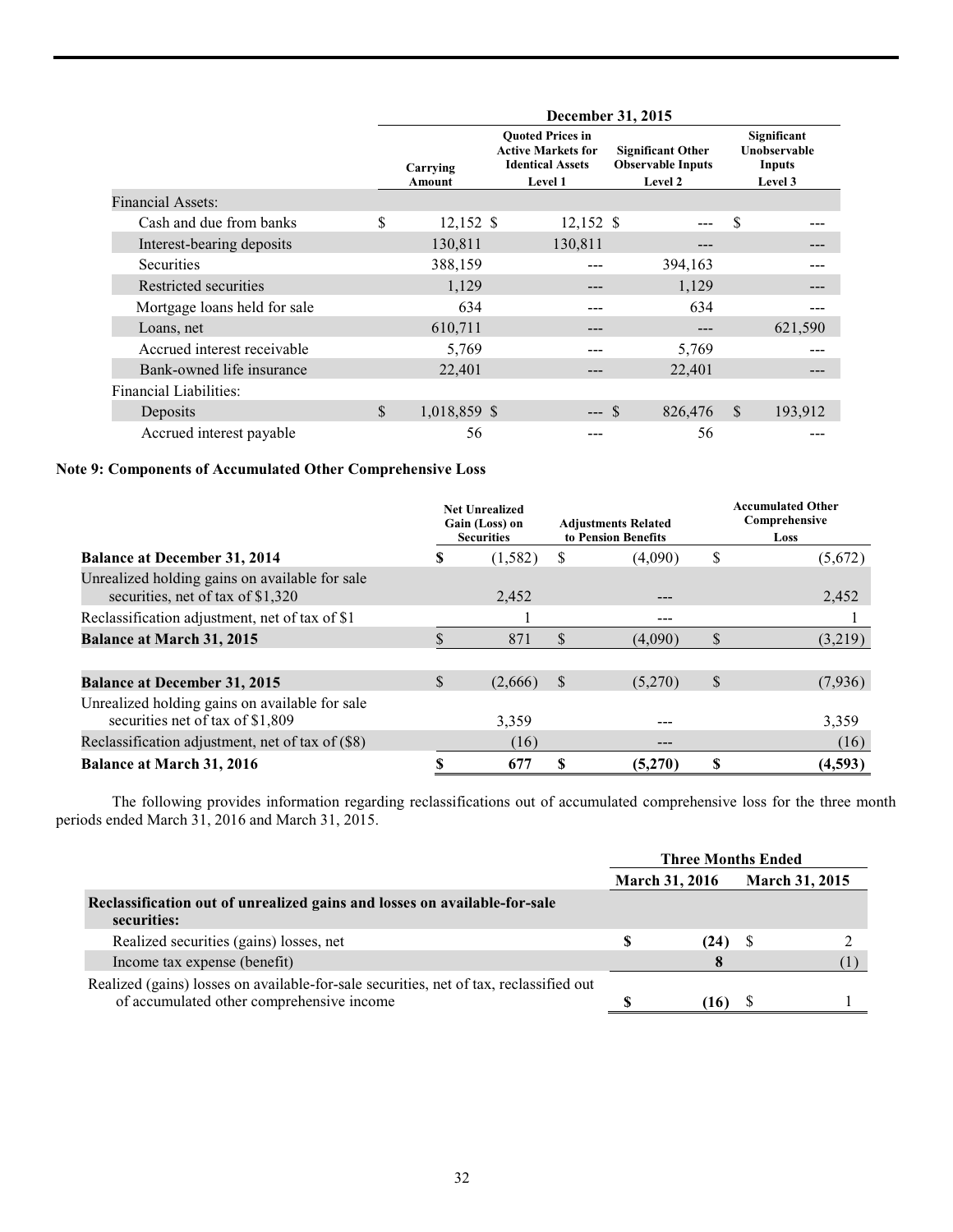| | December 31, 2015 | | | |
|---|---|---|---|---|
| | Carrying Amount | Quoted Prices in Active Markets for Identical Assets Level 1 | Significant Other Observable Inputs Level 2 | Significant Unobservable Inputs Level 3 |
| Financial Assets: | | | | |
| Cash and due from banks | $ 12,152 | $ 12,152 | $ --- | $ --- |
| Interest-bearing deposits | 130,811 | 130,811 | --- | --- |
| Securities | 388,159 | --- | 394,163 | --- |
| Restricted securities | 1,129 | --- | 1,129 | --- |
| Mortgage loans held for sale | 634 | --- | 634 | --- |
| Loans, net | 610,711 | --- | --- | 621,590 |
| Accrued interest receivable | 5,769 | --- | 5,769 | --- |
| Bank-owned life insurance | 22,401 | --- | 22,401 | --- |
| Financial Liabilities: | | | | |
| Deposits | $ 1,018,859 | $ --- | $ 826,476 | $ 193,912 |
| Accrued interest payable | 56 | --- | 56 | --- |

**Note 9: Components of Accumulated Other Comprehensive Loss**

| | Net Unrealized Gain (Loss) on Securities | Adjustments Related to Pension Benefits | Accumulated Other Comprehensive Loss |
|---|---|---|---|
| **Balance at December 31, 2014** | **$ (1,582)** | $ (4,090) | $ (5,672) |
| Unrealized holding gains on available for sale securities, net of tax of $1,320 | 2,452 | --- | 2,452 |
| Reclassification adjustment, net of tax of $1 | 1 | --- | 1 |
| **Balance at March 31, 2015** | $ 871 | $ (4,090) | $ (3,219) |
| | | | |
| **Balance at December 31, 2015** | $ (2,666) | $ (5,270) | $ (7,936) |
| Unrealized holding gains on available for sale securities net of tax of $1,809 | 3,359 | --- | 3,359 |
| Reclassification adjustment, net of tax of ($8) | (16) | --- | (16) |
| **Balance at March 31, 2016** | **$ 677** | **$ (5,270)** | **$ (4,593)** |

The following provides information regarding reclassifications out of accumulated comprehensive loss for the three month periods ended March 31, 2016 and March 31, 2015.

| | Three Months Ended | |
|---|---|---|
| | March 31, 2016 | March 31, 2015 |
| **Reclassification out of unrealized gains and losses on available-for-sale securities:** | | |
| Realized securities (gains) losses, net | **$ (24)** | $ 2 |
| Income tax expense (benefit) | **8** | (1) |
| Realized (gains) losses on available-for-sale securities, net of tax, reclassified out of accumulated other comprehensive income | **$ (16)** | $ 1 |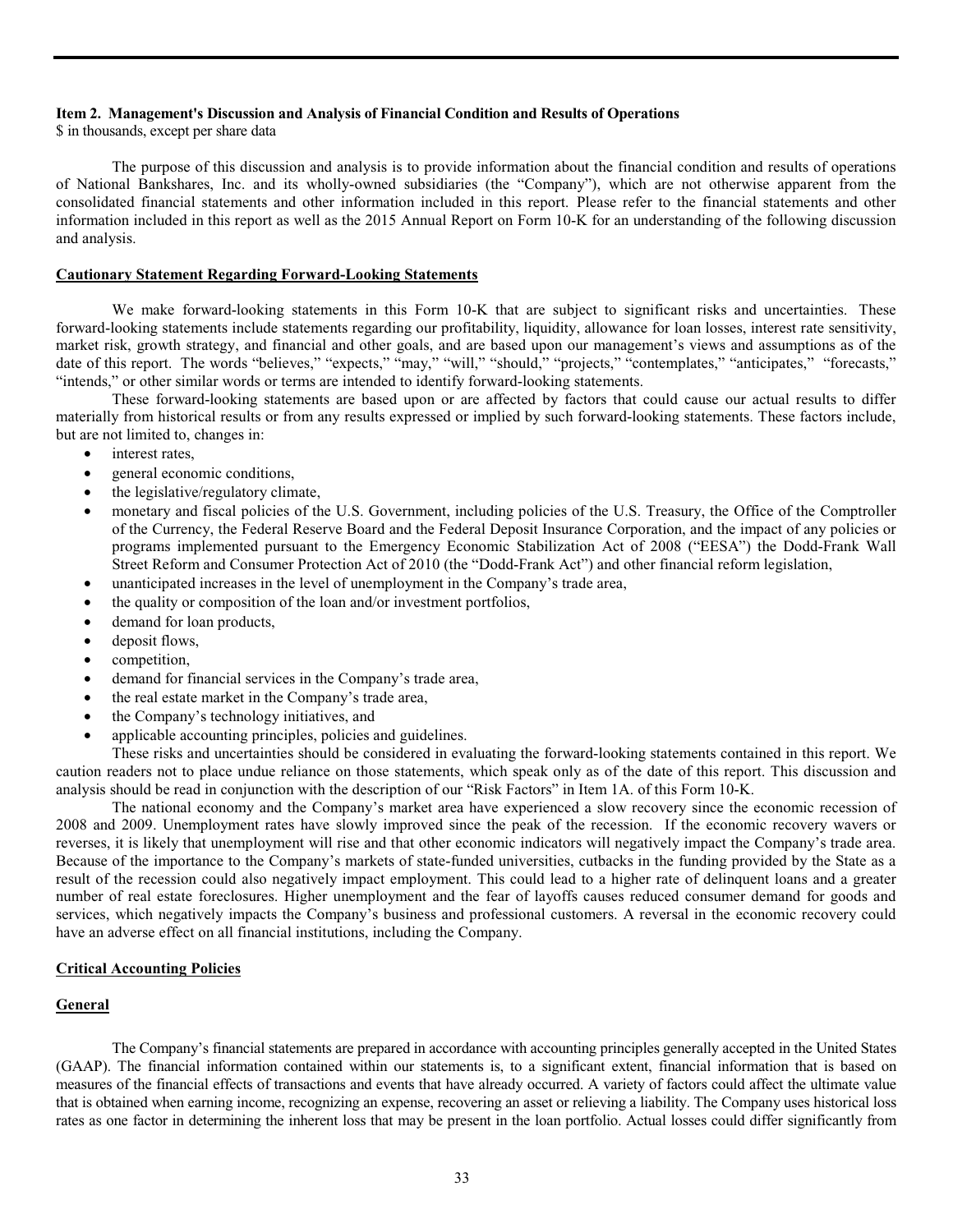## Item 2. Management's Discussion and Analysis of Financial Condition and Results of Operations

$ in thousands, except per share data

The purpose of this discussion and analysis is to provide information about the financial condition and results of operations of National Bankshares, Inc. and its wholly-owned subsidiaries (the "Company"), which are not otherwise apparent from the consolidated financial statements and other information included in this report. Please refer to the financial statements and other information included in this report as well as the 2015 Annual Report on Form 10-K for an understanding of the following discussion and analysis.

### Cautionary Statement Regarding Forward-Looking Statements

We make forward-looking statements in this Form 10-K that are subject to significant risks and uncertainties. These forward-looking statements include statements regarding our profitability, liquidity, allowance for loan losses, interest rate sensitivity, market risk, growth strategy, and financial and other goals, and are based upon our management's views and assumptions as of the date of this report. The words "believes," "expects," "may," "will," "should," "projects," "contemplates," "anticipates," "forecasts," "intends," or other similar words or terms are intended to identify forward-looking statements.

These forward-looking statements are based upon or are affected by factors that could cause our actual results to differ materially from historical results or from any results expressed or implied by such forward-looking statements. These factors include, but are not limited to, changes in:

- interest rates,
- general economic conditions,
- the legislative/regulatory climate,
- monetary and fiscal policies of the U.S. Government, including policies of the U.S. Treasury, the Office of the Comptroller of the Currency, the Federal Reserve Board and the Federal Deposit Insurance Corporation, and the impact of any policies or programs implemented pursuant to the Emergency Economic Stabilization Act of 2008 ("EESA") the Dodd-Frank Wall Street Reform and Consumer Protection Act of 2010 (the "Dodd-Frank Act") and other financial reform legislation,
- unanticipated increases in the level of unemployment in the Company's trade area,
- the quality or composition of the loan and/or investment portfolios,
- demand for loan products,
- deposit flows,
- competition,
- demand for financial services in the Company's trade area,
- the real estate market in the Company's trade area,
- the Company's technology initiatives, and
- applicable accounting principles, policies and guidelines.

These risks and uncertainties should be considered in evaluating the forward-looking statements contained in this report. We caution readers not to place undue reliance on those statements, which speak only as of the date of this report. This discussion and analysis should be read in conjunction with the description of our "Risk Factors" in Item 1A. of this Form 10-K.

The national economy and the Company's market area have experienced a slow recovery since the economic recession of 2008 and 2009. Unemployment rates have slowly improved since the peak of the recession. If the economic recovery wavers or reverses, it is likely that unemployment will rise and that other economic indicators will negatively impact the Company's trade area. Because of the importance to the Company's markets of state-funded universities, cutbacks in the funding provided by the State as a result of the recession could also negatively impact employment. This could lead to a higher rate of delinquent loans and a greater number of real estate foreclosures. Higher unemployment and the fear of layoffs causes reduced consumer demand for goods and services, which negatively impacts the Company's business and professional customers. A reversal in the economic recovery could have an adverse effect on all financial institutions, including the Company.

### Critical Accounting Policies

#### General

The Company's financial statements are prepared in accordance with accounting principles generally accepted in the United States (GAAP). The financial information contained within our statements is, to a significant extent, financial information that is based on measures of the financial effects of transactions and events that have already occurred. A variety of factors could affect the ultimate value that is obtained when earning income, recognizing an expense, recovering an asset or relieving a liability. The Company uses historical loss rates as one factor in determining the inherent loss that may be present in the loan portfolio. Actual losses could differ significantly from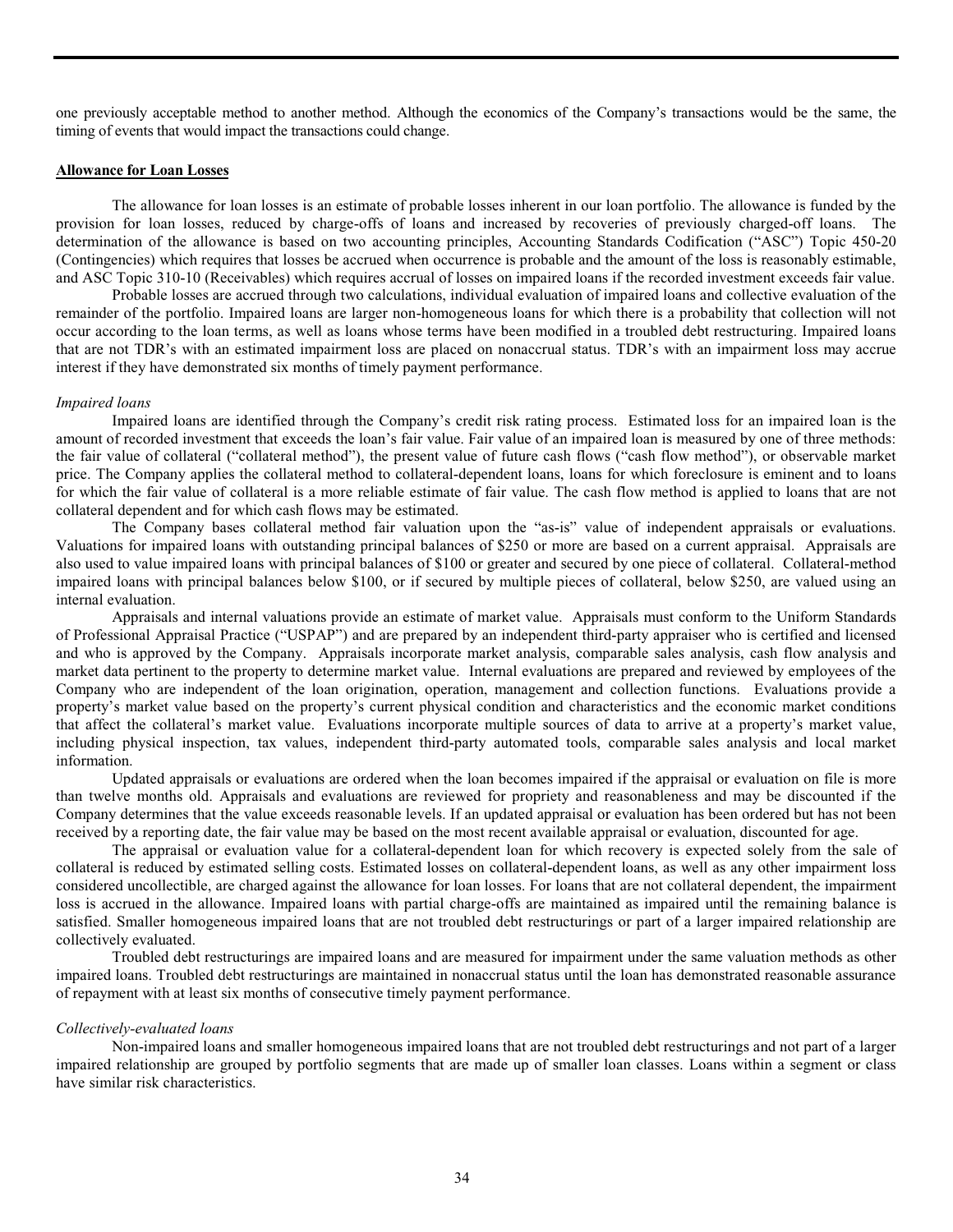one previously acceptable method to another method. Although the economics of the Company's transactions would be the same, the timing of events that would impact the transactions could change.

**Allowance for Loan Losses**

The allowance for loan losses is an estimate of probable losses inherent in our loan portfolio. The allowance is funded by the provision for loan losses, reduced by charge-offs of loans and increased by recoveries of previously charged-off loans. The determination of the allowance is based on two accounting principles, Accounting Standards Codification ("ASC") Topic 450-20 (Contingencies) which requires that losses be accrued when occurrence is probable and the amount of the loss is reasonably estimable, and ASC Topic 310-10 (Receivables) which requires accrual of losses on impaired loans if the recorded investment exceeds fair value.

Probable losses are accrued through two calculations, individual evaluation of impaired loans and collective evaluation of the remainder of the portfolio. Impaired loans are larger non-homogeneous loans for which there is a probability that collection will not occur according to the loan terms, as well as loans whose terms have been modified in a troubled debt restructuring. Impaired loans that are not TDR's with an estimated impairment loss are placed on nonaccrual status. TDR's with an impairment loss may accrue interest if they have demonstrated six months of timely payment performance.

*Impaired loans*

Impaired loans are identified through the Company's credit risk rating process. Estimated loss for an impaired loan is the amount of recorded investment that exceeds the loan's fair value. Fair value of an impaired loan is measured by one of three methods: the fair value of collateral ("collateral method"), the present value of future cash flows ("cash flow method"), or observable market price. The Company applies the collateral method to collateral-dependent loans, loans for which foreclosure is eminent and to loans for which the fair value of collateral is a more reliable estimate of fair value. The cash flow method is applied to loans that are not collateral dependent and for which cash flows may be estimated.

The Company bases collateral method fair valuation upon the "as-is" value of independent appraisals or evaluations. Valuations for impaired loans with outstanding principal balances of $250 or more are based on a current appraisal. Appraisals are also used to value impaired loans with principal balances of $100 or greater and secured by one piece of collateral. Collateral-method impaired loans with principal balances below $100, or if secured by multiple pieces of collateral, below $250, are valued using an internal evaluation.

Appraisals and internal valuations provide an estimate of market value. Appraisals must conform to the Uniform Standards of Professional Appraisal Practice ("USPAP") and are prepared by an independent third-party appraiser who is certified and licensed and who is approved by the Company. Appraisals incorporate market analysis, comparable sales analysis, cash flow analysis and market data pertinent to the property to determine market value. Internal evaluations are prepared and reviewed by employees of the Company who are independent of the loan origination, operation, management and collection functions. Evaluations provide a property's market value based on the property's current physical condition and characteristics and the economic market conditions that affect the collateral's market value. Evaluations incorporate multiple sources of data to arrive at a property's market value, including physical inspection, tax values, independent third-party automated tools, comparable sales analysis and local market information.

Updated appraisals or evaluations are ordered when the loan becomes impaired if the appraisal or evaluation on file is more than twelve months old. Appraisals and evaluations are reviewed for propriety and reasonableness and may be discounted if the Company determines that the value exceeds reasonable levels. If an updated appraisal or evaluation has been ordered but has not been received by a reporting date, the fair value may be based on the most recent available appraisal or evaluation, discounted for age.

The appraisal or evaluation value for a collateral-dependent loan for which recovery is expected solely from the sale of collateral is reduced by estimated selling costs. Estimated losses on collateral-dependent loans, as well as any other impairment loss considered uncollectible, are charged against the allowance for loan losses. For loans that are not collateral dependent, the impairment loss is accrued in the allowance. Impaired loans with partial charge-offs are maintained as impaired until the remaining balance is satisfied. Smaller homogeneous impaired loans that are not troubled debt restructurings or part of a larger impaired relationship are collectively evaluated.

Troubled debt restructurings are impaired loans and are measured for impairment under the same valuation methods as other impaired loans. Troubled debt restructurings are maintained in nonaccrual status until the loan has demonstrated reasonable assurance of repayment with at least six months of consecutive timely payment performance.

*Collectively-evaluated loans*

Non-impaired loans and smaller homogeneous impaired loans that are not troubled debt restructurings and not part of a larger impaired relationship are grouped by portfolio segments that are made up of smaller loan classes. Loans within a segment or class have similar risk characteristics.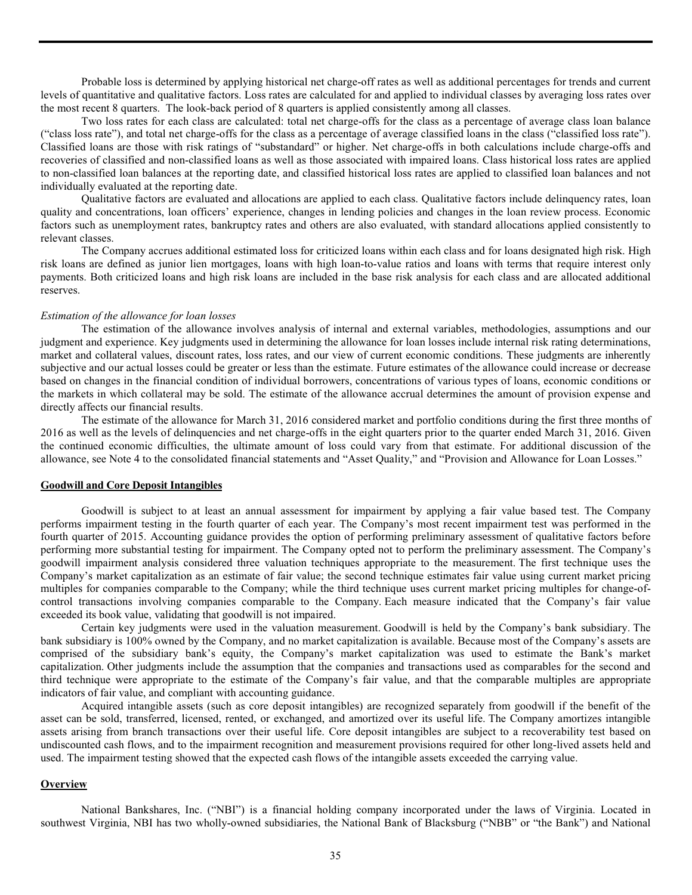Probable loss is determined by applying historical net charge-off rates as well as additional percentages for trends and current levels of quantitative and qualitative factors. Loss rates are calculated for and applied to individual classes by averaging loss rates over the most recent 8 quarters. The look-back period of 8 quarters is applied consistently among all classes.

Two loss rates for each class are calculated: total net charge-offs for the class as a percentage of average class loan balance ("class loss rate"), and total net charge-offs for the class as a percentage of average classified loans in the class ("classified loss rate"). Classified loans are those with risk ratings of "substandard" or higher. Net charge-offs in both calculations include charge-offs and recoveries of classified and non-classified loans as well as those associated with impaired loans. Class historical loss rates are applied to non-classified loan balances at the reporting date, and classified historical loss rates are applied to classified loan balances and not individually evaluated at the reporting date.

Qualitative factors are evaluated and allocations are applied to each class. Qualitative factors include delinquency rates, loan quality and concentrations, loan officers' experience, changes in lending policies and changes in the loan review process. Economic factors such as unemployment rates, bankruptcy rates and others are also evaluated, with standard allocations applied consistently to relevant classes.

The Company accrues additional estimated loss for criticized loans within each class and for loans designated high risk. High risk loans are defined as junior lien mortgages, loans with high loan-to-value ratios and loans with terms that require interest only payments. Both criticized loans and high risk loans are included in the base risk analysis for each class and are allocated additional reserves.

*Estimation of the allowance for loan losses*

The estimation of the allowance involves analysis of internal and external variables, methodologies, assumptions and our judgment and experience. Key judgments used in determining the allowance for loan losses include internal risk rating determinations, market and collateral values, discount rates, loss rates, and our view of current economic conditions. These judgments are inherently subjective and our actual losses could be greater or less than the estimate. Future estimates of the allowance could increase or decrease based on changes in the financial condition of individual borrowers, concentrations of various types of loans, economic conditions or the markets in which collateral may be sold. The estimate of the allowance accrual determines the amount of provision expense and directly affects our financial results.

The estimate of the allowance for March 31, 2016 considered market and portfolio conditions during the first three months of 2016 as well as the levels of delinquencies and net charge-offs in the eight quarters prior to the quarter ended March 31, 2016. Given the continued economic difficulties, the ultimate amount of loss could vary from that estimate. For additional discussion of the allowance, see Note 4 to the consolidated financial statements and "Asset Quality," and "Provision and Allowance for Loan Losses."

**Goodwill and Core Deposit Intangibles**

Goodwill is subject to at least an annual assessment for impairment by applying a fair value based test. The Company performs impairment testing in the fourth quarter of each year. The Company's most recent impairment test was performed in the fourth quarter of 2015. Accounting guidance provides the option of performing preliminary assessment of qualitative factors before performing more substantial testing for impairment. The Company opted not to perform the preliminary assessment. The Company's goodwill impairment analysis considered three valuation techniques appropriate to the measurement. The first technique uses the Company's market capitalization as an estimate of fair value; the second technique estimates fair value using current market pricing multiples for companies comparable to the Company; while the third technique uses current market pricing multiples for change-of-control transactions involving companies comparable to the Company. Each measure indicated that the Company's fair value exceeded its book value, validating that goodwill is not impaired.

Certain key judgments were used in the valuation measurement. Goodwill is held by the Company's bank subsidiary. The bank subsidiary is 100% owned by the Company, and no market capitalization is available. Because most of the Company's assets are comprised of the subsidiary bank's equity, the Company's market capitalization was used to estimate the Bank's market capitalization. Other judgments include the assumption that the companies and transactions used as comparables for the second and third technique were appropriate to the estimate of the Company's fair value, and that the comparable multiples are appropriate indicators of fair value, and compliant with accounting guidance.

Acquired intangible assets (such as core deposit intangibles) are recognized separately from goodwill if the benefit of the asset can be sold, transferred, licensed, rented, or exchanged, and amortized over its useful life. The Company amortizes intangible assets arising from branch transactions over their useful life. Core deposit intangibles are subject to a recoverability test based on undiscounted cash flows, and to the impairment recognition and measurement provisions required for other long-lived assets held and used. The impairment testing showed that the expected cash flows of the intangible assets exceeded the carrying value.

**Overview**

National Bankshares, Inc. ("NBI") is a financial holding company incorporated under the laws of Virginia. Located in southwest Virginia, NBI has two wholly-owned subsidiaries, the National Bank of Blacksburg ("NBB" or "the Bank") and National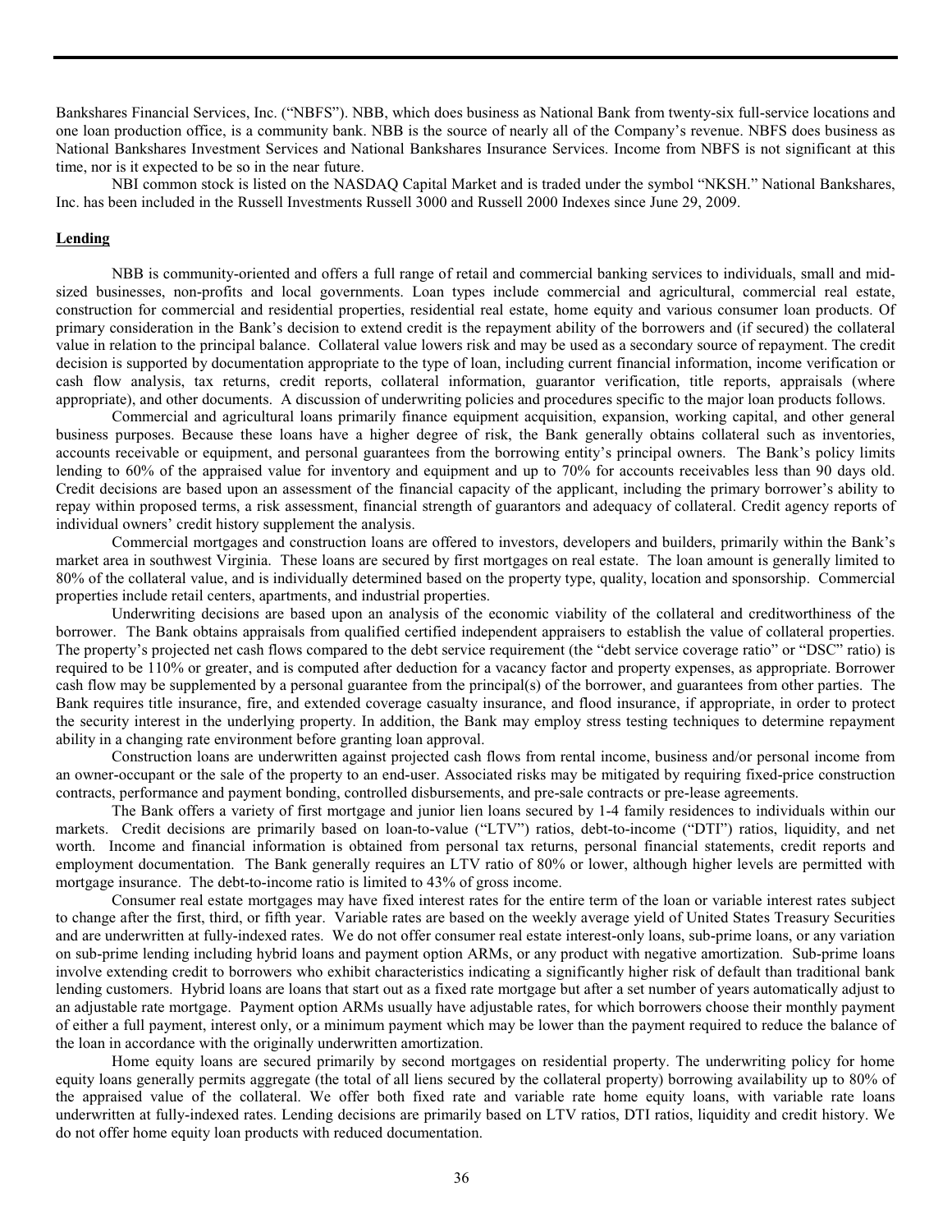Bankshares Financial Services, Inc. ("NBFS"). NBB, which does business as National Bank from twenty-six full-service locations and one loan production office, is a community bank. NBB is the source of nearly all of the Company's revenue. NBFS does business as National Bankshares Investment Services and National Bankshares Insurance Services. Income from NBFS is not significant at this time, nor is it expected to be so in the near future.

NBI common stock is listed on the NASDAQ Capital Market and is traded under the symbol "NKSH." National Bankshares, Inc. has been included in the Russell Investments Russell 3000 and Russell 2000 Indexes since June 29, 2009.

## Lending

NBB is community-oriented and offers a full range of retail and commercial banking services to individuals, small and mid-sized businesses, non-profits and local governments. Loan types include commercial and agricultural, commercial real estate, construction for commercial and residential properties, residential real estate, home equity and various consumer loan products. Of primary consideration in the Bank's decision to extend credit is the repayment ability of the borrowers and (if secured) the collateral value in relation to the principal balance. Collateral value lowers risk and may be used as a secondary source of repayment. The credit decision is supported by documentation appropriate to the type of loan, including current financial information, income verification or cash flow analysis, tax returns, credit reports, collateral information, guarantor verification, title reports, appraisals (where appropriate), and other documents. A discussion of underwriting policies and procedures specific to the major loan products follows.

Commercial and agricultural loans primarily finance equipment acquisition, expansion, working capital, and other general business purposes. Because these loans have a higher degree of risk, the Bank generally obtains collateral such as inventories, accounts receivable or equipment, and personal guarantees from the borrowing entity's principal owners. The Bank's policy limits lending to 60% of the appraised value for inventory and equipment and up to 70% for accounts receivables less than 90 days old. Credit decisions are based upon an assessment of the financial capacity of the applicant, including the primary borrower's ability to repay within proposed terms, a risk assessment, financial strength of guarantors and adequacy of collateral. Credit agency reports of individual owners' credit history supplement the analysis.

Commercial mortgages and construction loans are offered to investors, developers and builders, primarily within the Bank's market area in southwest Virginia. These loans are secured by first mortgages on real estate. The loan amount is generally limited to 80% of the collateral value, and is individually determined based on the property type, quality, location and sponsorship. Commercial properties include retail centers, apartments, and industrial properties.

Underwriting decisions are based upon an analysis of the economic viability of the collateral and creditworthiness of the borrower. The Bank obtains appraisals from qualified certified independent appraisers to establish the value of collateral properties. The property's projected net cash flows compared to the debt service requirement (the "debt service coverage ratio" or "DSC" ratio) is required to be 110% or greater, and is computed after deduction for a vacancy factor and property expenses, as appropriate. Borrower cash flow may be supplemented by a personal guarantee from the principal(s) of the borrower, and guarantees from other parties. The Bank requires title insurance, fire, and extended coverage casualty insurance, and flood insurance, if appropriate, in order to protect the security interest in the underlying property. In addition, the Bank may employ stress testing techniques to determine repayment ability in a changing rate environment before granting loan approval.

Construction loans are underwritten against projected cash flows from rental income, business and/or personal income from an owner-occupant or the sale of the property to an end-user. Associated risks may be mitigated by requiring fixed-price construction contracts, performance and payment bonding, controlled disbursements, and pre-sale contracts or pre-lease agreements.

The Bank offers a variety of first mortgage and junior lien loans secured by 1-4 family residences to individuals within our markets. Credit decisions are primarily based on loan-to-value ("LTV") ratios, debt-to-income ("DTI") ratios, liquidity, and net worth. Income and financial information is obtained from personal tax returns, personal financial statements, credit reports and employment documentation. The Bank generally requires an LTV ratio of 80% or lower, although higher levels are permitted with mortgage insurance. The debt-to-income ratio is limited to 43% of gross income.

Consumer real estate mortgages may have fixed interest rates for the entire term of the loan or variable interest rates subject to change after the first, third, or fifth year. Variable rates are based on the weekly average yield of United States Treasury Securities and are underwritten at fully-indexed rates. We do not offer consumer real estate interest-only loans, sub-prime loans, or any variation on sub-prime lending including hybrid loans and payment option ARMs, or any product with negative amortization. Sub-prime loans involve extending credit to borrowers who exhibit characteristics indicating a significantly higher risk of default than traditional bank lending customers. Hybrid loans are loans that start out as a fixed rate mortgage but after a set number of years automatically adjust to an adjustable rate mortgage. Payment option ARMs usually have adjustable rates, for which borrowers choose their monthly payment of either a full payment, interest only, or a minimum payment which may be lower than the payment required to reduce the balance of the loan in accordance with the originally underwritten amortization.

Home equity loans are secured primarily by second mortgages on residential property. The underwriting policy for home equity loans generally permits aggregate (the total of all liens secured by the collateral property) borrowing availability up to 80% of the appraised value of the collateral. We offer both fixed rate and variable rate home equity loans, with variable rate loans underwritten at fully-indexed rates. Lending decisions are primarily based on LTV ratios, DTI ratios, liquidity and credit history. We do not offer home equity loan products with reduced documentation.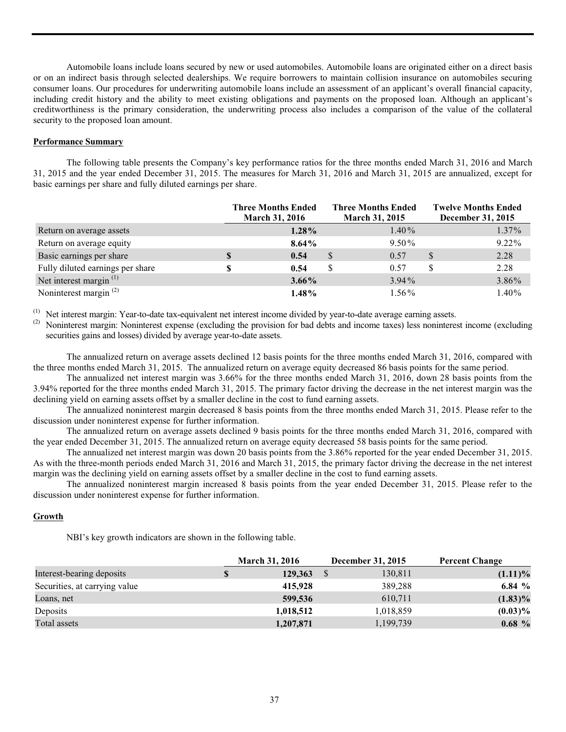Automobile loans include loans secured by new or used automobiles. Automobile loans are originated either on a direct basis or on an indirect basis through selected dealerships. We require borrowers to maintain collision insurance on automobiles securing consumer loans. Our procedures for underwriting automobile loans include an assessment of an applicant's overall financial capacity, including credit history and the ability to meet existing obligations and payments on the proposed loan. Although an applicant's creditworthiness is the primary consideration, the underwriting process also includes a comparison of the value of the collateral security to the proposed loan amount.

**Performance Summary**

The following table presents the Company's key performance ratios for the three months ended March 31, 2016 and March 31, 2015 and the year ended December 31, 2015. The measures for March 31, 2016 and March 31, 2015 are annualized, except for basic earnings per share and fully diluted earnings per share.

| | Three Months Ended March 31, 2016 | Three Months Ended March 31, 2015 | Twelve Months Ended December 31, 2015 |
|---|---|---|---|
| Return on average assets | **1.28%** | 1.40% | 1.37% |
| Return on average equity | **8.64%** | 9.50% | 9.22% |
| Basic earnings per share | **$ 0.54** | $ 0.57 | $ 2.28 |
| Fully diluted earnings per share | **$ 0.54** | $ 0.57 | $ 2.28 |
| Net interest margin [(1)] | **3.66%** | 3.94% | 3.86% |
| Noninterest margin [(2)] | **1.48%** | 1.56% | 1.40% |

[(1)] Net interest margin: Year-to-date tax-equivalent net interest income divided by year-to-date average earning assets.
[(2)] Noninterest margin: Noninterest expense (excluding the provision for bad debts and income taxes) less noninterest income (excluding securities gains and losses) divided by average year-to-date assets.

The annualized return on average assets declined 12 basis points for the three months ended March 31, 2016, compared with the three months ended March 31, 2015. The annualized return on average equity decreased 86 basis points for the same period.

The annualized net interest margin was 3.66% for the three months ended March 31, 2016, down 28 basis points from the 3.94% reported for the three months ended March 31, 2015. The primary factor driving the decrease in the net interest margin was the declining yield on earning assets offset by a smaller decline in the cost to fund earning assets.

The annualized noninterest margin decreased 8 basis points from the three months ended March 31, 2015. Please refer to the discussion under noninterest expense for further information.

The annualized return on average assets declined 9 basis points for the three months ended March 31, 2016, compared with the year ended December 31, 2015. The annualized return on average equity decreased 58 basis points for the same period.

The annualized net interest margin was down 20 basis points from the 3.86% reported for the year ended December 31, 2015. As with the three-month periods ended March 31, 2016 and March 31, 2015, the primary factor driving the decrease in the net interest margin was the declining yield on earning assets offset by a smaller decline in the cost to fund earning assets.

The annualized noninterest margin increased 8 basis points from the year ended December 31, 2015. Please refer to the discussion under noninterest expense for further information.

**Growth**

NBI's key growth indicators are shown in the following table.

| | March 31, 2016 | December 31, 2015 | Percent Change |
|---|---|---|---|
| Interest-bearing deposits | **$ 129,363** | $ 130,811 | **(1.11)%** |
| Securities, at carrying value | **415,928** | 389,288 | **6.84 %** |
| Loans, net | **599,536** | 610,711 | **(1.83)%** |
| Deposits | **1,018,512** | 1,018,859 | **(0.03)%** |
| Total assets | **1,207,871** | 1,199,739 | **0.68 %** |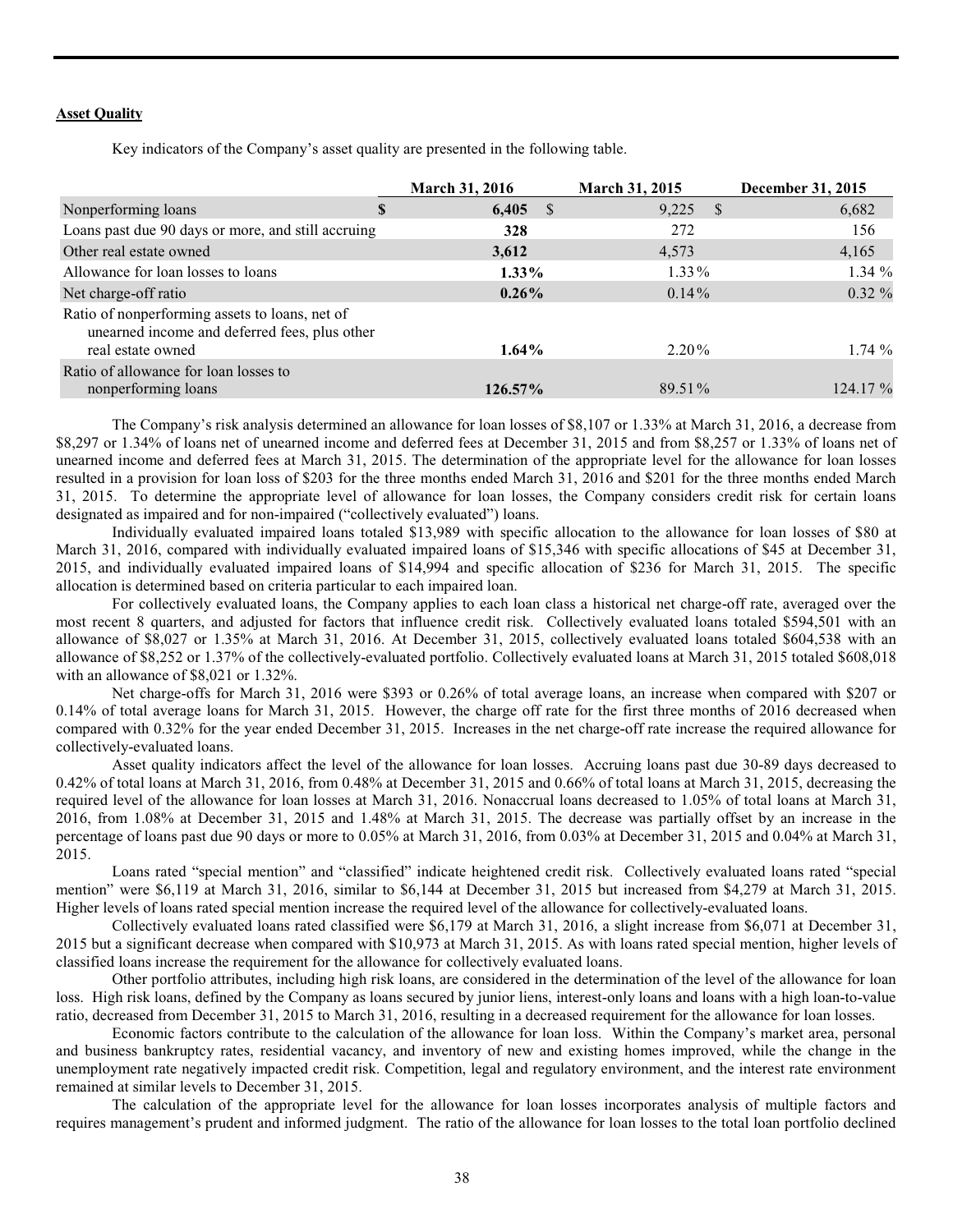**Asset Quality**

Key indicators of the Company's asset quality are presented in the following table.

| | March 31, 2016 | March 31, 2015 | December 31, 2015 |
|---|---|---|---|
| Nonperforming loans | **$ 6,405** | $ 9,225 | $ 6,682 |
| Loans past due 90 days or more, and still accruing | **328** | 272 | 156 |
| Other real estate owned | **3,612** | 4,573 | 4,165 |
| Allowance for loan losses to loans | **1.33%** | 1.33% | 1.34 % |
| Net charge-off ratio | **0.26%** | 0.14% | 0.32 % |
| Ratio of nonperforming assets to loans, net of unearned income and deferred fees, plus other real estate owned | **1.64%** | 2.20% | 1.74 % |
| Ratio of allowance for loan losses to nonperforming loans | **126.57%** | 89.51% | 124.17 % |

The Company's risk analysis determined an allowance for loan losses of $8,107 or 1.33% at March 31, 2016, a decrease from $8,297 or 1.34% of loans net of unearned income and deferred fees at December 31, 2015 and from $8,257 or 1.33% of loans net of unearned income and deferred fees at March 31, 2015. The determination of the appropriate level for the allowance for loan losses resulted in a provision for loan loss of $203 for the three months ended March 31, 2016 and $201 for the three months ended March 31, 2015. To determine the appropriate level of allowance for loan losses, the Company considers credit risk for certain loans designated as impaired and for non-impaired ("collectively evaluated") loans.

Individually evaluated impaired loans totaled $13,989 with specific allocation to the allowance for loan losses of $80 at March 31, 2016, compared with individually evaluated impaired loans of $15,346 with specific allocations of $45 at December 31, 2015, and individually evaluated impaired loans of $14,994 and specific allocation of $236 for March 31, 2015. The specific allocation is determined based on criteria particular to each impaired loan.

For collectively evaluated loans, the Company applies to each loan class a historical net charge-off rate, averaged over the most recent 8 quarters, and adjusted for factors that influence credit risk. Collectively evaluated loans totaled $594,501 with an allowance of $8,027 or 1.35% at March 31, 2016. At December 31, 2015, collectively evaluated loans totaled $604,538 with an allowance of $8,252 or 1.37% of the collectively-evaluated portfolio. Collectively evaluated loans at March 31, 2015 totaled $608,018 with an allowance of $8,021 or 1.32%.

Net charge-offs for March 31, 2016 were $393 or 0.26% of total average loans, an increase when compared with $207 or 0.14% of total average loans for March 31, 2015. However, the charge off rate for the first three months of 2016 decreased when compared with 0.32% for the year ended December 31, 2015. Increases in the net charge-off rate increase the required allowance for collectively-evaluated loans.

Asset quality indicators affect the level of the allowance for loan losses. Accruing loans past due 30-89 days decreased to 0.42% of total loans at March 31, 2016, from 0.48% at December 31, 2015 and 0.66% of total loans at March 31, 2015, decreasing the required level of the allowance for loan losses at March 31, 2016. Nonaccrual loans decreased to 1.05% of total loans at March 31, 2016, from 1.08% at December 31, 2015 and 1.48% at March 31, 2015. The decrease was partially offset by an increase in the percentage of loans past due 90 days or more to 0.05% at March 31, 2016, from 0.03% at December 31, 2015 and 0.04% at March 31, 2015.

Loans rated "special mention" and "classified" indicate heightened credit risk. Collectively evaluated loans rated "special mention" were $6,119 at March 31, 2016, similar to $6,144 at December 31, 2015 but increased from $4,279 at March 31, 2015. Higher levels of loans rated special mention increase the required level of the allowance for collectively-evaluated loans.

Collectively evaluated loans rated classified were $6,179 at March 31, 2016, a slight increase from $6,071 at December 31, 2015 but a significant decrease when compared with $10,973 at March 31, 2015. As with loans rated special mention, higher levels of classified loans increase the requirement for the allowance for collectively evaluated loans.

Other portfolio attributes, including high risk loans, are considered in the determination of the level of the allowance for loan loss. High risk loans, defined by the Company as loans secured by junior liens, interest-only loans and loans with a high loan-to-value ratio, decreased from December 31, 2015 to March 31, 2016, resulting in a decreased requirement for the allowance for loan losses.

Economic factors contribute to the calculation of the allowance for loan loss. Within the Company's market area, personal and business bankruptcy rates, residential vacancy, and inventory of new and existing homes improved, while the change in the unemployment rate negatively impacted credit risk. Competition, legal and regulatory environment, and the interest rate environment remained at similar levels to December 31, 2015.

The calculation of the appropriate level for the allowance for loan losses incorporates analysis of multiple factors and requires management's prudent and informed judgment. The ratio of the allowance for loan losses to the total loan portfolio declined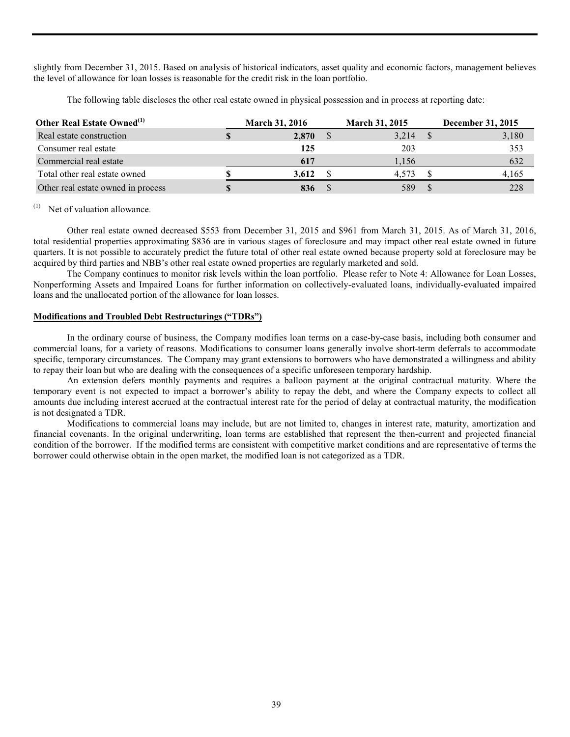slightly from December 31, 2015. Based on analysis of historical indicators, asset quality and economic factors, management believes the level of allowance for loan losses is reasonable for the credit risk in the loan portfolio.

The following table discloses the other real estate owned in physical possession and in process at reporting date:

| Other Real Estate Owned[1] | March 31, 2016 | March 31, 2015 | December 31, 2015 |
|---|---|---|---|
| Real estate construction | **$ 2,870** | $ 3,214 | $ 3,180 |
| Consumer real estate | **125** | 203 | 353 |
| Commercial real estate | **617** | 1,156 | 632 |
| Total other real estate owned | **$ 3,612** | $ 4,573 | $ 4,165 |
| Other real estate owned in process | **$ 836** | $ 589 | $ 228 |

[1] Net of valuation allowance.

Other real estate owned decreased $553 from December 31, 2015 and $961 from March 31, 2015. As of March 31, 2016, total residential properties approximating $836 are in various stages of foreclosure and may impact other real estate owned in future quarters. It is not possible to accurately predict the future total of other real estate owned because property sold at foreclosure may be acquired by third parties and NBB's other real estate owned properties are regularly marketed and sold.

The Company continues to monitor risk levels within the loan portfolio. Please refer to Note 4: Allowance for Loan Losses, Nonperforming Assets and Impaired Loans for further information on collectively-evaluated loans, individually-evaluated impaired loans and the unallocated portion of the allowance for loan losses.

## Modifications and Troubled Debt Restructurings ("TDRs")

In the ordinary course of business, the Company modifies loan terms on a case-by-case basis, including both consumer and commercial loans, for a variety of reasons. Modifications to consumer loans generally involve short-term deferrals to accommodate specific, temporary circumstances. The Company may grant extensions to borrowers who have demonstrated a willingness and ability to repay their loan but who are dealing with the consequences of a specific unforeseen temporary hardship.

An extension defers monthly payments and requires a balloon payment at the original contractual maturity. Where the temporary event is not expected to impact a borrower's ability to repay the debt, and where the Company expects to collect all amounts due including interest accrued at the contractual interest rate for the period of delay at contractual maturity, the modification is not designated a TDR.

Modifications to commercial loans may include, but are not limited to, changes in interest rate, maturity, amortization and financial covenants. In the original underwriting, loan terms are established that represent the then-current and projected financial condition of the borrower. If the modified terms are consistent with competitive market conditions and are representative of terms the borrower could otherwise obtain in the open market, the modified loan is not categorized as a TDR.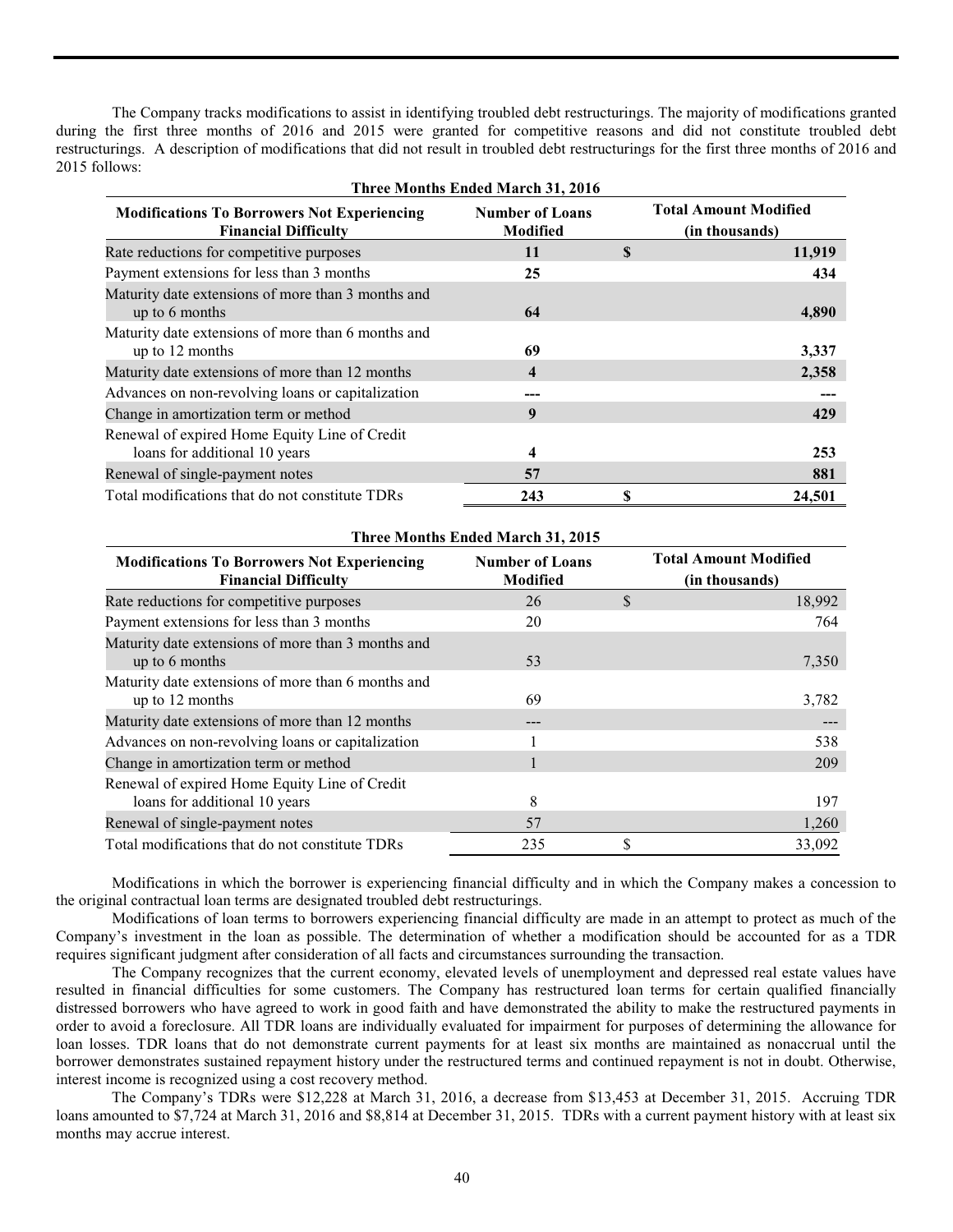The Company tracks modifications to assist in identifying troubled debt restructurings. The majority of modifications granted during the first three months of 2016 and 2015 were granted for competitive reasons and did not constitute troubled debt restructurings. A description of modifications that did not result in troubled debt restructurings for the first three months of 2016 and 2015 follows:

**Three Months Ended March 31, 2016**

| Modifications To Borrowers Not Experiencing Financial Difficulty | Number of Loans Modified | | Total Amount Modified (in thousands) |
|---|---|---|---|
| Rate reductions for competitive purposes | **11** | **$** | **11,919** |
| Payment extensions for less than 3 months | **25** | | **434** |
| Maturity date extensions of more than 3 months and up to 6 months | **64** | | **4,890** |
| Maturity date extensions of more than 6 months and up to 12 months | **69** | | **3,337** |
| Maturity date extensions of more than 12 months | **4** | | **2,358** |
| Advances on non-revolving loans or capitalization | **---** | | **---** |
| Change in amortization term or method | **9** | | **429** |
| Renewal of expired Home Equity Line of Credit loans for additional 10 years | **4** | | **253** |
| Renewal of single-payment notes | **57** | | **881** |
| Total modifications that do not constitute TDRs | **243** | **$** | **24,501** |

**Three Months Ended March 31, 2015**

| Modifications To Borrowers Not Experiencing Financial Difficulty | Number of Loans Modified | | Total Amount Modified (in thousands) |
|---|---|---|---|
| Rate reductions for competitive purposes | 26 | $ | 18,992 |
| Payment extensions for less than 3 months | 20 | | 764 |
| Maturity date extensions of more than 3 months and up to 6 months | 53 | | 7,350 |
| Maturity date extensions of more than 6 months and up to 12 months | 69 | | 3,782 |
| Maturity date extensions of more than 12 months | --- | | --- |
| Advances on non-revolving loans or capitalization | 1 | | 538 |
| Change in amortization term or method | 1 | | 209 |
| Renewal of expired Home Equity Line of Credit loans for additional 10 years | 8 | | 197 |
| Renewal of single-payment notes | 57 | | 1,260 |
| Total modifications that do not constitute TDRs | 235 | $ | 33,092 |

Modifications in which the borrower is experiencing financial difficulty and in which the Company makes a concession to the original contractual loan terms are designated troubled debt restructurings.

Modifications of loan terms to borrowers experiencing financial difficulty are made in an attempt to protect as much of the Company's investment in the loan as possible. The determination of whether a modification should be accounted for as a TDR requires significant judgment after consideration of all facts and circumstances surrounding the transaction.

The Company recognizes that the current economy, elevated levels of unemployment and depressed real estate values have resulted in financial difficulties for some customers. The Company has restructured loan terms for certain qualified financially distressed borrowers who have agreed to work in good faith and have demonstrated the ability to make the restructured payments in order to avoid a foreclosure. All TDR loans are individually evaluated for impairment for purposes of determining the allowance for loan losses. TDR loans that do not demonstrate current payments for at least six months are maintained as nonaccrual until the borrower demonstrates sustained repayment history under the restructured terms and continued repayment is not in doubt. Otherwise, interest income is recognized using a cost recovery method.

The Company's TDRs were $12,228 at March 31, 2016, a decrease from $13,453 at December 31, 2015. Accruing TDR loans amounted to $7,724 at March 31, 2016 and $8,814 at December 31, 2015. TDRs with a current payment history with at least six months may accrue interest.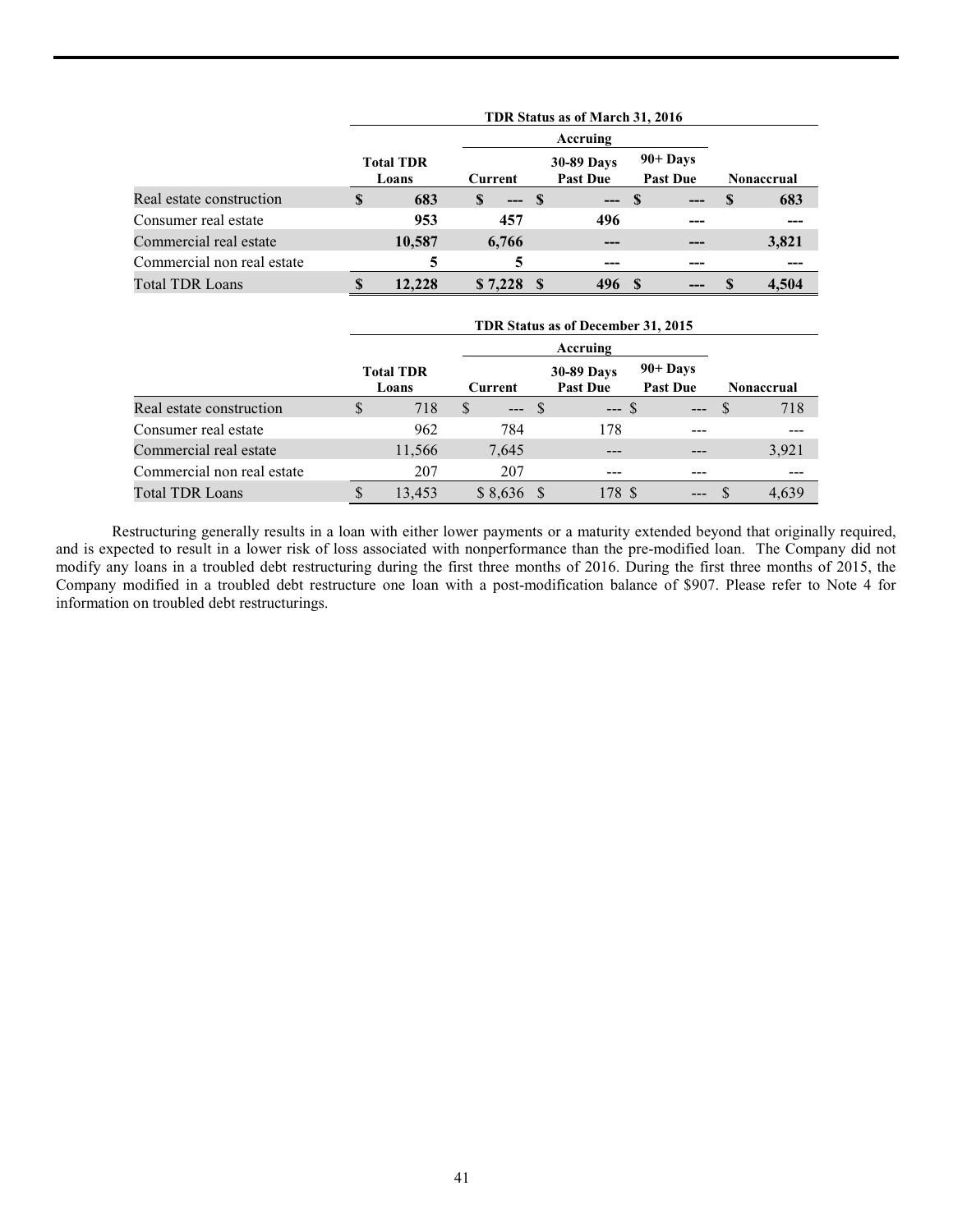| | TDR Status as of March 31, 2016 | | | | |
|---|---|---|---|---|---|
| | | Accruing | | | |
| | Total TDR Loans | Current | 30-89 Days Past Due | 90+ Days Past Due | Nonaccrual |
| Real estate construction | **$ 683** | **$ ---** | **$ ---** | **$ ---** | **$ 683** |
| Consumer real estate | **953** | **457** | **496** | **---** | **---** |
| Commercial real estate | **10,587** | **6,766** | **---** | **---** | **3,821** |
| Commercial non real estate | **5** | **5** | **---** | **---** | **---** |
| Total TDR Loans | **$ 12,228** | **$ 7,228** | **$ 496** | **$ ---** | **$ 4,504** |

| | TDR Status as of December 31, 2015 | | | | |
|---|---|---|---|---|---|
| | | Accruing | | | |
| | Total TDR Loans | Current | 30-89 Days Past Due | 90+ Days Past Due | Nonaccrual |
| Real estate construction | $ 718 | $ --- | $ --- | $ --- | $ 718 |
| Consumer real estate | 962 | 784 | 178 | --- | --- |
| Commercial real estate | 11,566 | 7,645 | --- | --- | 3,921 |
| Commercial non real estate | 207 | 207 | --- | --- | --- |
| Total TDR Loans | $ 13,453 | $ 8,636 | $ 178 | $ --- | $ 4,639 |

Restructuring generally results in a loan with either lower payments or a maturity extended beyond that originally required, and is expected to result in a lower risk of loss associated with nonperformance than the pre-modified loan. The Company did not modify any loans in a troubled debt restructuring during the first three months of 2016. During the first three months of 2015, the Company modified in a troubled debt restructure one loan with a post-modification balance of $907. Please refer to Note 4 for information on troubled debt restructurings.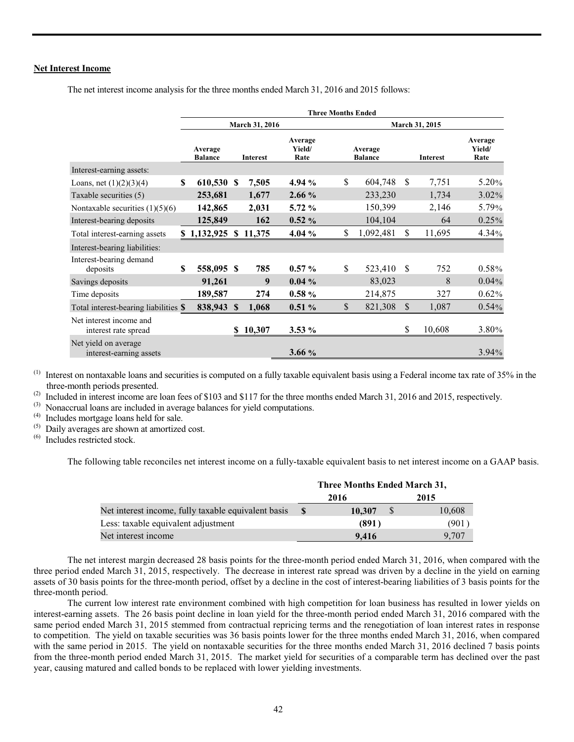**Net Interest Income**

The net interest income analysis for the three months ended March 31, 2016 and 2015 follows:

| | Three Months Ended | | | | | |
|---|---|---|---|---|---|---|
| | March 31, 2016 | | | March 31, 2015 | | |
| | Average Balance | Interest | Average Yield/ Rate | Average Balance | Interest | Average Yield/ Rate |
| Interest-earning assets: | | | | | | |
| Loans, net (1)(2)(3)(4) | **$ 610,530** | **$ 7,505** | **4.94 %** | $ 604,748 | $ 7,751 | 5.20% |
| Taxable securities (5) | **253,681** | **1,677** | **2.66 %** | 233,230 | 1,734 | 3.02% |
| Nontaxable securities (1)(5)(6) | **142,865** | **2,031** | **5.72 %** | 150,399 | 2,146 | 5.79% |
| Interest-bearing deposits | **125,849** | **162** | **0.52 %** | 104,104 | 64 | 0.25% |
| Total interest-earning assets | **$ 1,132,925** | **$ 11,375** | **4.04 %** | $ 1,092,481 | $ 11,695 | 4.34% |
| Interest-bearing liabilities: | | | | | | |
| Interest-bearing demand deposits | **$ 558,095** | **$ 785** | **0.57 %** | $ 523,410 | $ 752 | 0.58% |
| Savings deposits | **91,261** | **9** | **0.04 %** | 83,023 | 8 | 0.04% |
| Time deposits | **189,587** | **274** | **0.58 %** | 214,875 | 327 | 0.62% |
| Total interest-bearing liabilities | **$ 838,943** | **$ 1,068** | **0.51 %** | $ 821,308 | $ 1,087 | 0.54% |
| Net interest income and interest rate spread | | **$ 10,307** | **3.53 %** | | $ 10,608 | 3.80% |
| Net yield on average interest-earning assets | | | **3.66 %** | | | 3.94% |

(1) Interest on nontaxable loans and securities is computed on a fully taxable equivalent basis using a Federal income tax rate of 35% in the three-month periods presented.
(2) Included in interest income are loan fees of $103 and $117 for the three months ended March 31, 2016 and 2015, respectively.
(3) Nonaccrual loans are included in average balances for yield computations.
(4) Includes mortgage loans held for sale.
(5) Daily averages are shown at amortized cost.
(6) Includes restricted stock.

The following table reconciles net interest income on a fully-taxable equivalent basis to net interest income on a GAAP basis.

| | Three Months Ended March 31, | |
|---|---|---|
| | 2016 | 2015 |
| Net interest income, fully taxable equivalent basis | **$ 10,307** | $ 10,608 |
| Less: taxable equivalent adjustment | **(891)** | (901) |
| Net interest income | **9,416** | 9,707 |

The net interest margin decreased 28 basis points for the three-month period ended March 31, 2016, when compared with the three period ended March 31, 2015, respectively. The decrease in interest rate spread was driven by a decline in the yield on earning assets of 30 basis points for the three-month period, offset by a decline in the cost of interest-bearing liabilities of 3 basis points for the three-month period.

The current low interest rate environment combined with high competition for loan business has resulted in lower yields on interest-earning assets. The 26 basis point decline in loan yield for the three-month period ended March 31, 2016 compared with the same period ended March 31, 2015 stemmed from contractual repricing terms and the renegotiation of loan interest rates in response to competition. The yield on taxable securities was 36 basis points lower for the three months ended March 31, 2016, when compared with the same period in 2015. The yield on nontaxable securities for the three months ended March 31, 2016 declined 7 basis points from the three-month period ended March 31, 2015. The market yield for securities of a comparable term has declined over the past year, causing matured and called bonds to be replaced with lower yielding investments.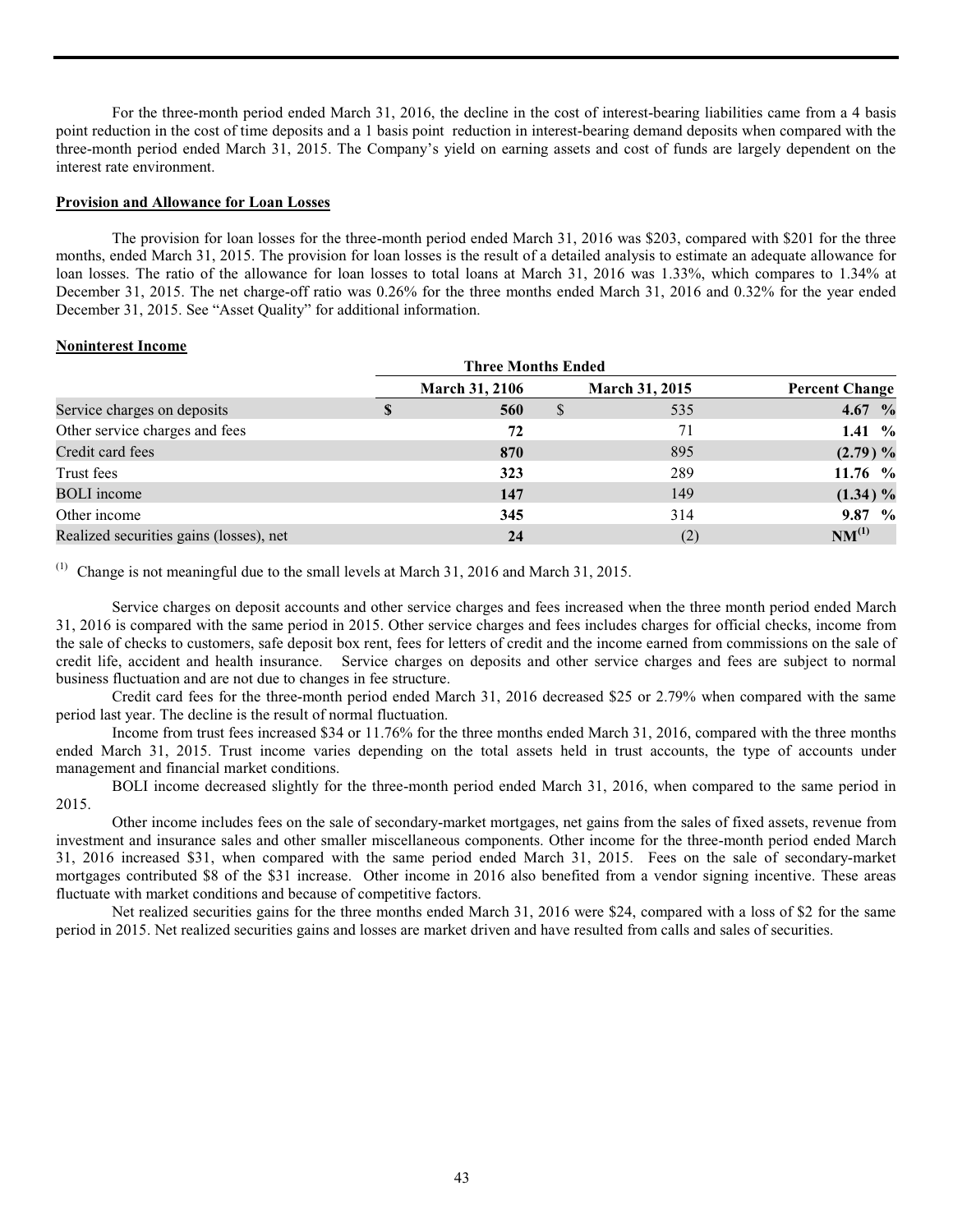For the three-month period ended March 31, 2016, the decline in the cost of interest-bearing liabilities came from a 4 basis point reduction in the cost of time deposits and a 1 basis point reduction in interest-bearing demand deposits when compared with the three-month period ended March 31, 2015. The Company's yield on earning assets and cost of funds are largely dependent on the interest rate environment.

**Provision and Allowance for Loan Losses**

The provision for loan losses for the three-month period ended March 31, 2016 was $203, compared with $201 for the three months, ended March 31, 2015. The provision for loan losses is the result of a detailed analysis to estimate an adequate allowance for loan losses. The ratio of the allowance for loan losses to total loans at March 31, 2016 was 1.33%, which compares to 1.34% at December 31, 2015. The net charge-off ratio was 0.26% for the three months ended March 31, 2016 and 0.32% for the year ended December 31, 2015. See "Asset Quality" for additional information.

**Noninterest Income**

| | Three Months Ended | | |
|---|---|---|---|
| | March 31, 2106 | March 31, 2015 | Percent Change |
| Service charges on deposits | $ 560 | $ 535 | 4.67 % |
| Other service charges and fees | 72 | 71 | 1.41 % |
| Credit card fees | 870 | 895 | (2.79) % |
| Trust fees | 323 | 289 | 11.76 % |
| BOLI income | 147 | 149 | (1.34) % |
| Other income | 345 | 314 | 9.87 % |
| Realized securities gains (losses), net | 24 | (2) | NM[(1)] |

[(1)] Change is not meaningful due to the small levels at March 31, 2016 and March 31, 2015.

Service charges on deposit accounts and other service charges and fees increased when the three month period ended March 31, 2016 is compared with the same period in 2015. Other service charges and fees includes charges for official checks, income from the sale of checks to customers, safe deposit box rent, fees for letters of credit and the income earned from commissions on the sale of credit life, accident and health insurance. Service charges on deposits and other service charges and fees are subject to normal business fluctuation and are not due to changes in fee structure.

Credit card fees for the three-month period ended March 31, 2016 decreased $25 or 2.79% when compared with the same period last year. The decline is the result of normal fluctuation.

Income from trust fees increased $34 or 11.76% for the three months ended March 31, 2016, compared with the three months ended March 31, 2015. Trust income varies depending on the total assets held in trust accounts, the type of accounts under management and financial market conditions.

BOLI income decreased slightly for the three-month period ended March 31, 2016, when compared to the same period in 2015.

Other income includes fees on the sale of secondary-market mortgages, net gains from the sales of fixed assets, revenue from investment and insurance sales and other smaller miscellaneous components. Other income for the three-month period ended March 31, 2016 increased $31, when compared with the same period ended March 31, 2015. Fees on the sale of secondary-market mortgages contributed $8 of the $31 increase. Other income in 2016 also benefited from a vendor signing incentive. These areas fluctuate with market conditions and because of competitive factors.

Net realized securities gains for the three months ended March 31, 2016 were $24, compared with a loss of $2 for the same period in 2015. Net realized securities gains and losses are market driven and have resulted from calls and sales of securities.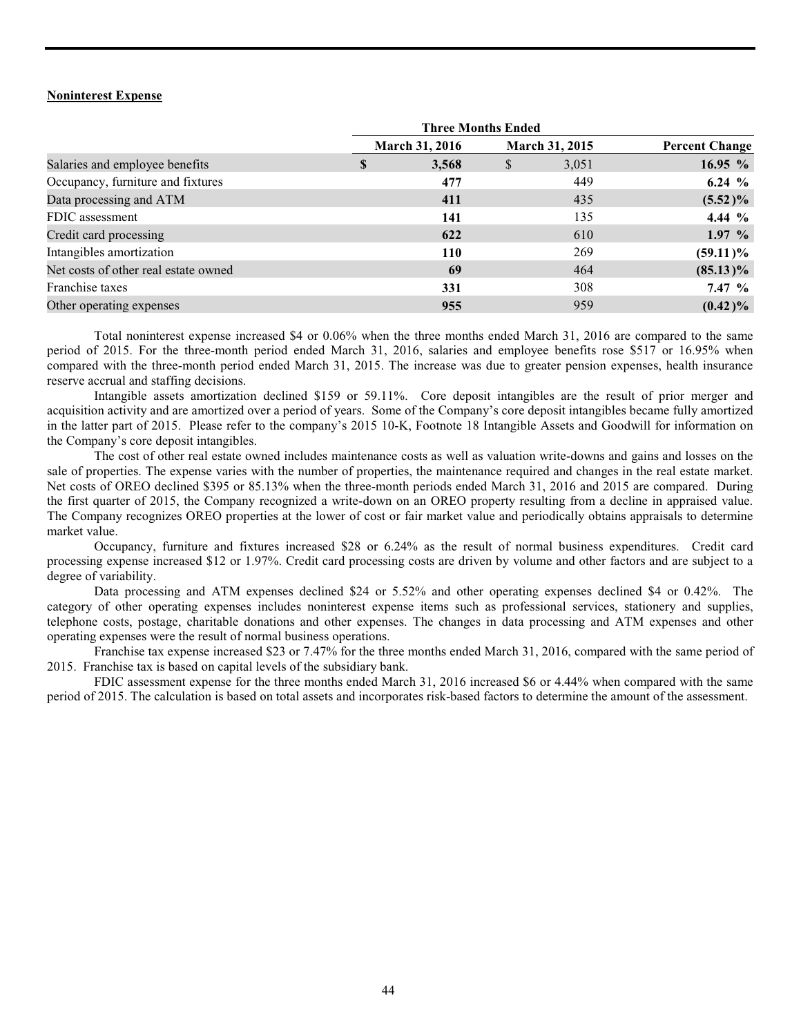**Noninterest Expense**

| | Three Months Ended | | |
|---|---|---|---|
| | **March 31, 2016** | **March 31, 2015** | **Percent Change** |
| Salaries and employee benefits | **$ 3,568** | $ 3,051 | **16.95 %** |
| Occupancy, furniture and fixtures | **477** | 449 | **6.24 %** |
| Data processing and ATM | **411** | 435 | **(5.52)%** |
| FDIC assessment | **141** | 135 | **4.44 %** |
| Credit card processing | **622** | 610 | **1.97 %** |
| Intangibles amortization | **110** | 269 | **(59.11)%** |
| Net costs of other real estate owned | **69** | 464 | **(85.13)%** |
| Franchise taxes | **331** | 308 | **7.47 %** |
| Other operating expenses | **955** | 959 | **(0.42)%** |

Total noninterest expense increased $4 or 0.06% when the three months ended March 31, 2016 are compared to the same period of 2015. For the three-month period ended March 31, 2016, salaries and employee benefits rose $517 or 16.95% when compared with the three-month period ended March 31, 2015. The increase was due to greater pension expenses, health insurance reserve accrual and staffing decisions.

Intangible assets amortization declined $159 or 59.11%. Core deposit intangibles are the result of prior merger and acquisition activity and are amortized over a period of years. Some of the Company's core deposit intangibles became fully amortized in the latter part of 2015. Please refer to the company's 2015 10-K, Footnote 18 Intangible Assets and Goodwill for information on the Company's core deposit intangibles.

The cost of other real estate owned includes maintenance costs as well as valuation write-downs and gains and losses on the sale of properties. The expense varies with the number of properties, the maintenance required and changes in the real estate market. Net costs of OREO declined $395 or 85.13% when the three-month periods ended March 31, 2016 and 2015 are compared. During the first quarter of 2015, the Company recognized a write-down on an OREO property resulting from a decline in appraised value. The Company recognizes OREO properties at the lower of cost or fair market value and periodically obtains appraisals to determine market value.

Occupancy, furniture and fixtures increased $28 or 6.24% as the result of normal business expenditures. Credit card processing expense increased $12 or 1.97%. Credit card processing costs are driven by volume and other factors and are subject to a degree of variability.

Data processing and ATM expenses declined $24 or 5.52% and other operating expenses declined $4 or 0.42%. The category of other operating expenses includes noninterest expense items such as professional services, stationery and supplies, telephone costs, postage, charitable donations and other expenses. The changes in data processing and ATM expenses and other operating expenses were the result of normal business operations.

Franchise tax expense increased $23 or 7.47% for the three months ended March 31, 2016, compared with the same period of 2015. Franchise tax is based on capital levels of the subsidiary bank.

FDIC assessment expense for the three months ended March 31, 2016 increased $6 or 4.44% when compared with the same period of 2015. The calculation is based on total assets and incorporates risk-based factors to determine the amount of the assessment.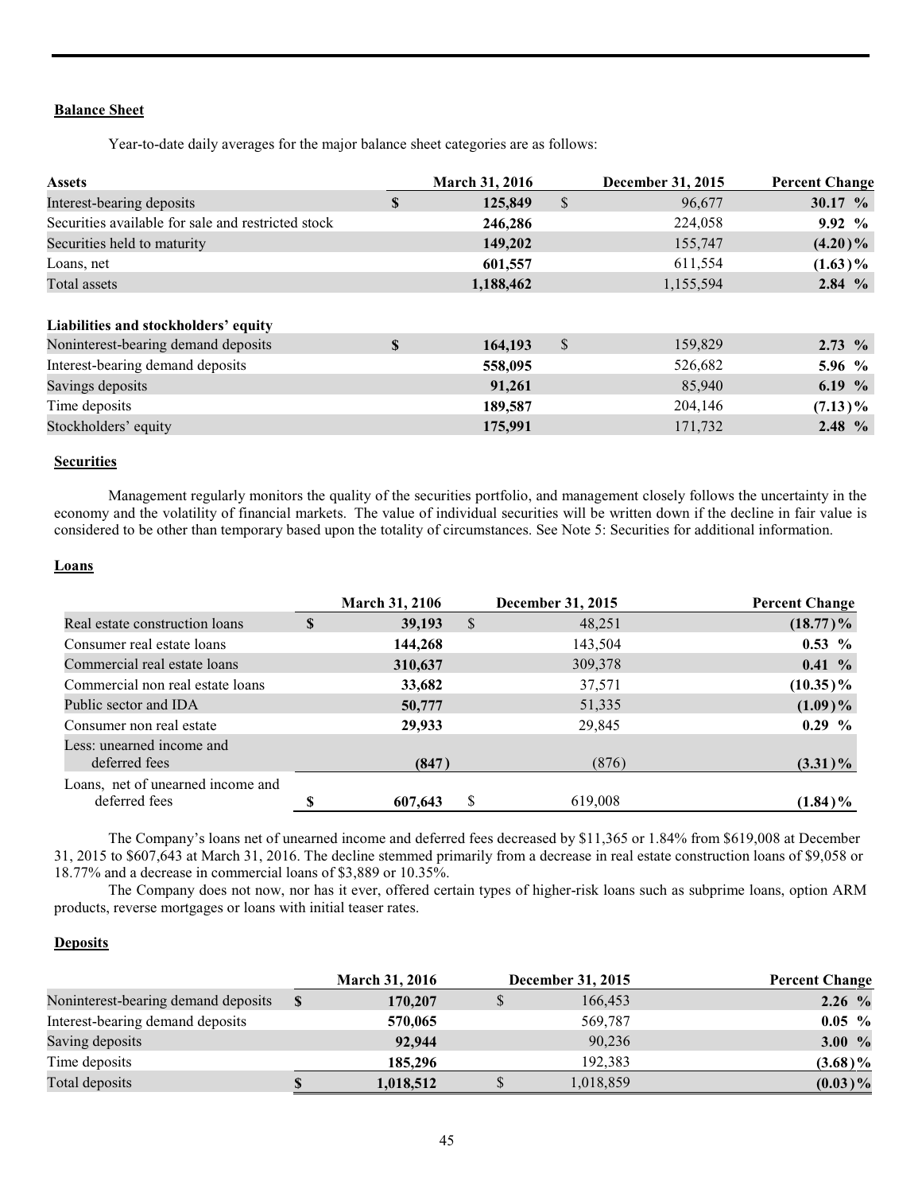**Balance Sheet**

Year-to-date daily averages for the major balance sheet categories are as follows:

| Assets | March 31, 2016 | December 31, 2015 | Percent Change |
|---|---|---|---|
| Interest-bearing deposits | $ 125,849 | $ 96,677 | 30.17 % |
| Securities available for sale and restricted stock | 246,286 | 224,058 | 9.92 % |
| Securities held to maturity | 149,202 | 155,747 | (4.20)% |
| Loans, net | 601,557 | 611,554 | (1.63)% |
| Total assets | 1,188,462 | 1,155,594 | 2.84 % |
| | | | |
| **Liabilities and stockholders' equity** | | | |
| Noninterest-bearing demand deposits | $ 164,193 | $ 159,829 | 2.73 % |
| Interest-bearing demand deposits | 558,095 | 526,682 | 5.96 % |
| Savings deposits | 91,261 | 85,940 | 6.19 % |
| Time deposits | 189,587 | 204,146 | (7.13)% |
| Stockholders' equity | 175,991 | 171,732 | 2.48 % |

**Securities**

Management regularly monitors the quality of the securities portfolio, and management closely follows the uncertainty in the economy and the volatility of financial markets. The value of individual securities will be written down if the decline in fair value is considered to be other than temporary based upon the totality of circumstances. See Note 5: Securities for additional information.

**Loans**

| | March 31, 2106 | December 31, 2015 | Percent Change |
|---|---|---|---|
| Real estate construction loans | $ 39,193 | $ 48,251 | (18.77)% |
| Consumer real estate loans | 144,268 | 143,504 | 0.53 % |
| Commercial real estate loans | 310,637 | 309,378 | 0.41 % |
| Commercial non real estate loans | 33,682 | 37,571 | (10.35)% |
| Public sector and IDA | 50,777 | 51,335 | (1.09)% |
| Consumer non real estate | 29,933 | 29,845 | 0.29 % |
| Less: unearned income and deferred fees | (847) | (876) | (3.31)% |
| Loans, net of unearned income and deferred fees | $ 607,643 | $ 619,008 | (1.84)% |

The Company's loans net of unearned income and deferred fees decreased by $11,365 or 1.84% from $619,008 at December 31, 2015 to $607,643 at March 31, 2016. The decline stemmed primarily from a decrease in real estate construction loans of $9,058 or 18.77% and a decrease in commercial loans of $3,889 or 10.35%.

The Company does not now, nor has it ever, offered certain types of higher-risk loans such as subprime loans, option ARM products, reverse mortgages or loans with initial teaser rates.

**Deposits**

| | March 31, 2016 | December 31, 2015 | Percent Change |
|---|---|---|---|
| Noninterest-bearing demand deposits | $ 170,207 | $ 166,453 | 2.26 % |
| Interest-bearing demand deposits | 570,065 | 569,787 | 0.05 % |
| Saving deposits | 92,944 | 90,236 | 3.00 % |
| Time deposits | 185,296 | 192,383 | (3.68)% |
| Total deposits | $ 1,018,512 | $ 1,018,859 | (0.03)% |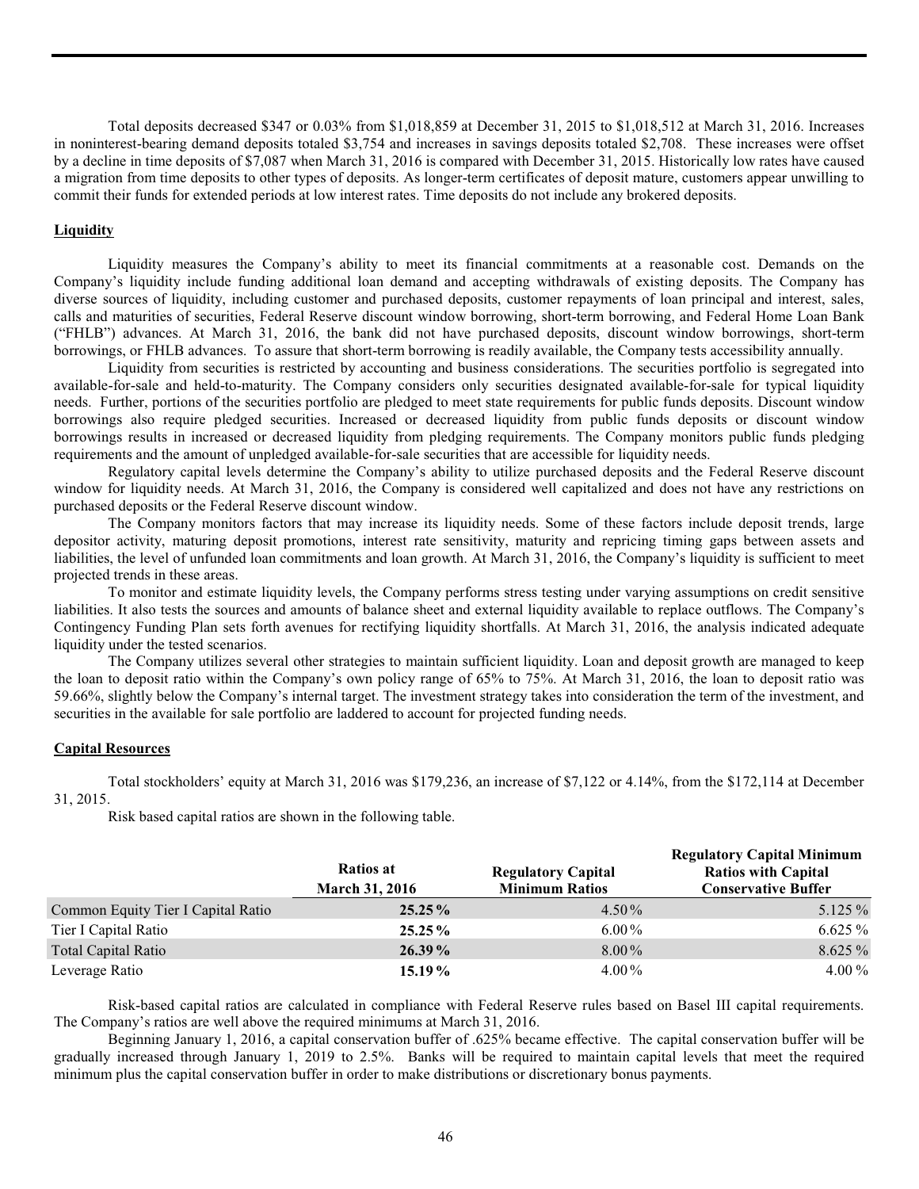Total deposits decreased $347 or 0.03% from $1,018,859 at December 31, 2015 to $1,018,512 at March 31, 2016. Increases in noninterest-bearing demand deposits totaled $3,754 and increases in savings deposits totaled $2,708. These increases were offset by a decline in time deposits of $7,087 when March 31, 2016 is compared with December 31, 2015. Historically low rates have caused a migration from time deposits to other types of deposits. As longer-term certificates of deposit mature, customers appear unwilling to commit their funds for extended periods at low interest rates. Time deposits do not include any brokered deposits.

**Liquidity**

Liquidity measures the Company's ability to meet its financial commitments at a reasonable cost. Demands on the Company's liquidity include funding additional loan demand and accepting withdrawals of existing deposits. The Company has diverse sources of liquidity, including customer and purchased deposits, customer repayments of loan principal and interest, sales, calls and maturities of securities, Federal Reserve discount window borrowing, short-term borrowing, and Federal Home Loan Bank ("FHLB") advances. At March 31, 2016, the bank did not have purchased deposits, discount window borrowings, short-term borrowings, or FHLB advances. To assure that short-term borrowing is readily available, the Company tests accessibility annually.

Liquidity from securities is restricted by accounting and business considerations. The securities portfolio is segregated into available-for-sale and held-to-maturity. The Company considers only securities designated available-for-sale for typical liquidity needs. Further, portions of the securities portfolio are pledged to meet state requirements for public funds deposits. Discount window borrowings also require pledged securities. Increased or decreased liquidity from public funds deposits or discount window borrowings results in increased or decreased liquidity from pledging requirements. The Company monitors public funds pledging requirements and the amount of unpledged available-for-sale securities that are accessible for liquidity needs.

Regulatory capital levels determine the Company's ability to utilize purchased deposits and the Federal Reserve discount window for liquidity needs. At March 31, 2016, the Company is considered well capitalized and does not have any restrictions on purchased deposits or the Federal Reserve discount window.

The Company monitors factors that may increase its liquidity needs. Some of these factors include deposit trends, large depositor activity, maturing deposit promotions, interest rate sensitivity, maturity and repricing timing gaps between assets and liabilities, the level of unfunded loan commitments and loan growth. At March 31, 2016, the Company's liquidity is sufficient to meet projected trends in these areas.

To monitor and estimate liquidity levels, the Company performs stress testing under varying assumptions on credit sensitive liabilities. It also tests the sources and amounts of balance sheet and external liquidity available to replace outflows. The Company's Contingency Funding Plan sets forth avenues for rectifying liquidity shortfalls. At March 31, 2016, the analysis indicated adequate liquidity under the tested scenarios.

The Company utilizes several other strategies to maintain sufficient liquidity. Loan and deposit growth are managed to keep the loan to deposit ratio within the Company's own policy range of 65% to 75%. At March 31, 2016, the loan to deposit ratio was 59.66%, slightly below the Company's internal target. The investment strategy takes into consideration the term of the investment, and securities in the available for sale portfolio are laddered to account for projected funding needs.

**Capital Resources**

Total stockholders' equity at March 31, 2016 was $179,236, an increase of $7,122 or 4.14%, from the $172,114 at December 31, 2015.

Risk based capital ratios are shown in the following table.

| | Ratios at March 31, 2016 | Regulatory Capital Minimum Ratios | Regulatory Capital Minimum Ratios with Capital Conservative Buffer |
|---|---|---|---|
| Common Equity Tier I Capital Ratio | **25.25%** | 4.50% | 5.125% |
| Tier I Capital Ratio | **25.25%** | 6.00% | 6.625% |
| Total Capital Ratio | **26.39%** | 8.00% | 8.625% |
| Leverage Ratio | **15.19%** | 4.00% | 4.00% |

Risk-based capital ratios are calculated in compliance with Federal Reserve rules based on Basel III capital requirements. The Company's ratios are well above the required minimums at March 31, 2016.

Beginning January 1, 2016, a capital conservation buffer of .625% became effective. The capital conservation buffer will be gradually increased through January 1, 2019 to 2.5%. Banks will be required to maintain capital levels that meet the required minimum plus the capital conservation buffer in order to make distributions or discretionary bonus payments.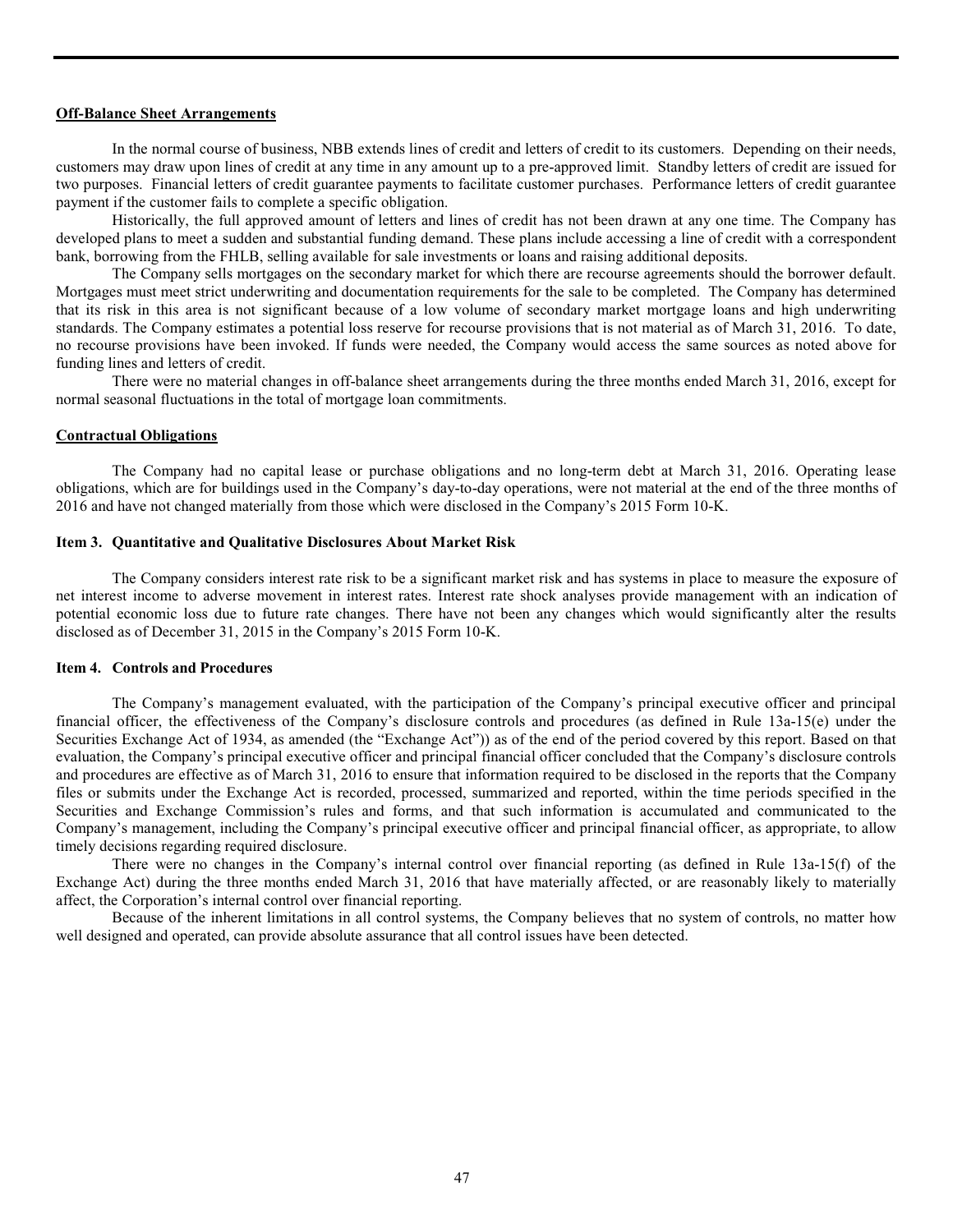**Off-Balance Sheet Arrangements**

In the normal course of business, NBB extends lines of credit and letters of credit to its customers. Depending on their needs, customers may draw upon lines of credit at any time in any amount up to a pre-approved limit. Standby letters of credit are issued for two purposes. Financial letters of credit guarantee payments to facilitate customer purchases. Performance letters of credit guarantee payment if the customer fails to complete a specific obligation.

Historically, the full approved amount of letters and lines of credit has not been drawn at any one time. The Company has developed plans to meet a sudden and substantial funding demand. These plans include accessing a line of credit with a correspondent bank, borrowing from the FHLB, selling available for sale investments or loans and raising additional deposits.

The Company sells mortgages on the secondary market for which there are recourse agreements should the borrower default. Mortgages must meet strict underwriting and documentation requirements for the sale to be completed. The Company has determined that its risk in this area is not significant because of a low volume of secondary market mortgage loans and high underwriting standards. The Company estimates a potential loss reserve for recourse provisions that is not material as of March 31, 2016. To date, no recourse provisions have been invoked. If funds were needed, the Company would access the same sources as noted above for funding lines and letters of credit.

There were no material changes in off-balance sheet arrangements during the three months ended March 31, 2016, except for normal seasonal fluctuations in the total of mortgage loan commitments.

**Contractual Obligations**

The Company had no capital lease or purchase obligations and no long-term debt at March 31, 2016. Operating lease obligations, which are for buildings used in the Company's day-to-day operations, were not material at the end of the three months of 2016 and have not changed materially from those which were disclosed in the Company's 2015 Form 10-K.

### Item 3. Quantitative and Qualitative Disclosures About Market Risk

The Company considers interest rate risk to be a significant market risk and has systems in place to measure the exposure of net interest income to adverse movement in interest rates. Interest rate shock analyses provide management with an indication of potential economic loss due to future rate changes. There have not been any changes which would significantly alter the results disclosed as of December 31, 2015 in the Company's 2015 Form 10-K.

### Item 4. Controls and Procedures

The Company's management evaluated, with the participation of the Company's principal executive officer and principal financial officer, the effectiveness of the Company's disclosure controls and procedures (as defined in Rule 13a-15(e) under the Securities Exchange Act of 1934, as amended (the "Exchange Act")) as of the end of the period covered by this report. Based on that evaluation, the Company's principal executive officer and principal financial officer concluded that the Company's disclosure controls and procedures are effective as of March 31, 2016 to ensure that information required to be disclosed in the reports that the Company files or submits under the Exchange Act is recorded, processed, summarized and reported, within the time periods specified in the Securities and Exchange Commission's rules and forms, and that such information is accumulated and communicated to the Company's management, including the Company's principal executive officer and principal financial officer, as appropriate, to allow timely decisions regarding required disclosure.

There were no changes in the Company's internal control over financial reporting (as defined in Rule 13a-15(f) of the Exchange Act) during the three months ended March 31, 2016 that have materially affected, or are reasonably likely to materially affect, the Corporation's internal control over financial reporting.

Because of the inherent limitations in all control systems, the Company believes that no system of controls, no matter how well designed and operated, can provide absolute assurance that all control issues have been detected.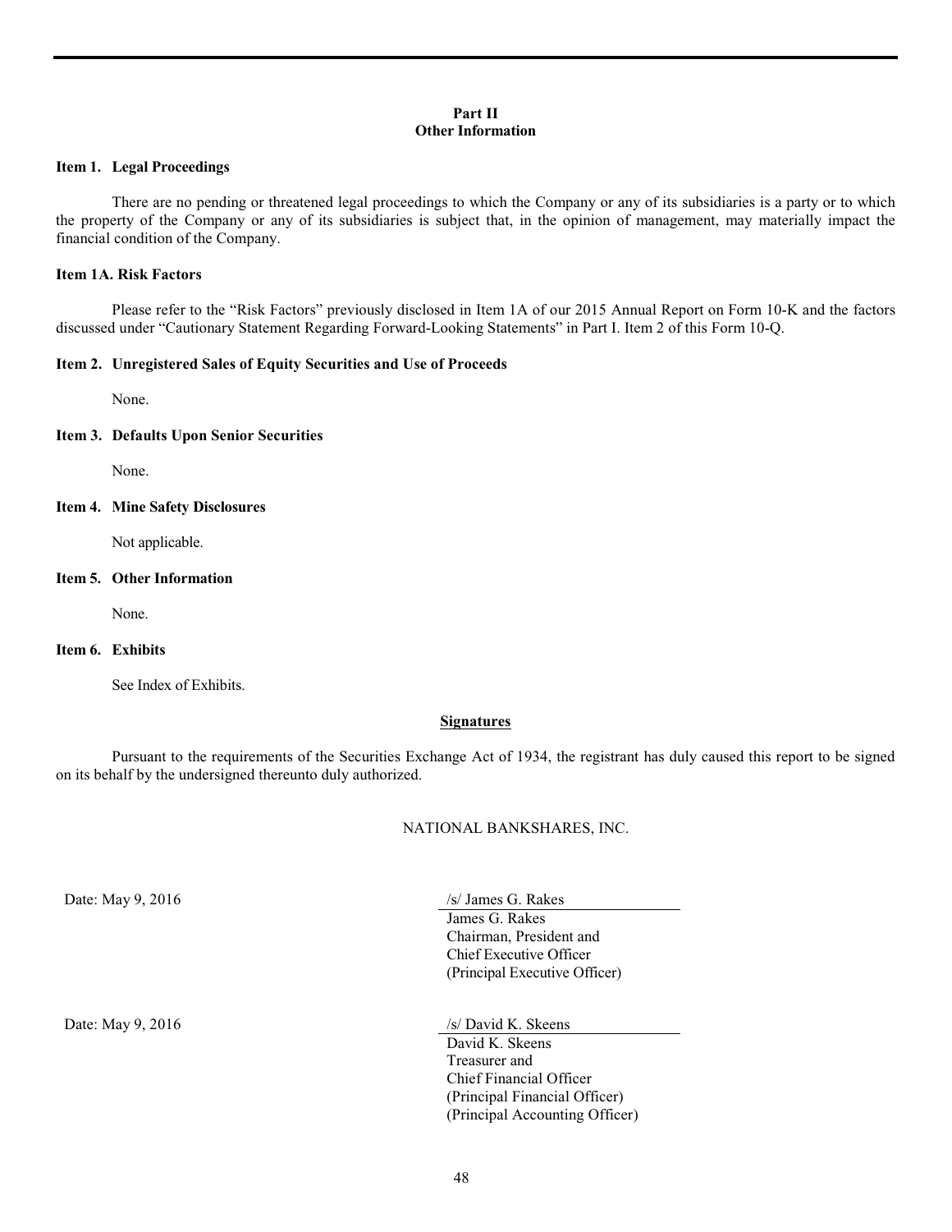## Part II
## Other Information

### Item 1. Legal Proceedings

There are no pending or threatened legal proceedings to which the Company or any of its subsidiaries is a party or to which the property of the Company or any of its subsidiaries is subject that, in the opinion of management, may materially impact the financial condition of the Company.

### Item 1A. Risk Factors

Please refer to the "Risk Factors" previously disclosed in Item 1A of our 2015 Annual Report on Form 10-K and the factors discussed under "Cautionary Statement Regarding Forward-Looking Statements" in Part I. Item 2 of this Form 10-Q.

### Item 2. Unregistered Sales of Equity Securities and Use of Proceeds

None.

### Item 3. Defaults Upon Senior Securities

None.

### Item 4. Mine Safety Disclosures

Not applicable.

### Item 5. Other Information

None.

### Item 6. Exhibits

See Index of Exhibits.

**Signatures**

Pursuant to the requirements of the Securities Exchange Act of 1934, the registrant has duly caused this report to be signed on its behalf by the undersigned thereunto duly authorized.

NATIONAL BANKSHARES, INC.

Date: May 9, 2016

/s/ James G. Rakes
James G. Rakes
Chairman, President and
Chief Executive Officer
(Principal Executive Officer)

Date: May 9, 2016

/s/ David K. Skeens
David K. Skeens
Treasurer and
Chief Financial Officer
(Principal Financial Officer)
(Principal Accounting Officer)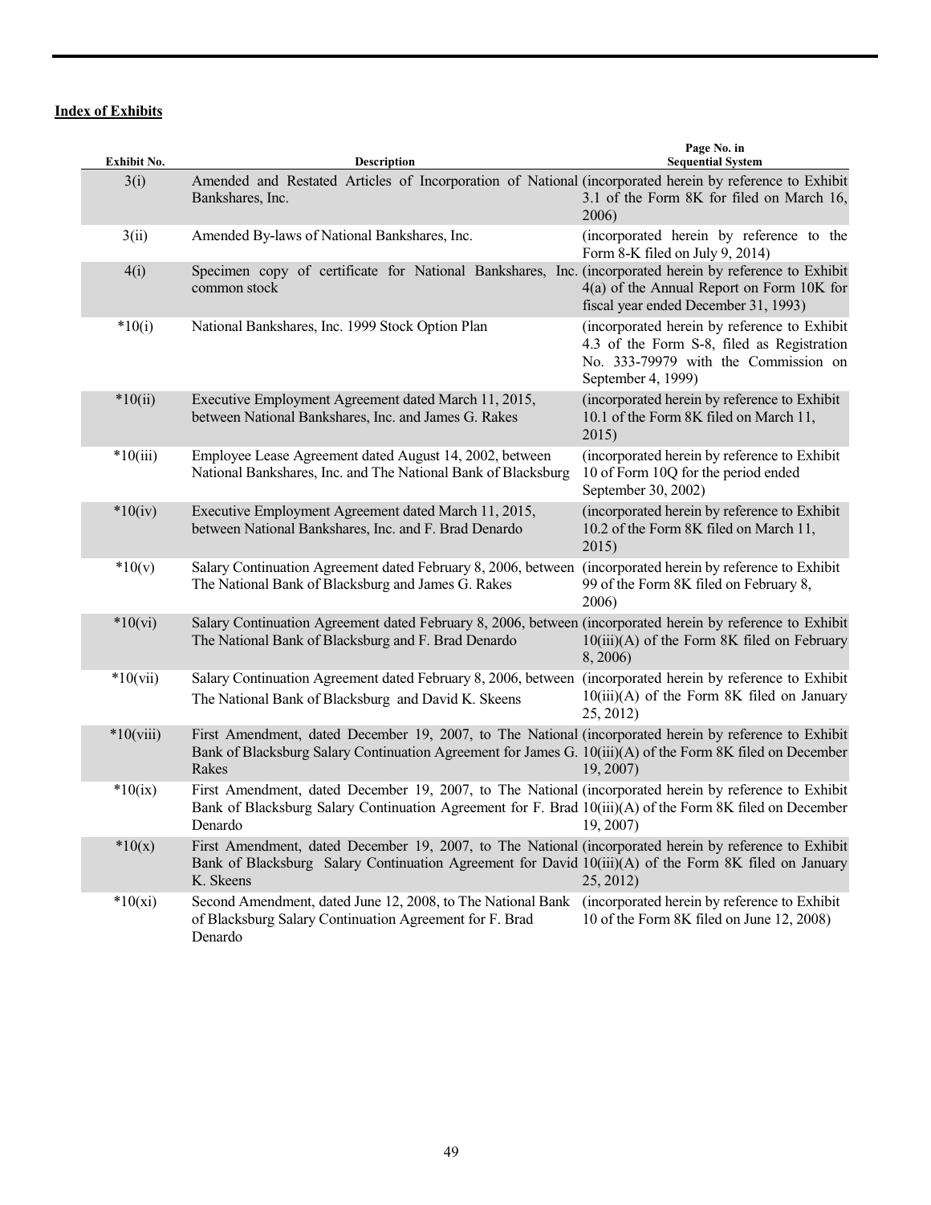**Index of Exhibits**

| Exhibit No. | Description | Page No. in Sequential System |
|---|---|---|
| 3(i) | Amended and Restated Articles of Incorporation of National Bankshares, Inc. | (incorporated herein by reference to Exhibit 3.1 of the Form 8K for filed on March 16, 2006) |
| 3(ii) | Amended By-laws of National Bankshares, Inc. | (incorporated herein by reference to the Form 8-K filed on July 9, 2014) |
| 4(i) | Specimen copy of certificate for National Bankshares, Inc. common stock | (incorporated herein by reference to Exhibit 4(a) of the Annual Report on Form 10K for fiscal year ended December 31, 1993) |
| *10(i) | National Bankshares, Inc. 1999 Stock Option Plan | (incorporated herein by reference to Exhibit 4.3 of the Form S-8, filed as Registration No. 333-79979 with the Commission on September 4, 1999) |
| *10(ii) | Executive Employment Agreement dated March 11, 2015, between National Bankshares, Inc. and James G. Rakes | (incorporated herein by reference to Exhibit 10.1 of the Form 8K filed on March 11, 2015) |
| *10(iii) | Employee Lease Agreement dated August 14, 2002, between National Bankshares, Inc. and The National Bank of Blacksburg | (incorporated herein by reference to Exhibit 10 of Form 10Q for the period ended September 30, 2002) |
| *10(iv) | Executive Employment Agreement dated March 11, 2015, between National Bankshares, Inc. and F. Brad Denardo | (incorporated herein by reference to Exhibit 10.2 of the Form 8K filed on March 11, 2015) |
| *10(v) | Salary Continuation Agreement dated February 8, 2006, between The National Bank of Blacksburg and James G. Rakes | (incorporated herein by reference to Exhibit 99 of the Form 8K filed on February 8, 2006) |
| *10(vi) | Salary Continuation Agreement dated February 8, 2006, between The National Bank of Blacksburg and F. Brad Denardo | (incorporated herein by reference to Exhibit 10(iii)(A) of the Form 8K filed on February 8, 2006) |
| *10(vii) | Salary Continuation Agreement dated February 8, 2006, between The National Bank of Blacksburg and David K. Skeens | (incorporated herein by reference to Exhibit 10(iii)(A) of the Form 8K filed on January 25, 2012) |
| *10(viii) | First Amendment, dated December 19, 2007, to The National Bank of Blacksburg Salary Continuation Agreement for James G. Rakes | (incorporated herein by reference to Exhibit 10(iii)(A) of the Form 8K filed on December 19, 2007) |
| *10(ix) | First Amendment, dated December 19, 2007, to The National Bank of Blacksburg Salary Continuation Agreement for F. Brad Denardo | (incorporated herein by reference to Exhibit 10(iii)(A) of the Form 8K filed on December 19, 2007) |
| *10(x) | First Amendment, dated December 19, 2007, to The National Bank of Blacksburg Salary Continuation Agreement for David K. Skeens | (incorporated herein by reference to Exhibit 10(iii)(A) of the Form 8K filed on January 25, 2012) |
| *10(xi) | Second Amendment, dated June 12, 2008, to The National Bank of Blacksburg Salary Continuation Agreement for F. Brad Denardo | (incorporated herein by reference to Exhibit 10 of the Form 8K filed on June 12, 2008) |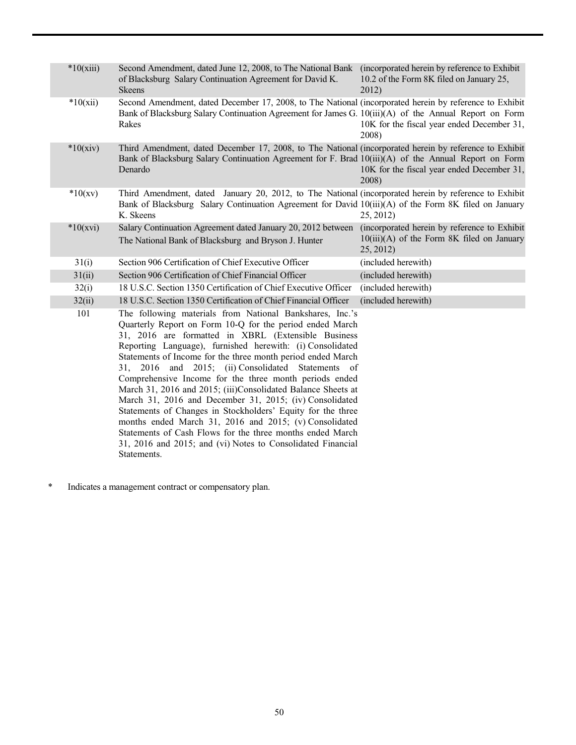| | | |
|---|---|---|
| *10(xiii) | Second Amendment, dated June 12, 2008, to The National Bank of Blacksburg Salary Continuation Agreement for David K. Skeens | (incorporated herein by reference to Exhibit 10.2 of the Form 8K filed on January 25, 2012) |
| *10(xii) | Second Amendment, dated December 17, 2008, to The National Bank of Blacksburg Salary Continuation Agreement for James G. Rakes | (incorporated herein by reference to Exhibit 10(iii)(A) of the Annual Report on Form 10K for the fiscal year ended December 31, 2008) |
| *10(xiv) | Third Amendment, dated December 17, 2008, to The National Bank of Blacksburg Salary Continuation Agreement for F. Brad Denardo | (incorporated herein by reference to Exhibit 10(iii)(A) of the Annual Report on Form 10K for the fiscal year ended December 31, 2008) |
| *10(xv) | Third Amendment, dated January 20, 2012, to The National Bank of Blacksburg Salary Continuation Agreement for David K. Skeens | (incorporated herein by reference to Exhibit 10(iii)(A) of the Form 8K filed on January 25, 2012) |
| *10(xvi) | Salary Continuation Agreement dated January 20, 2012 between The National Bank of Blacksburg and Bryson J. Hunter | (incorporated herein by reference to Exhibit 10(iii)(A) of the Form 8K filed on January 25, 2012) |
| 31(i) | Section 906 Certification of Chief Executive Officer | (included herewith) |
| 31(ii) | Section 906 Certification of Chief Financial Officer | (included herewith) |
| 32(i) | 18 U.S.C. Section 1350 Certification of Chief Executive Officer | (included herewith) |
| 32(ii) | 18 U.S.C. Section 1350 Certification of Chief Financial Officer | (included herewith) |
| 101 | The following materials from National Bankshares, Inc.'s Quarterly Report on Form 10-Q for the period ended March 31, 2016 are formatted in XBRL (Extensible Business Reporting Language), furnished herewith: (i) Consolidated Statements of Income for the three month period ended March 31, 2016 and 2015; (ii) Consolidated Statements of Comprehensive Income for the three month periods ended March 31, 2016 and 2015; (iii)Consolidated Balance Sheets at March 31, 2016 and December 31, 2015; (iv) Consolidated Statements of Changes in Stockholders' Equity for the three months ended March 31, 2016 and 2015; (v) Consolidated Statements of Cash Flows for the three months ended March 31, 2016 and 2015; and (vi) Notes to Consolidated Financial Statements. | |

\* Indicates a management contract or compensatory plan.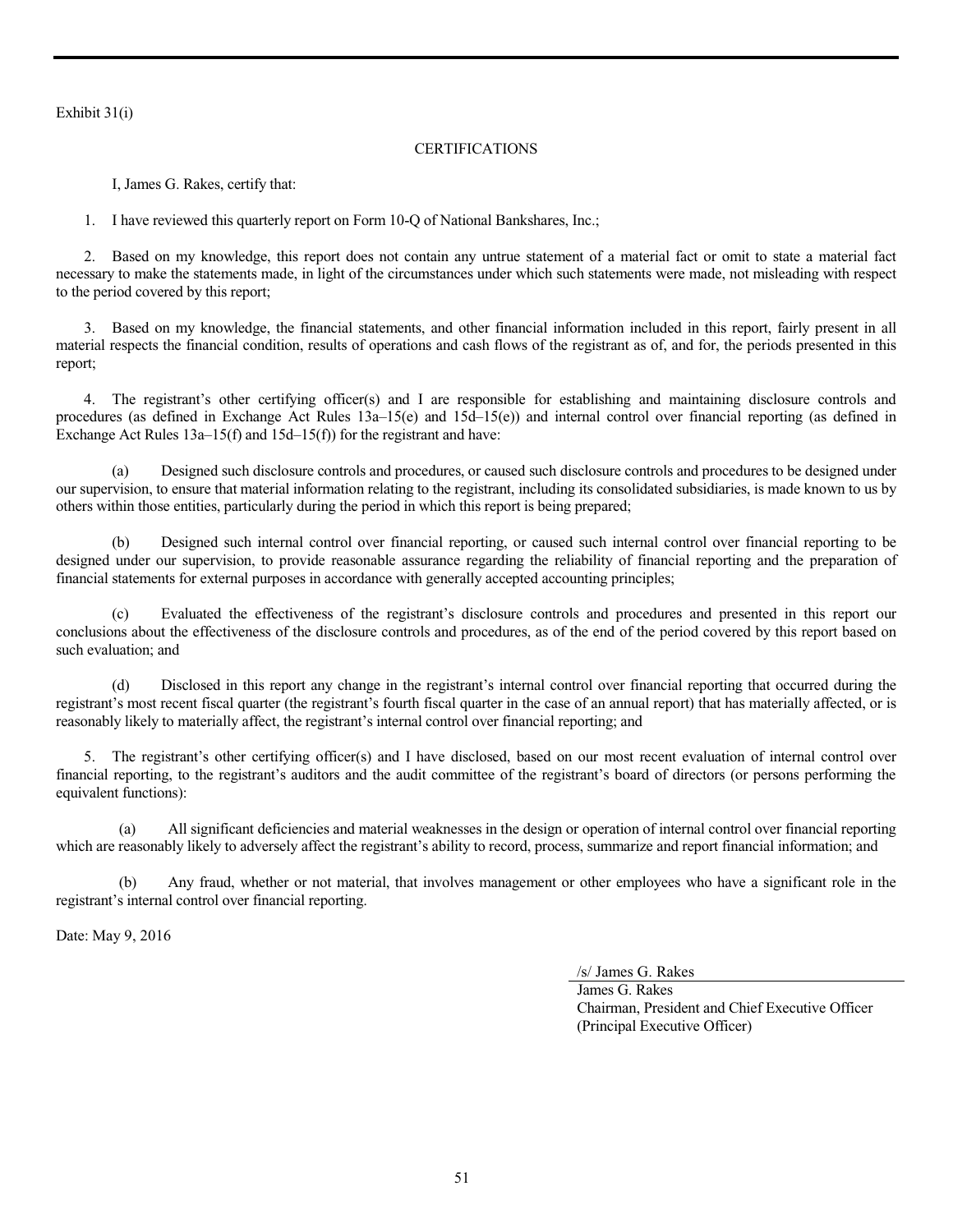Exhibit 31(i)

CERTIFICATIONS

I, James G. Rakes, certify that:

1. I have reviewed this quarterly report on Form 10-Q of National Bankshares, Inc.;

2. Based on my knowledge, this report does not contain any untrue statement of a material fact or omit to state a material fact necessary to make the statements made, in light of the circumstances under which such statements were made, not misleading with respect to the period covered by this report;

3. Based on my knowledge, the financial statements, and other financial information included in this report, fairly present in all material respects the financial condition, results of operations and cash flows of the registrant as of, and for, the periods presented in this report;

4. The registrant's other certifying officer(s) and I are responsible for establishing and maintaining disclosure controls and procedures (as defined in Exchange Act Rules 13a–15(e) and 15d–15(e)) and internal control over financial reporting (as defined in Exchange Act Rules 13a–15(f) and 15d–15(f)) for the registrant and have:

(a) Designed such disclosure controls and procedures, or caused such disclosure controls and procedures to be designed under our supervision, to ensure that material information relating to the registrant, including its consolidated subsidiaries, is made known to us by others within those entities, particularly during the period in which this report is being prepared;

(b) Designed such internal control over financial reporting, or caused such internal control over financial reporting to be designed under our supervision, to provide reasonable assurance regarding the reliability of financial reporting and the preparation of financial statements for external purposes in accordance with generally accepted accounting principles;

(c) Evaluated the effectiveness of the registrant's disclosure controls and procedures and presented in this report our conclusions about the effectiveness of the disclosure controls and procedures, as of the end of the period covered by this report based on such evaluation; and

(d) Disclosed in this report any change in the registrant's internal control over financial reporting that occurred during the registrant's most recent fiscal quarter (the registrant's fourth fiscal quarter in the case of an annual report) that has materially affected, or is reasonably likely to materially affect, the registrant's internal control over financial reporting; and

5. The registrant's other certifying officer(s) and I have disclosed, based on our most recent evaluation of internal control over financial reporting, to the registrant's auditors and the audit committee of the registrant's board of directors (or persons performing the equivalent functions):

(a) All significant deficiencies and material weaknesses in the design or operation of internal control over financial reporting which are reasonably likely to adversely affect the registrant's ability to record, process, summarize and report financial information; and

(b) Any fraud, whether or not material, that involves management or other employees who have a significant role in the registrant's internal control over financial reporting.

Date: May 9, 2016

/s/ James G. Rakes

James G. Rakes
Chairman, President and Chief Executive Officer
(Principal Executive Officer)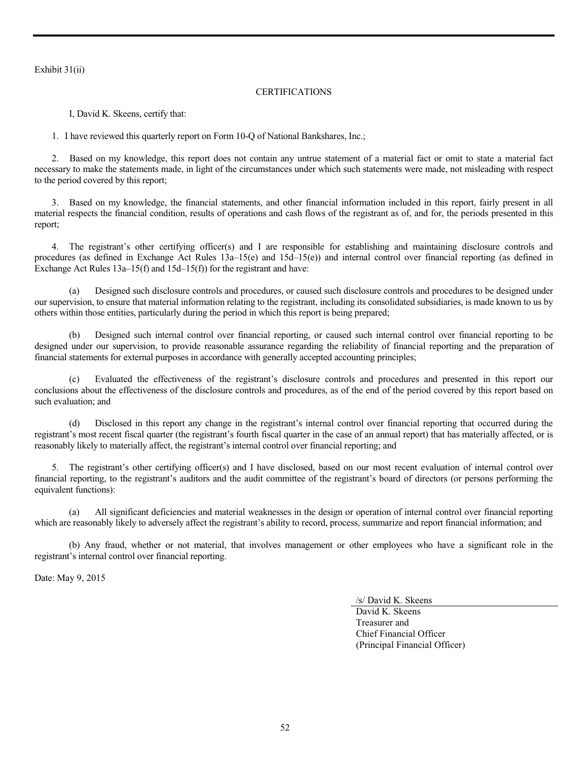Exhibit 31(ii)

CERTIFICATIONS

I, David K. Skeens, certify that:

1. I have reviewed this quarterly report on Form 10-Q of National Bankshares, Inc.;

2. Based on my knowledge, this report does not contain any untrue statement of a material fact or omit to state a material fact necessary to make the statements made, in light of the circumstances under which such statements were made, not misleading with respect to the period covered by this report;

3. Based on my knowledge, the financial statements, and other financial information included in this report, fairly present in all material respects the financial condition, results of operations and cash flows of the registrant as of, and for, the periods presented in this report;

4. The registrant's other certifying officer(s) and I are responsible for establishing and maintaining disclosure controls and procedures (as defined in Exchange Act Rules 13a–15(e) and 15d–15(e)) and internal control over financial reporting (as defined in Exchange Act Rules 13a–15(f) and 15d–15(f)) for the registrant and have:

(a) Designed such disclosure controls and procedures, or caused such disclosure controls and procedures to be designed under our supervision, to ensure that material information relating to the registrant, including its consolidated subsidiaries, is made known to us by others within those entities, particularly during the period in which this report is being prepared;

(b) Designed such internal control over financial reporting, or caused such internal control over financial reporting to be designed under our supervision, to provide reasonable assurance regarding the reliability of financial reporting and the preparation of financial statements for external purposes in accordance with generally accepted accounting principles;

(c) Evaluated the effectiveness of the registrant's disclosure controls and procedures and presented in this report our conclusions about the effectiveness of the disclosure controls and procedures, as of the end of the period covered by this report based on such evaluation; and

(d) Disclosed in this report any change in the registrant's internal control over financial reporting that occurred during the registrant's most recent fiscal quarter (the registrant's fourth fiscal quarter in the case of an annual report) that has materially affected, or is reasonably likely to materially affect, the registrant's internal control over financial reporting; and

5. The registrant's other certifying officer(s) and I have disclosed, based on our most recent evaluation of internal control over financial reporting, to the registrant's auditors and the audit committee of the registrant's board of directors (or persons performing the equivalent functions):

(a) All significant deficiencies and material weaknesses in the design or operation of internal control over financial reporting which are reasonably likely to adversely affect the registrant's ability to record, process, summarize and report financial information; and

(b) Any fraud, whether or not material, that involves management or other employees who have a significant role in the registrant's internal control over financial reporting.

Date: May 9, 2015

/s/ David K. Skeens
David K. Skeens
Treasurer and
Chief Financial Officer
(Principal Financial Officer)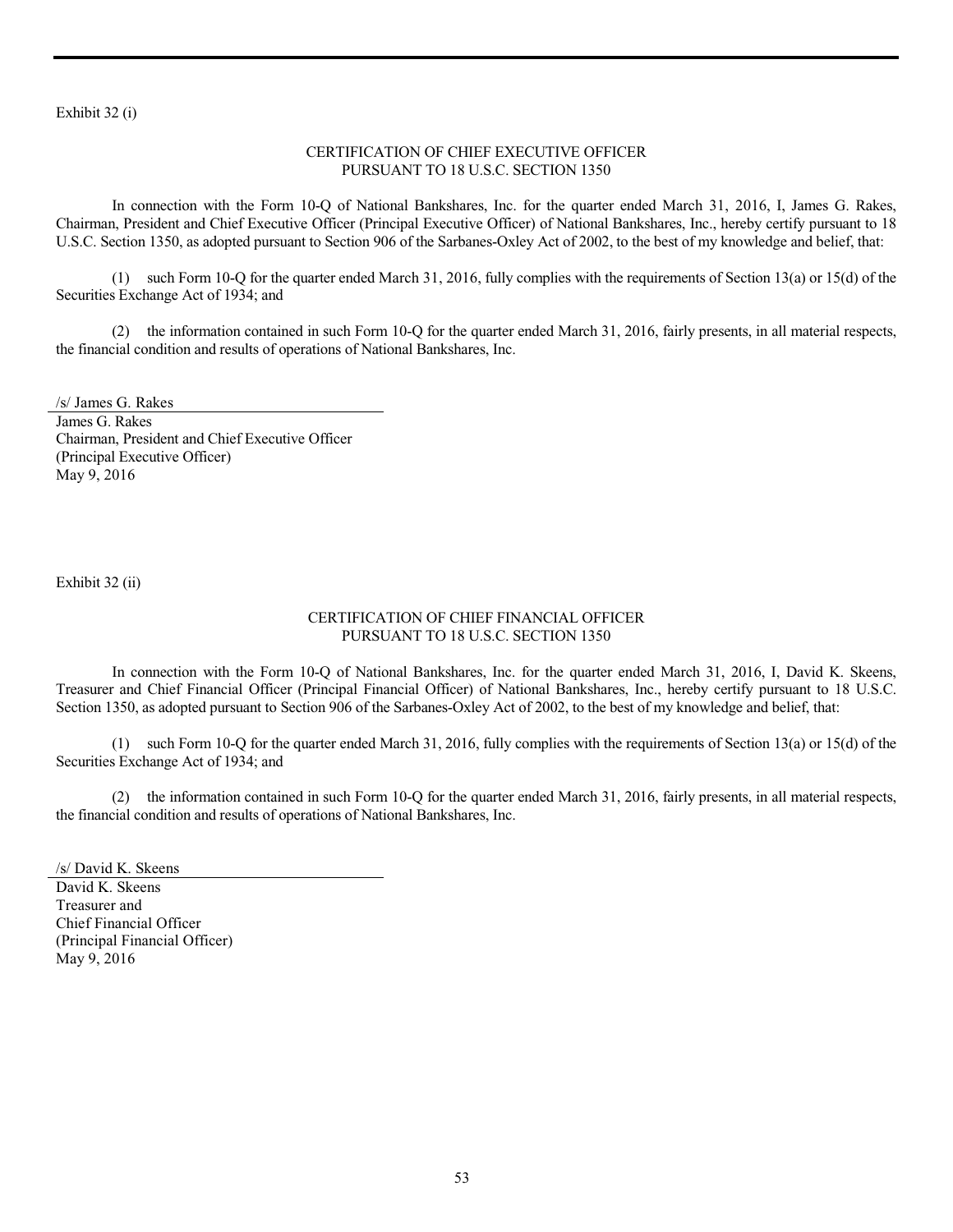Exhibit 32 (i)

## CERTIFICATION OF CHIEF EXECUTIVE OFFICER
## PURSUANT TO 18 U.S.C. SECTION 1350

In connection with the Form 10-Q of National Bankshares, Inc. for the quarter ended March 31, 2016, I, James G. Rakes, Chairman, President and Chief Executive Officer (Principal Executive Officer) of National Bankshares, Inc., hereby certify pursuant to 18 U.S.C. Section 1350, as adopted pursuant to Section 906 of the Sarbanes-Oxley Act of 2002, to the best of my knowledge and belief, that:

(1) such Form 10-Q for the quarter ended March 31, 2016, fully complies with the requirements of Section 13(a) or 15(d) of the Securities Exchange Act of 1934; and

(2) the information contained in such Form 10-Q for the quarter ended March 31, 2016, fairly presents, in all material respects, the financial condition and results of operations of National Bankshares, Inc.

/s/ James G. Rakes
James G. Rakes
Chairman, President and Chief Executive Officer
(Principal Executive Officer)
May 9, 2016

Exhibit 32 (ii)

## CERTIFICATION OF CHIEF FINANCIAL OFFICER
## PURSUANT TO 18 U.S.C. SECTION 1350

In connection with the Form 10-Q of National Bankshares, Inc. for the quarter ended March 31, 2016, I, David K. Skeens, Treasurer and Chief Financial Officer (Principal Financial Officer) of National Bankshares, Inc., hereby certify pursuant to 18 U.S.C. Section 1350, as adopted pursuant to Section 906 of the Sarbanes-Oxley Act of 2002, to the best of my knowledge and belief, that:

(1) such Form 10-Q for the quarter ended March 31, 2016, fully complies with the requirements of Section 13(a) or 15(d) of the Securities Exchange Act of 1934; and

(2) the information contained in such Form 10-Q for the quarter ended March 31, 2016, fairly presents, in all material respects, the financial condition and results of operations of National Bankshares, Inc.

/s/ David K. Skeens
David K. Skeens
Treasurer and
Chief Financial Officer
(Principal Financial Officer)
May 9, 2016